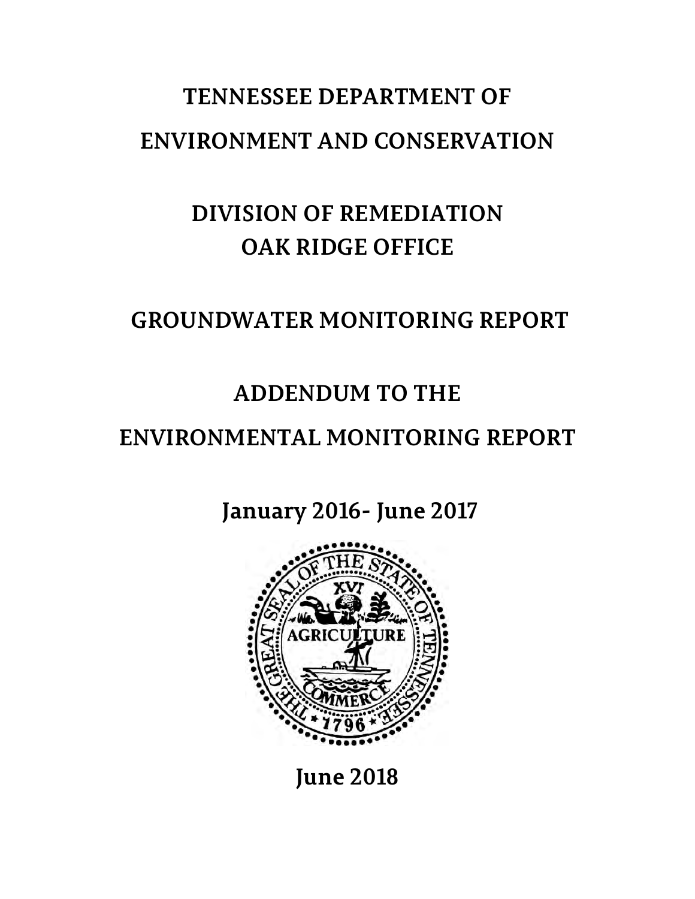# TENNESSEE DEPARTMENT OF ENVIRONMENT AND CONSERVATION

## DIVISION OF REMEDIATION OAK RIDGE OFFICE

## GROUNDWATER MONITORING REPORT

## ADDENDUM TO THE ENVIRONMENTAL MONITORING REPORT

**January 2016- June 2017**

**June 2018**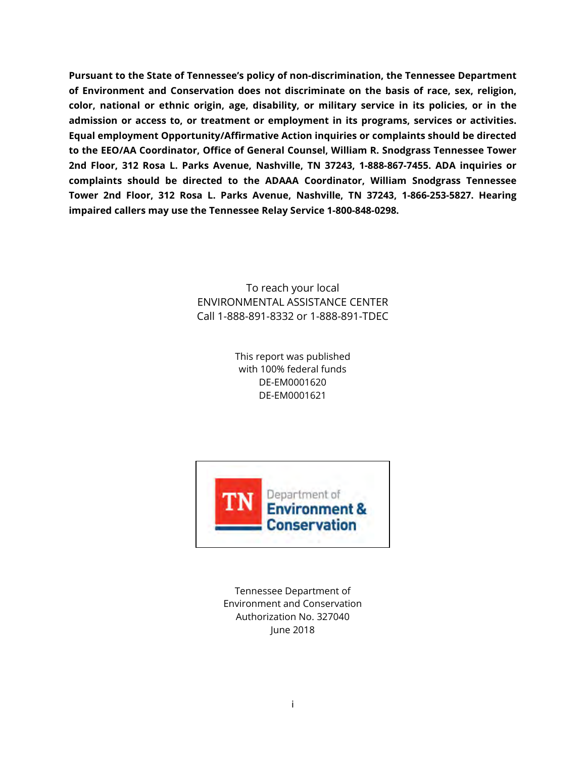**Pursuant to the State of Tennessee's policy of non-discrimination, the Tennessee Department of Environment and Conservation does not discriminate on the basis of race, sex, religion, color, national or ethnic origin, age, disability, or military service in its policies, or in the admission or access to, or treatment or employment in its programs, services or activities. Equal employment Opportunity/Affirmative Action inquiries or complaints should be directed to the EEO/AA Coordinator, Office of General Counsel, William R. Snodgrass Tennessee Tower 2nd Floor, 312 Rosa L. Parks Avenue, Nashville, TN 37243, 1-888-867-7455. ADA inquiries or complaints should be directed to the ADAAA Coordinator, William Snodgrass Tennessee Tower 2nd Floor, 312 Rosa L. Parks Avenue, Nashville, TN 37243, 1-866-253-5827. Hearing impaired callers may use the Tennessee Relay Service 1-800-848-0298.**

To reach your local
ENVIRONMENTAL ASSISTANCE CENTER
Call 1-888-891-8332 or 1-888-891-TDEC

This report was published
with 100% federal funds
DE-EM0001620
DE-EM0001621

TN Department of Environment & Conservation

Tennessee Department of
Environment and Conservation
Authorization No. 327040
June 2018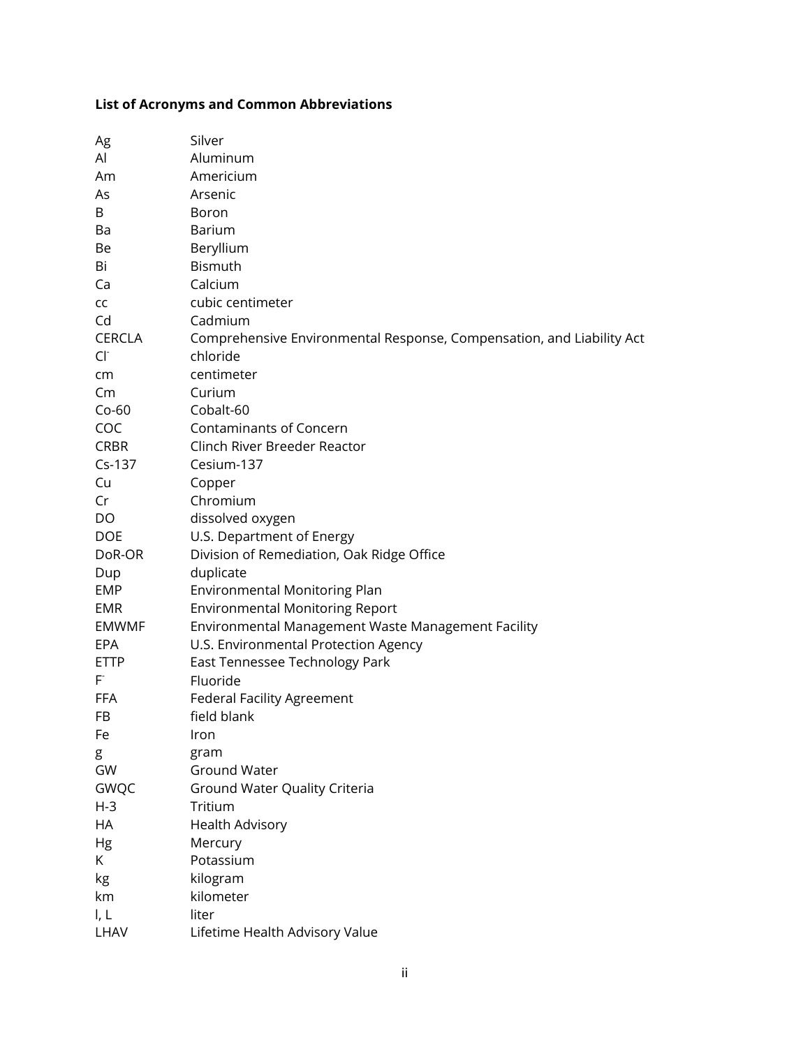**List of Acronyms and Common Abbreviations**

| | |
|---|---|
| Ag | Silver |
| Al | Aluminum |
| Am | Americium |
| As | Arsenic |
| B | Boron |
| Ba | Barium |
| Be | Beryllium |
| Bi | Bismuth |
| Ca | Calcium |
| cc | cubic centimeter |
| Cd | Cadmium |
| CERCLA | Comprehensive Environmental Response, Compensation, and Liability Act |
| $Cl^-$ | chloride |
| cm | centimeter |
| Cm | Curium |
| Co-60 | Cobalt-60 |
| COC | Contaminants of Concern |
| CRBR | Clinch River Breeder Reactor |
| Cs-137 | Cesium-137 |
| Cu | Copper |
| Cr | Chromium |
| DO | dissolved oxygen |
| DOE | U.S. Department of Energy |
| DoR-OR | Division of Remediation, Oak Ridge Office |
| Dup | duplicate |
| EMP | Environmental Monitoring Plan |
| EMR | Environmental Monitoring Report |
| EMWMF | Environmental Management Waste Management Facility |
| EPA | U.S. Environmental Protection Agency |
| ETTP | East Tennessee Technology Park |
| $F^-$ | Fluoride |
| FFA | Federal Facility Agreement |
| FB | field blank |
| Fe | Iron |
| g | gram |
| GW | Ground Water |
| GWQC | Ground Water Quality Criteria |
| H-3 | Tritium |
| HA | Health Advisory |
| Hg | Mercury |
| K | Potassium |
| kg | kilogram |
| km | kilometer |
| l, L | liter |
| LHAV | Lifetime Health Advisory Value |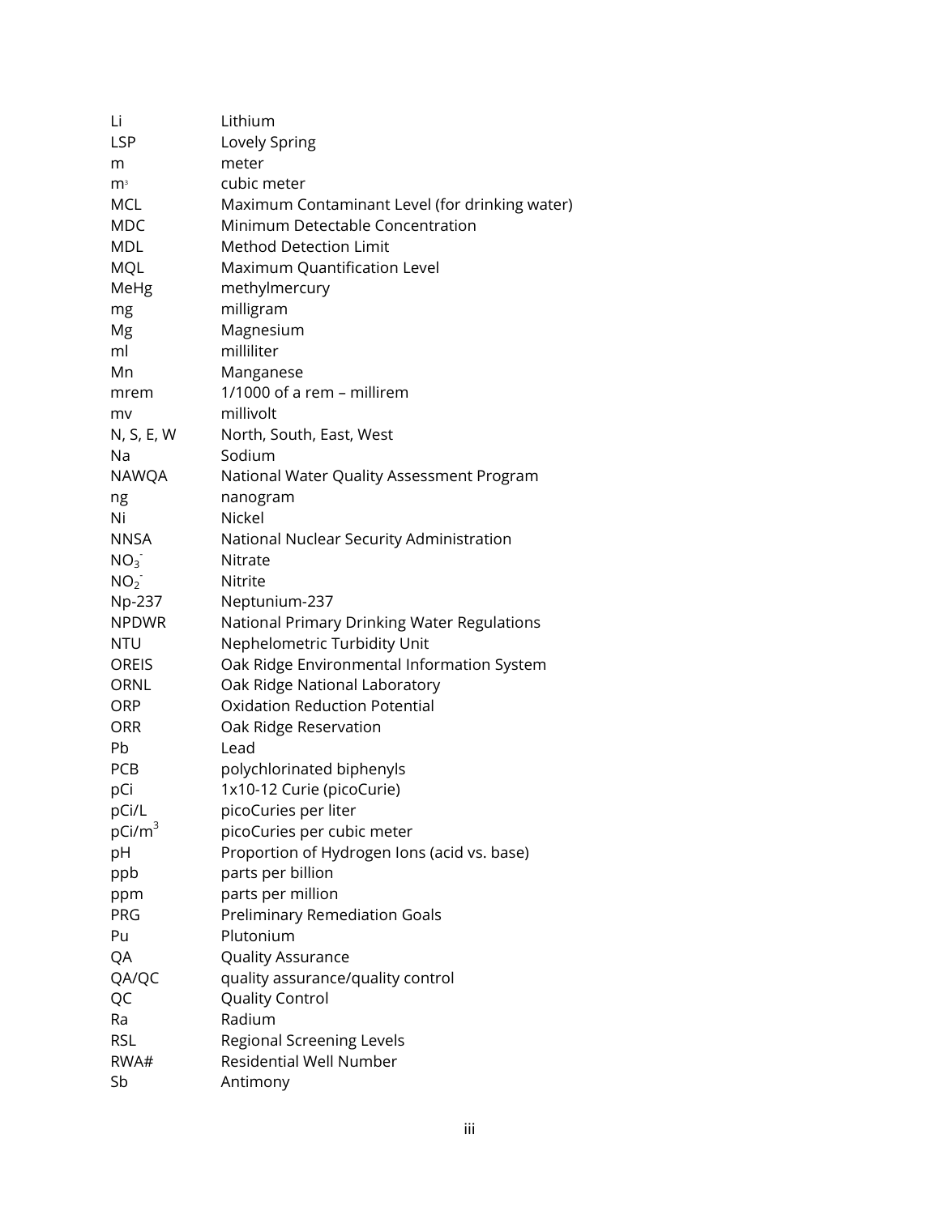| | |
|---|---|
| Li | Lithium |
| LSP | Lovely Spring |
| m | meter |
| $m^3$ | cubic meter |
| MCL | Maximum Contaminant Level (for drinking water) |
| MDC | Minimum Detectable Concentration |
| MDL | Method Detection Limit |
| MQL | Maximum Quantification Level |
| MeHg | methylmercury |
| mg | milligram |
| Mg | Magnesium |
| ml | milliliter |
| Mn | Manganese |
| mrem | 1/1000 of a rem – millirem |
| mv | millivolt |
| N, S, E, W | North, South, East, West |
| Na | Sodium |
| NAWQA | National Water Quality Assessment Program |
| ng | nanogram |
| Ni | Nickel |
| NNSA | National Nuclear Security Administration |
| $NO_3^-$ | Nitrate |
| $NO_2^-$ | Nitrite |
| Np-237 | Neptunium-237 |
| NPDWR | National Primary Drinking Water Regulations |
| NTU | Nephelometric Turbidity Unit |
| OREIS | Oak Ridge Environmental Information System |
| ORNL | Oak Ridge National Laboratory |
| ORP | Oxidation Reduction Potential |
| ORR | Oak Ridge Reservation |
| Pb | Lead |
| PCB | polychlorinated biphenyls |
| pCi | 1x10-12 Curie (picoCurie) |
| pCi/L | picoCuries per liter |
| pCi/$m^3$ | picoCuries per cubic meter |
| pH | Proportion of Hydrogen Ions (acid vs. base) |
| ppb | parts per billion |
| ppm | parts per million |
| PRG | Preliminary Remediation Goals |
| Pu | Plutonium |
| QA | Quality Assurance |
| QA/QC | quality assurance/quality control |
| QC | Quality Control |
| Ra | Radium |
| RSL | Regional Screening Levels |
| RWA# | Residential Well Number |
| Sb | Antimony |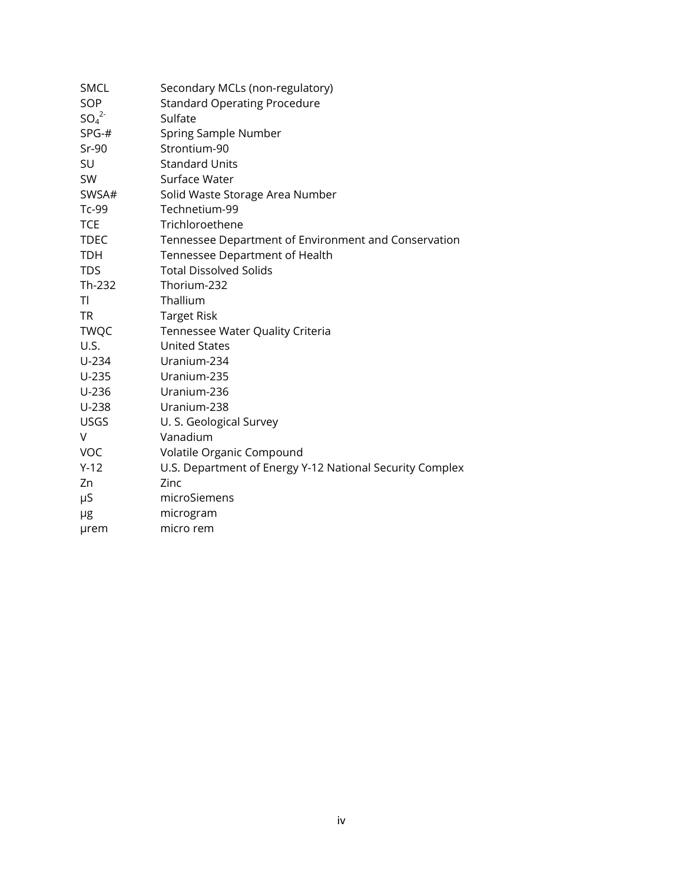| | |
|---|---|
| SMCL | Secondary MCLs (non-regulatory) |
| SOP | Standard Operating Procedure |
| $SO_4^{2-}$ | Sulfate |
| SPG-# | Spring Sample Number |
| Sr-90 | Strontium-90 |
| SU | Standard Units |
| SW | Surface Water |
| SWSA# | Solid Waste Storage Area Number |
| Tc-99 | Technetium-99 |
| TCE | Trichloroethene |
| TDEC | Tennessee Department of Environment and Conservation |
| TDH | Tennessee Department of Health |
| TDS | Total Dissolved Solids |
| Th-232 | Thorium-232 |
| Tl | Thallium |
| TR | Target Risk |
| TWQC | Tennessee Water Quality Criteria |
| U.S. | United States |
| U-234 | Uranium-234 |
| U-235 | Uranium-235 |
| U-236 | Uranium-236 |
| U-238 | Uranium-238 |
| USGS | U. S. Geological Survey |
| V | Vanadium |
| VOC | Volatile Organic Compound |
| Y-12 | U.S. Department of Energy Y-12 National Security Complex |
| Zn | Zinc |
| μS | microSiemens |
| μg | microgram |
| μrem | micro rem |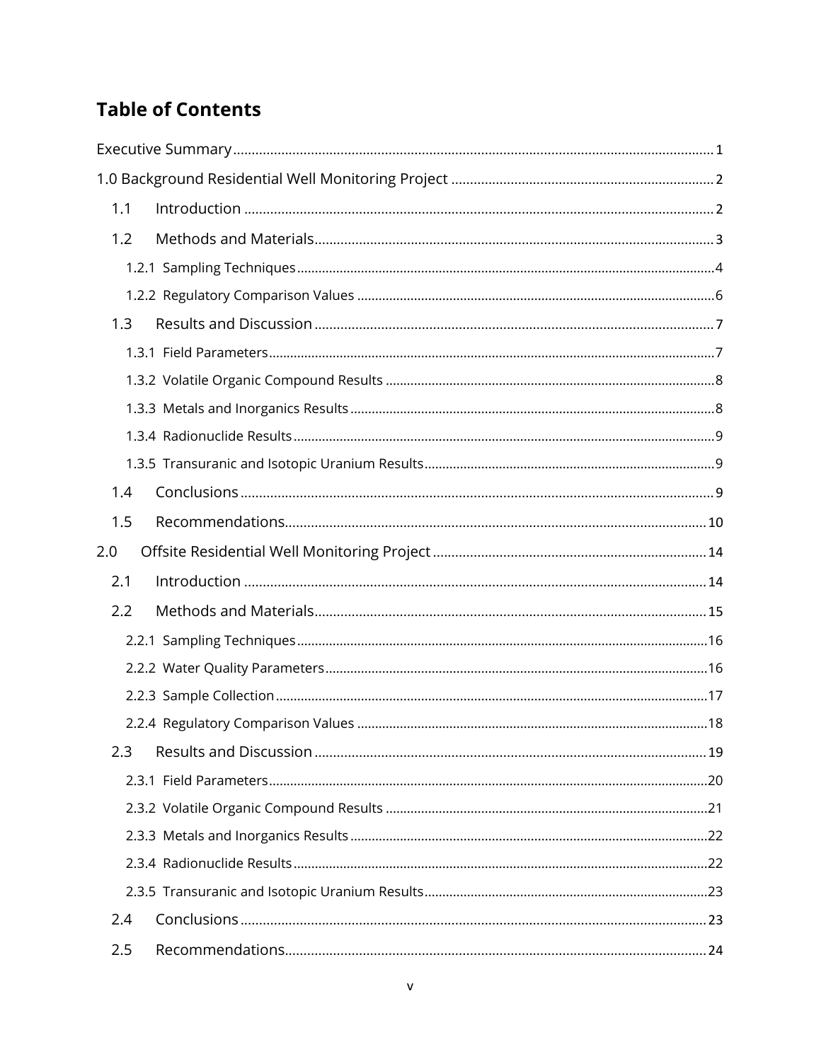# Table of Contents

Executive Summary ..... 1

1.0 Background Residential Well Monitoring Project ..... 2

- 1.1 Introduction ..... 2
- 1.2 Methods and Materials ..... 3
  - 1.2.1 Sampling Techniques ..... 4
  - 1.2.2 Regulatory Comparison Values ..... 6
- 1.3 Results and Discussion ..... 7
  - 1.3.1 Field Parameters ..... 7
  - 1.3.2 Volatile Organic Compound Results ..... 8
  - 1.3.3 Metals and Inorganics Results ..... 8
  - 1.3.4 Radionuclide Results ..... 9
  - 1.3.5 Transuranic and Isotopic Uranium Results ..... 9
- 1.4 Conclusions ..... 9
- 1.5 Recommendations ..... 10

2.0 Offsite Residential Well Monitoring Project ..... 14

- 2.1 Introduction ..... 14
- 2.2 Methods and Materials ..... 15
  - 2.2.1 Sampling Techniques ..... 16
  - 2.2.2 Water Quality Parameters ..... 16
  - 2.2.3 Sample Collection ..... 17
  - 2.2.4 Regulatory Comparison Values ..... 18
- 2.3 Results and Discussion ..... 19
  - 2.3.1 Field Parameters ..... 20
  - 2.3.2 Volatile Organic Compound Results ..... 21
  - 2.3.3 Metals and Inorganics Results ..... 22
  - 2.3.4 Radionuclide Results ..... 22
  - 2.3.5 Transuranic and Isotopic Uranium Results ..... 23
- 2.4 Conclusions ..... 23
- 2.5 Recommendations ..... 24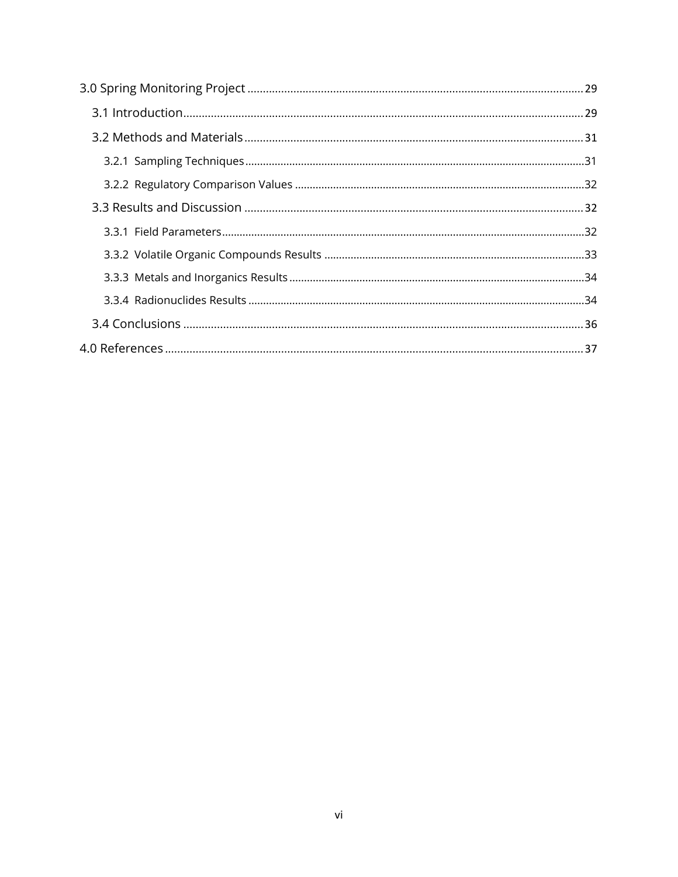3.0 Spring Monitoring Project .......... 29

3.1 Introduction .......... 29

3.2 Methods and Materials .......... 31

3.2.1 Sampling Techniques .......... 31

3.2.2 Regulatory Comparison Values .......... 32

3.3 Results and Discussion .......... 32

3.3.1 Field Parameters .......... 32

3.3.2 Volatile Organic Compounds Results .......... 33

3.3.3 Metals and Inorganics Results .......... 34

3.3.4 Radionuclides Results .......... 34

3.4 Conclusions .......... 36

4.0 References .......... 37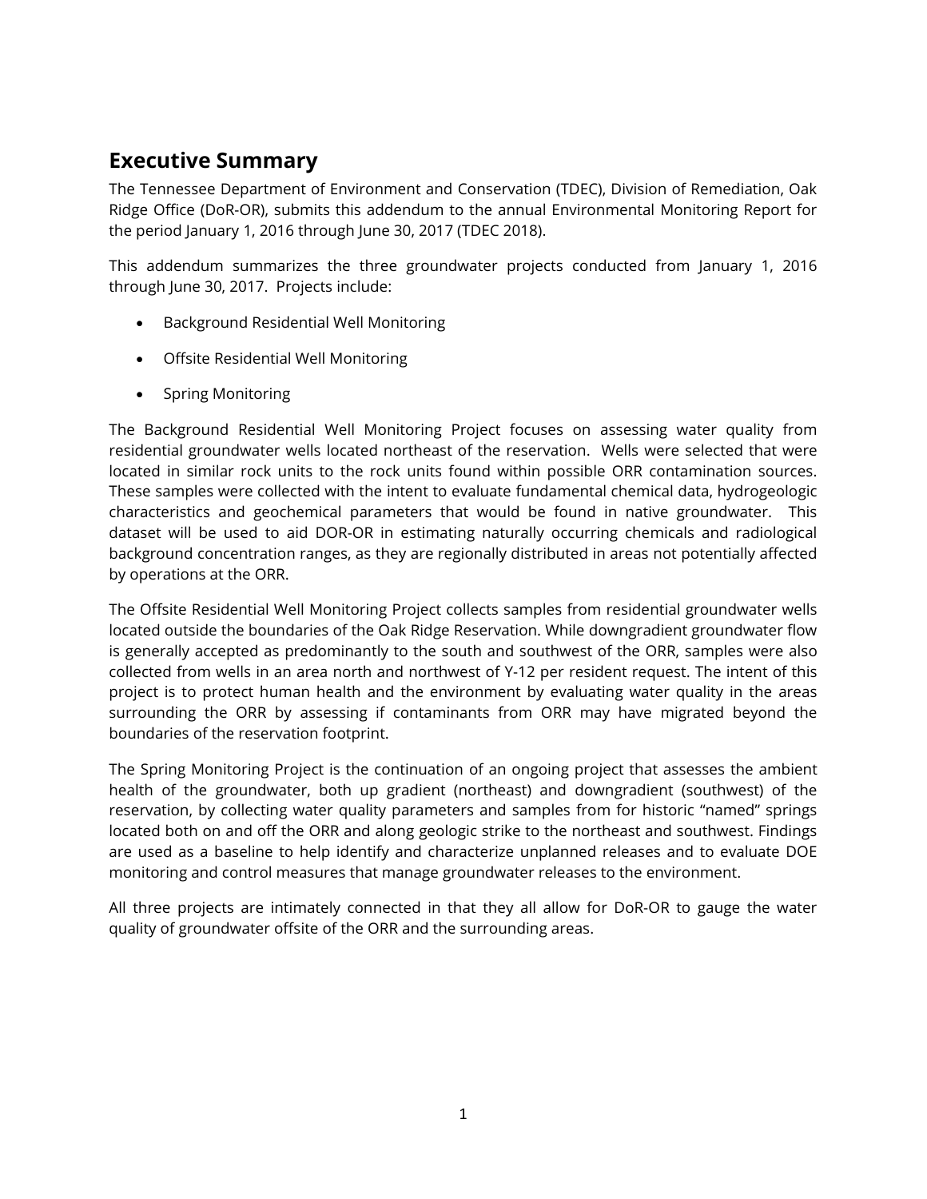## Executive Summary

The Tennessee Department of Environment and Conservation (TDEC), Division of Remediation, Oak Ridge Office (DoR-OR), submits this addendum to the annual Environmental Monitoring Report for the period January 1, 2016 through June 30, 2017 (TDEC 2018).

This addendum summarizes the three groundwater projects conducted from January 1, 2016 through June 30, 2017. Projects include:

- Background Residential Well Monitoring
- Offsite Residential Well Monitoring
- Spring Monitoring

The Background Residential Well Monitoring Project focuses on assessing water quality from residential groundwater wells located northeast of the reservation. Wells were selected that were located in similar rock units to the rock units found within possible ORR contamination sources. These samples were collected with the intent to evaluate fundamental chemical data, hydrogeologic characteristics and geochemical parameters that would be found in native groundwater. This dataset will be used to aid DOR-OR in estimating naturally occurring chemicals and radiological background concentration ranges, as they are regionally distributed in areas not potentially affected by operations at the ORR.

The Offsite Residential Well Monitoring Project collects samples from residential groundwater wells located outside the boundaries of the Oak Ridge Reservation. While downgradient groundwater flow is generally accepted as predominantly to the south and southwest of the ORR, samples were also collected from wells in an area north and northwest of Y-12 per resident request. The intent of this project is to protect human health and the environment by evaluating water quality in the areas surrounding the ORR by assessing if contaminants from ORR may have migrated beyond the boundaries of the reservation footprint.

The Spring Monitoring Project is the continuation of an ongoing project that assesses the ambient health of the groundwater, both up gradient (northeast) and downgradient (southwest) of the reservation, by collecting water quality parameters and samples from for historic "named" springs located both on and off the ORR and along geologic strike to the northeast and southwest. Findings are used as a baseline to help identify and characterize unplanned releases and to evaluate DOE monitoring and control measures that manage groundwater releases to the environment.

All three projects are intimately connected in that they all allow for DoR-OR to gauge the water quality of groundwater offsite of the ORR and the surrounding areas.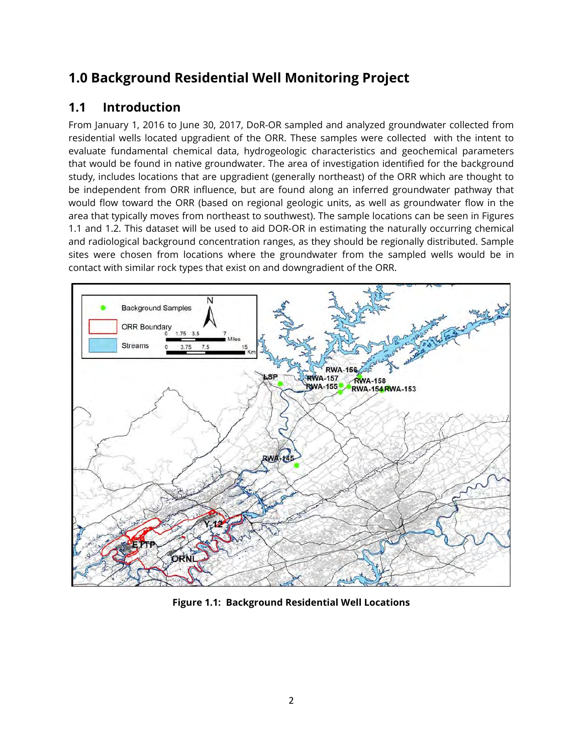# 1.0 Background Residential Well Monitoring Project

## 1.1 Introduction

From January 1, 2016 to June 30, 2017, DoR-OR sampled and analyzed groundwater collected from residential wells located upgradient of the ORR. These samples were collected with the intent to evaluate fundamental chemical data, hydrogeologic characteristics and geochemical parameters that would be found in native groundwater. The area of investigation identified for the background study, includes locations that are upgradient (generally northeast) of the ORR which are thought to be independent from ORR influence, but are found along an inferred groundwater pathway that would flow toward the ORR (based on regional geologic units, as well as groundwater flow in the area that typically moves from northeast to southwest). The sample locations can be seen in Figures 1.1 and 1.2. This dataset will be used to aid DOR-OR in estimating the naturally occurring chemical and radiological background concentration ranges, as they should be regionally distributed. Sample sites were chosen from locations where the groundwater from the sampled wells would be in contact with similar rock types that exist on and downgradient of the ORR.

Background Samples
ORR Boundary
Streams
N
0 1.75 3.5 7 Miles
0 3.75 7.5 15 Km
LSP
RWA-156
RWA-157
RWA-155
RWA-158
RWA-154
RWA-153
RWA-145
Y-12
ETTP
ORNL

**Figure 1.1: Background Residential Well Locations**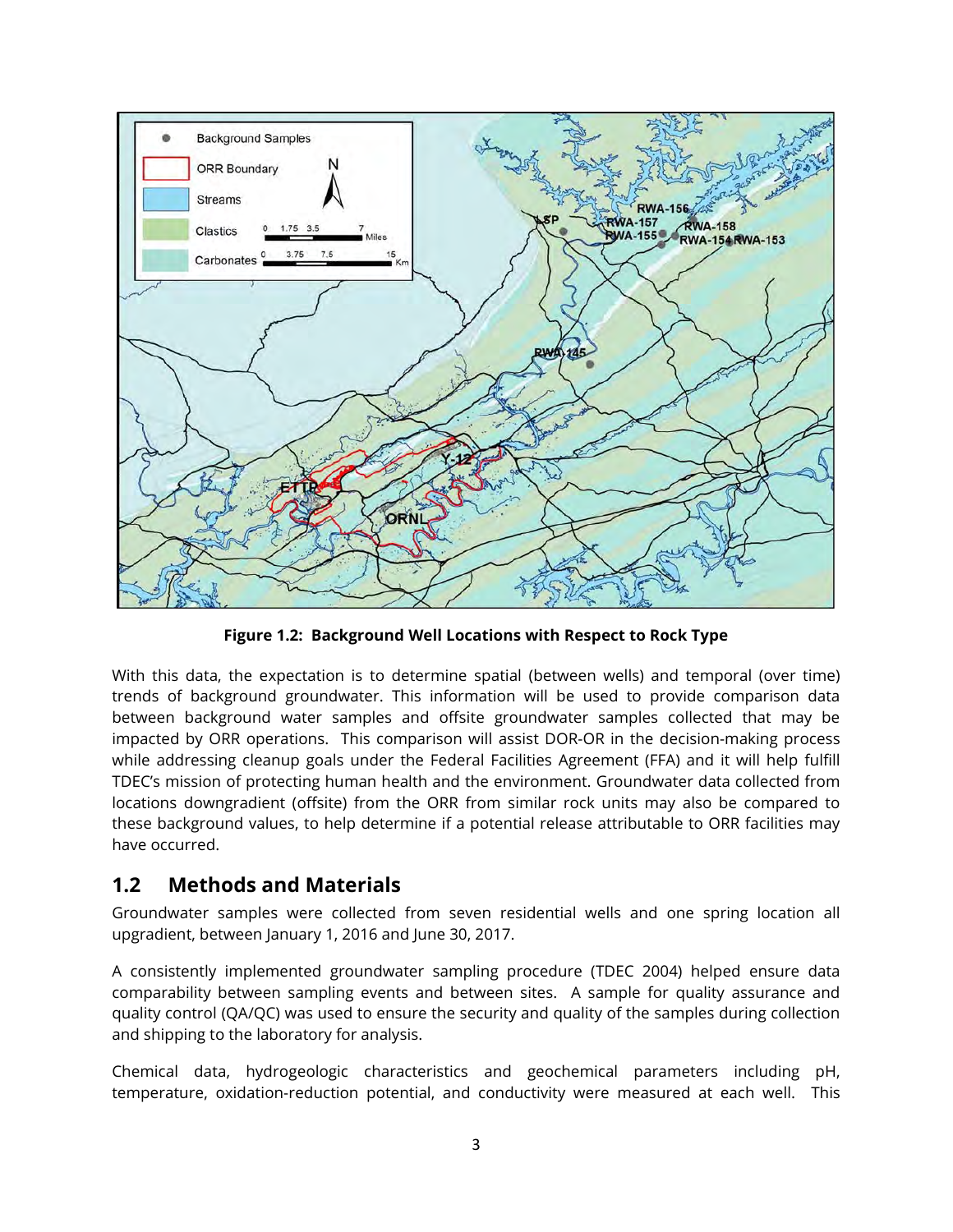Background Samples
ORR Boundary
Streams
Clastics
Carbonates
N
0 1.75 3.5 7 Miles
0 3.75 7.5 15 Km
LSP
RWA-156
RWA-157
RWA-155
RWA-158
RWA-154
RWA-153
RWA-145
Y-12
ETTP
ORNL

**Figure 1.2: Background Well Locations with Respect to Rock Type**

With this data, the expectation is to determine spatial (between wells) and temporal (over time) trends of background groundwater. This information will be used to provide comparison data between background water samples and offsite groundwater samples collected that may be impacted by ORR operations. This comparison will assist DOR-OR in the decision-making process while addressing cleanup goals under the Federal Facilities Agreement (FFA) and it will help fulfill TDEC's mission of protecting human health and the environment. Groundwater data collected from locations downgradient (offsite) from the ORR from similar rock units may also be compared to these background values, to help determine if a potential release attributable to ORR facilities may have occurred.

## 1.2 Methods and Materials

Groundwater samples were collected from seven residential wells and one spring location all upgradient, between January 1, 2016 and June 30, 2017.

A consistently implemented groundwater sampling procedure (TDEC 2004) helped ensure data comparability between sampling events and between sites. A sample for quality assurance and quality control (QA/QC) was used to ensure the security and quality of the samples during collection and shipping to the laboratory for analysis.

Chemical data, hydrogeologic characteristics and geochemical parameters including pH, temperature, oxidation-reduction potential, and conductivity were measured at each well. This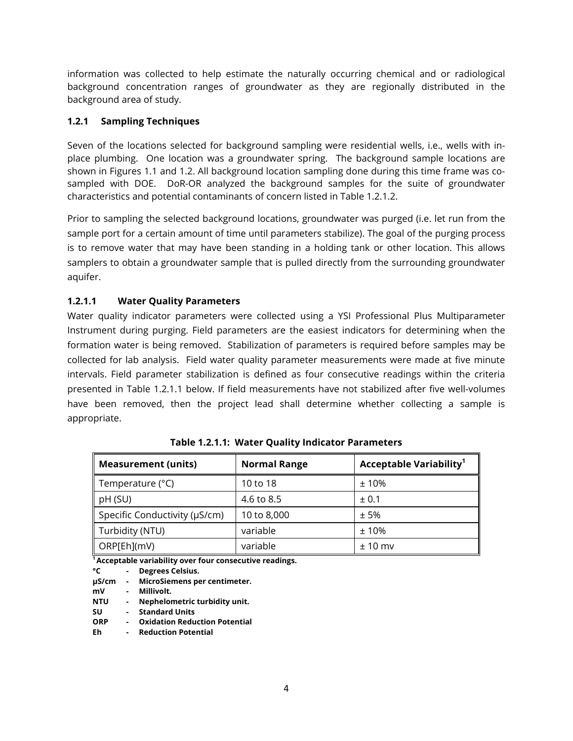information was collected to help estimate the naturally occurring chemical and or radiological background concentration ranges of groundwater as they are regionally distributed in the background area of study.

### 1.2.1 Sampling Techniques

Seven of the locations selected for background sampling were residential wells, i.e., wells with in-place plumbing. One location was a groundwater spring. The background sample locations are shown in Figures 1.1 and 1.2. All background location sampling done during this time frame was co-sampled with DOE. DoR-OR analyzed the background samples for the suite of groundwater characteristics and potential contaminants of concern listed in Table 1.2.1.2.

Prior to sampling the selected background locations, groundwater was purged (i.e. let run from the sample port for a certain amount of time until parameters stabilize). The goal of the purging process is to remove water that may have been standing in a holding tank or other location. This allows samplers to obtain a groundwater sample that is pulled directly from the surrounding groundwater aquifer.

#### 1.2.1.1 Water Quality Parameters

Water quality indicator parameters were collected using a YSI Professional Plus Multiparameter Instrument during purging. Field parameters are the easiest indicators for determining when the formation water is being removed. Stabilization of parameters is required before samples may be collected for lab analysis. Field water quality parameter measurements were made at five minute intervals. Field parameter stabilization is defined as four consecutive readings within the criteria presented in Table 1.2.1.1 below. If field measurements have not stabilized after five well-volumes have been removed, then the project lead shall determine whether collecting a sample is appropriate.

**Table 1.2.1.1: Water Quality Indicator Parameters**

| Measurement (units) | Normal Range | Acceptable Variability[1] |
|---|---|---|
| Temperature (°C) | 10 to 18 | ± 10% |
| pH (SU) | 4.6 to 8.5 | ± 0.1 |
| Specific Conductivity (μS/cm) | 10 to 8,000 | ± 5% |
| Turbidity (NTU) | variable | ± 10% |
| ORP[Eh](mV) | variable | ± 10 mv |

**[1] Acceptable variability over four consecutive readings.**

**°C - Degrees Celsius.**
**μS/cm - MicroSiemens per centimeter.**
**mV - Millivolt.**
**NTU - Nephelometric turbidity unit.**
**SU - Standard Units**
**ORP - Oxidation Reduction Potential**
**Eh - Reduction Potential**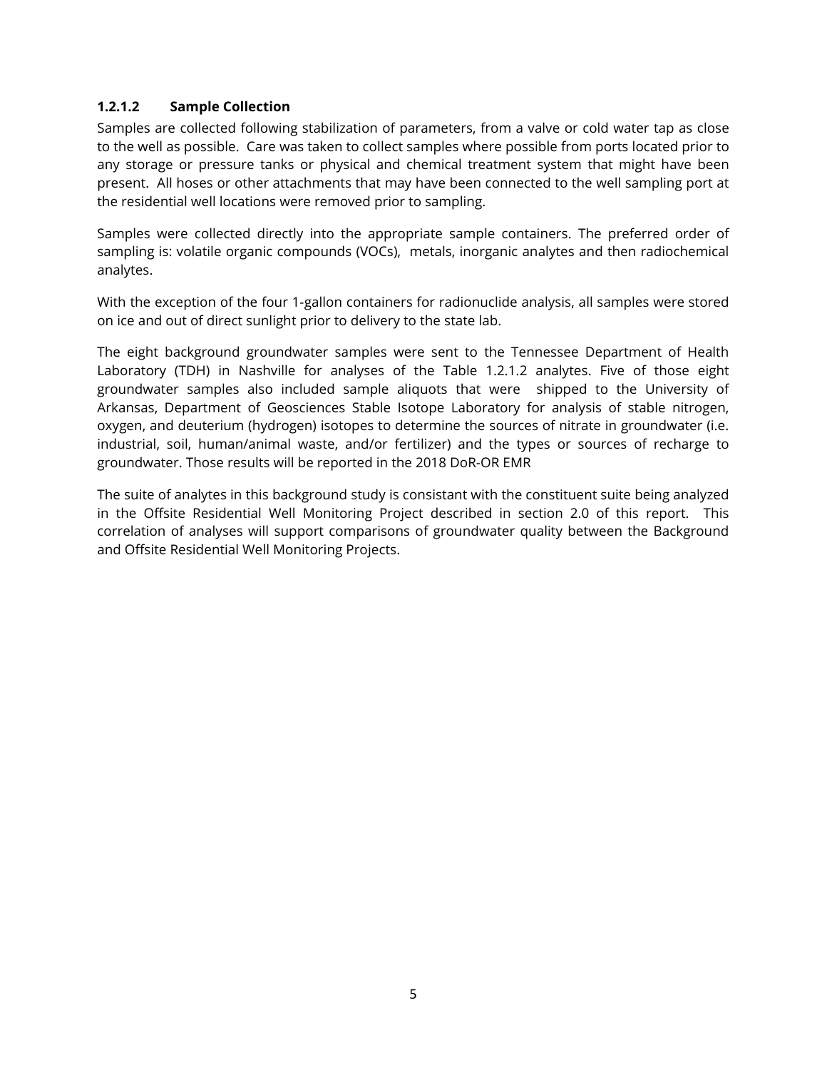#### 1.2.1.2 Sample Collection

Samples are collected following stabilization of parameters, from a valve or cold water tap as close to the well as possible. Care was taken to collect samples where possible from ports located prior to any storage or pressure tanks or physical and chemical treatment system that might have been present. All hoses or other attachments that may have been connected to the well sampling port at the residential well locations were removed prior to sampling.

Samples were collected directly into the appropriate sample containers. The preferred order of sampling is: volatile organic compounds (VOCs), metals, inorganic analytes and then radiochemical analytes.

With the exception of the four 1-gallon containers for radionuclide analysis, all samples were stored on ice and out of direct sunlight prior to delivery to the state lab.

The eight background groundwater samples were sent to the Tennessee Department of Health Laboratory (TDH) in Nashville for analyses of the Table 1.2.1.2 analytes. Five of those eight groundwater samples also included sample aliquots that were shipped to the University of Arkansas, Department of Geosciences Stable Isotope Laboratory for analysis of stable nitrogen, oxygen, and deuterium (hydrogen) isotopes to determine the sources of nitrate in groundwater (i.e. industrial, soil, human/animal waste, and/or fertilizer) and the types or sources of recharge to groundwater. Those results will be reported in the 2018 DoR-OR EMR

The suite of analytes in this background study is consistant with the constituent suite being analyzed in the Offsite Residential Well Monitoring Project described in section 2.0 of this report. This correlation of analyses will support comparisons of groundwater quality between the Background and Offsite Residential Well Monitoring Projects.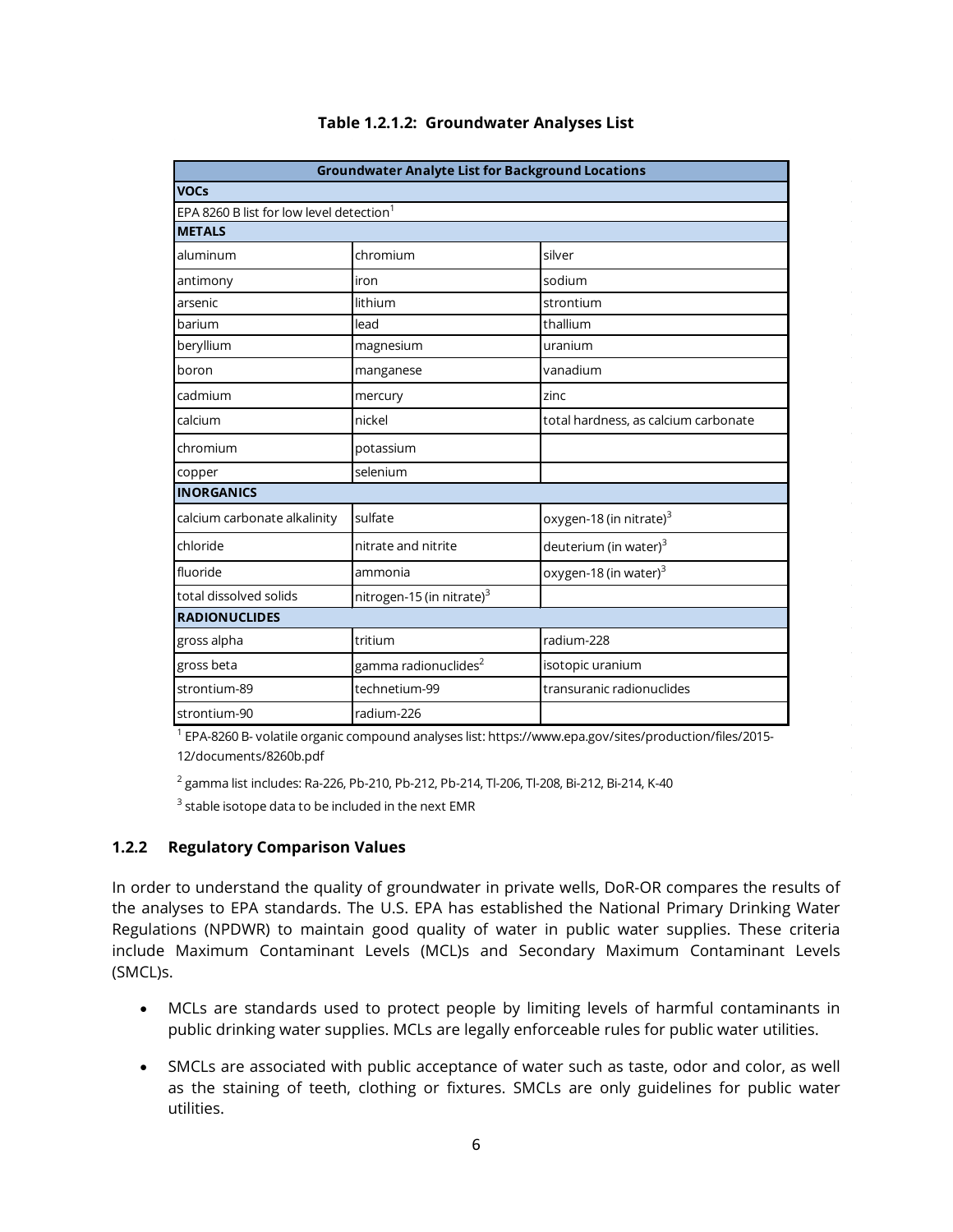**Table 1.2.1.2: Groundwater Analyses List**

| Groundwater Analyte List for Background Locations | | |
|---|---|---|
| **VOCs** | | |
| EPA 8260 B list for low level detection[1] | | |
| **METALS** | | |
| aluminum | chromium | silver |
| antimony | iron | sodium |
| arsenic | lithium | strontium |
| barium | lead | thallium |
| beryllium | magnesium | uranium |
| boron | manganese | vanadium |
| cadmium | mercury | zinc |
| calcium | nickel | total hardness, as calcium carbonate |
| chromium | potassium | |
| copper | selenium | |
| **INORGANICS** | | |
| calcium carbonate alkalinity | sulfate | oxygen-18 (in nitrate)[3] |
| chloride | nitrate and nitrite | deuterium (in water)[3] |
| fluoride | ammonia | oxygen-18 (in water)[3] |
| total dissolved solids | nitrogen-15 (in nitrate)[3] | |
| **RADIONUCLIDES** | | |
| gross alpha | tritium | radium-228 |
| gross beta | gamma radionuclides[2] | isotopic uranium |
| strontium-89 | technetium-99 | transuranic radionuclides |
| strontium-90 | radium-226 | |

[1] EPA-8260 B- volatile organic compound analyses list: https://www.epa.gov/sites/production/files/2015-12/documents/8260b.pdf

[2] gamma list includes: Ra-226, Pb-210, Pb-212, Pb-214, Tl-206, Tl-208, Bi-212, Bi-214, K-40

[3] stable isotope data to be included in the next EMR

### 1.2.2 Regulatory Comparison Values

In order to understand the quality of groundwater in private wells, DoR-OR compares the results of the analyses to EPA standards. The U.S. EPA has established the National Primary Drinking Water Regulations (NPDWR) to maintain good quality of water in public water supplies. These criteria include Maximum Contaminant Levels (MCL)s and Secondary Maximum Contaminant Levels (SMCL)s.

- MCLs are standards used to protect people by limiting levels of harmful contaminants in public drinking water supplies. MCLs are legally enforceable rules for public water utilities.
- SMCLs are associated with public acceptance of water such as taste, odor and color, as well as the staining of teeth, clothing or fixtures. SMCLs are only guidelines for public water utilities.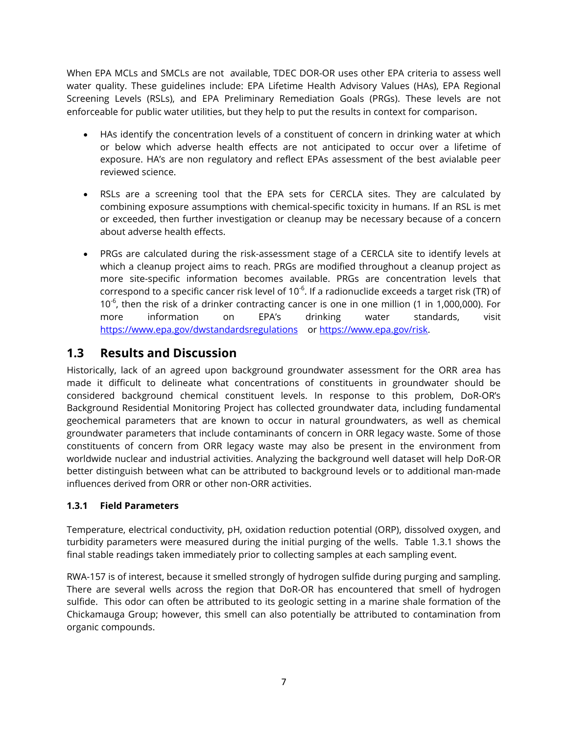When EPA MCLs and SMCLs are not available, TDEC DOR-OR uses other EPA criteria to assess well water quality. These guidelines include: EPA Lifetime Health Advisory Values (HAs), EPA Regional Screening Levels (RSLs), and EPA Preliminary Remediation Goals (PRGs). These levels are not enforceable for public water utilities, but they help to put the results in context for comparison.

- HAs identify the concentration levels of a constituent of concern in drinking water at which or below which adverse health effects are not anticipated to occur over a lifetime of exposure. HA's are non regulatory and reflect EPAs assessment of the best avialable peer reviewed science.

- RSLs are a screening tool that the EPA sets for CERCLA sites. They are calculated by combining exposure assumptions with chemical-specific toxicity in humans. If an RSL is met or exceeded, then further investigation or cleanup may be necessary because of a concern about adverse health effects.

- PRGs are calculated during the risk-assessment stage of a CERCLA site to identify levels at which a cleanup project aims to reach. PRGs are modified throughout a cleanup project as more site-specific information becomes available. PRGs are concentration levels that correspond to a specific cancer risk level of $10^{-6}$. If a radionuclide exceeds a target risk (TR) of $10^{-6}$, then the risk of a drinker contracting cancer is one in one million (1 in 1,000,000). For more information on EPA's drinking water standards, visit https://www.epa.gov/dwstandardsregulations or https://www.epa.gov/risk.

## 1.3 Results and Discussion

Historically, lack of an agreed upon background groundwater assessment for the ORR area has made it difficult to delineate what concentrations of constituents in groundwater should be considered background chemical constituent levels. In response to this problem, DoR-OR's Background Residential Monitoring Project has collected groundwater data, including fundamental geochemical parameters that are known to occur in natural groundwaters, as well as chemical groundwater parameters that include contaminants of concern in ORR legacy waste. Some of those constituents of concern from ORR legacy waste may also be present in the environment from worldwide nuclear and industrial activities. Analyzing the background well dataset will help DoR-OR better distinguish between what can be attributed to background levels or to additional man-made influences derived from ORR or other non-ORR activities.

### 1.3.1 Field Parameters

Temperature, electrical conductivity, pH, oxidation reduction potential (ORP), dissolved oxygen, and turbidity parameters were measured during the initial purging of the wells. Table 1.3.1 shows the final stable readings taken immediately prior to collecting samples at each sampling event.

RWA-157 is of interest, because it smelled strongly of hydrogen sulfide during purging and sampling. There are several wells across the region that DoR-OR has encountered that smell of hydrogen sulfide. This odor can often be attributed to its geologic setting in a marine shale formation of the Chickamauga Group; however, this smell can also potentially be attributed to contamination from organic compounds.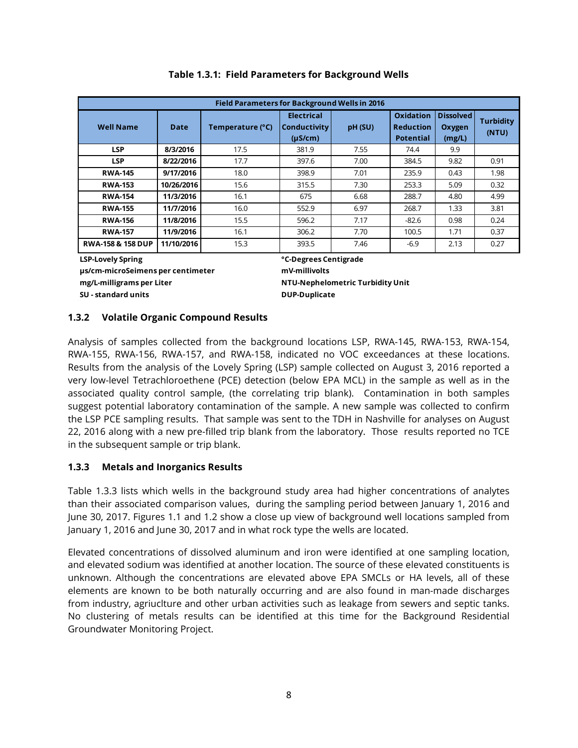**Table 1.3.1: Field Parameters for Background Wells**

| Field Parameters for Background Wells in 2016 | | | | | | | |
|---|---|---|---|---|---|---|---|
| **Well Name** | **Date** | **Temperature (°C)** | **Electrical Conductivity (µS/cm)** | **pH (SU)** | **Oxidation Reduction Potential** | **Dissolved Oxygen (mg/L)** | **Turbidity (NTU)** |
| **LSP** | **8/3/2016** | 17.5 | 381.9 | 7.55 | 74.4 | 9.9 | |
| **LSP** | **8/22/2016** | 17.7 | 397.6 | 7.00 | 384.5 | 9.82 | 0.91 |
| **RWA-145** | **9/17/2016** | 18.0 | 398.9 | 7.01 | 235.9 | 0.43 | 1.98 |
| **RWA-153** | **10/26/2016** | 15.6 | 315.5 | 7.30 | 253.3 | 5.09 | 0.32 |
| **RWA-154** | **11/3/2016** | 16.1 | 675 | 6.68 | 288.7 | 4.80 | 4.99 |
| **RWA-155** | **11/7/2016** | 16.0 | 552.9 | 6.97 | 268.7 | 1.33 | 3.81 |
| **RWA-156** | **11/8/2016** | 15.5 | 596.2 | 7.17 | -82.6 | 0.98 | 0.24 |
| **RWA-157** | **11/9/2016** | 16.1 | 306.2 | 7.70 | 100.5 | 1.71 | 0.37 |
| **RWA-158 & 158 DUP** | **11/10/2016** | 15.3 | 393.5 | 7.46 | -6.9 | 2.13 | 0.27 |

**LSP-Lovely Spring**
**µs/cm-microSeimens per centimeter**
**mg/L-milligrams per Liter**
**SU - standard units**
**°C-Degrees Centigrade**
**mV-millivolts**
**NTU-Nephelometric Turbidity Unit**
**DUP-Duplicate**

### 1.3.2 Volatile Organic Compound Results

Analysis of samples collected from the background locations LSP, RWA-145, RWA-153, RWA-154, RWA-155, RWA-156, RWA-157, and RWA-158, indicated no VOC exceedances at these locations. Results from the analysis of the Lovely Spring (LSP) sample collected on August 3, 2016 reported a very low-level Tetrachloroethene (PCE) detection (below EPA MCL) in the sample as well as in the associated quality control sample, (the correlating trip blank). Contamination in both samples suggest potential laboratory contamination of the sample. A new sample was collected to confirm the LSP PCE sampling results. That sample was sent to the TDH in Nashville for analyses on August 22, 2016 along with a new pre-filled trip blank from the laboratory. Those results reported no TCE in the subsequent sample or trip blank.

### 1.3.3 Metals and Inorganics Results

Table 1.3.3 lists which wells in the background study area had higher concentrations of analytes than their associated comparison values, during the sampling period between January 1, 2016 and June 30, 2017. Figures 1.1 and 1.2 show a close up view of background well locations sampled from January 1, 2016 and June 30, 2017 and in what rock type the wells are located.

Elevated concentrations of dissolved aluminum and iron were identified at one sampling location, and elevated sodium was identified at another location. The source of these elevated constituents is unknown. Although the concentrations are elevated above EPA SMCLs or HA levels, all of these elements are known to be both naturally occurring and are also found in man-made discharges from industry, agriuclture and other urban activities such as leakage from sewers and septic tanks. No clustering of metals results can be identified at this time for the Background Residential Groundwater Monitoring Project.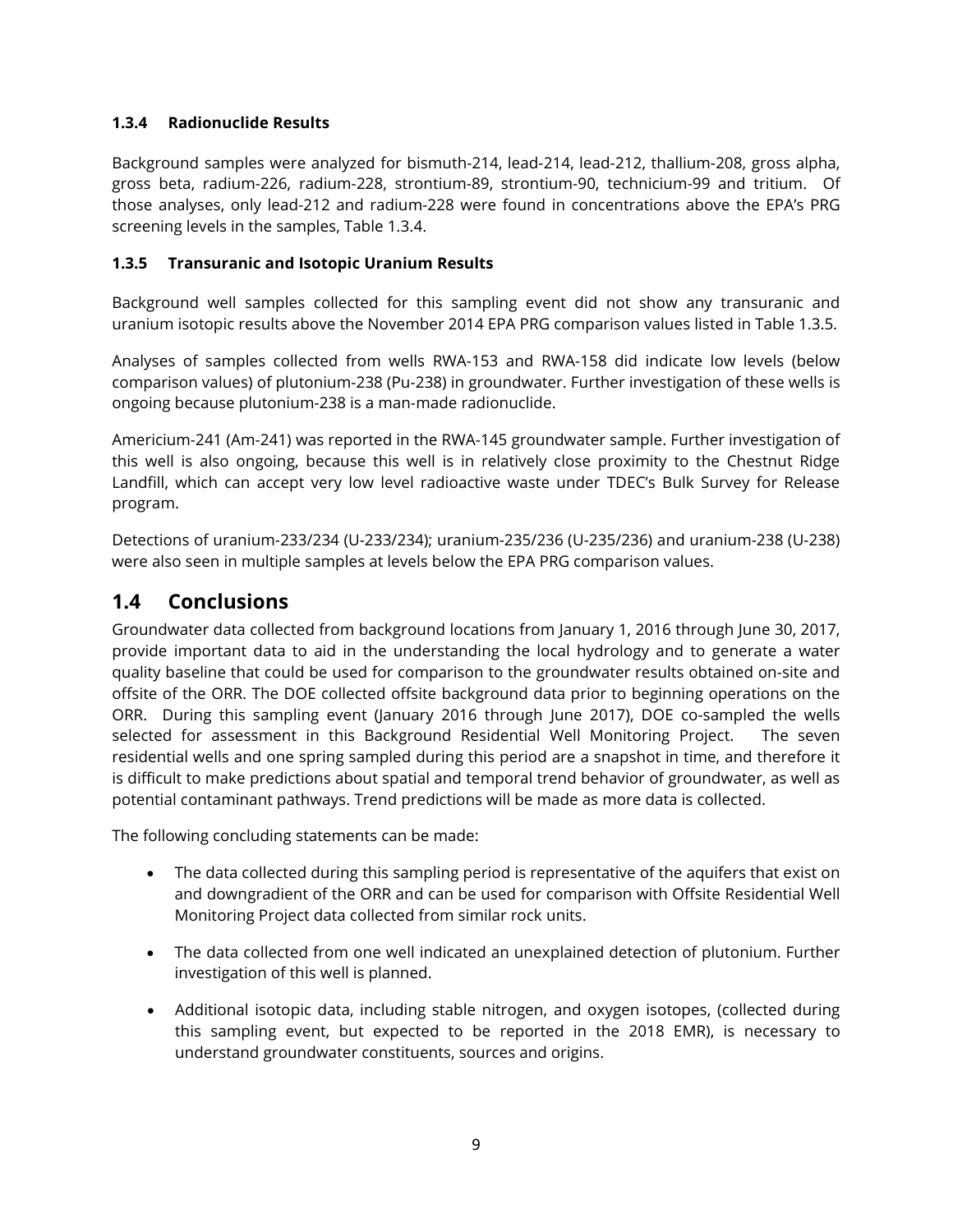### 1.3.4 Radionuclide Results

Background samples were analyzed for bismuth-214, lead-214, lead-212, thallium-208, gross alpha, gross beta, radium-226, radium-228, strontium-89, strontium-90, technicium-99 and tritium. Of those analyses, only lead-212 and radium-228 were found in concentrations above the EPA's PRG screening levels in the samples, Table 1.3.4.

### 1.3.5 Transuranic and Isotopic Uranium Results

Background well samples collected for this sampling event did not show any transuranic and uranium isotopic results above the November 2014 EPA PRG comparison values listed in Table 1.3.5.

Analyses of samples collected from wells RWA-153 and RWA-158 did indicate low levels (below comparison values) of plutonium-238 (Pu-238) in groundwater. Further investigation of these wells is ongoing because plutonium-238 is a man-made radionuclide.

Americium-241 (Am-241) was reported in the RWA-145 groundwater sample. Further investigation of this well is also ongoing, because this well is in relatively close proximity to the Chestnut Ridge Landfill, which can accept very low level radioactive waste under TDEC's Bulk Survey for Release program.

Detections of uranium-233/234 (U-233/234); uranium-235/236 (U-235/236) and uranium-238 (U-238) were also seen in multiple samples at levels below the EPA PRG comparison values.

## 1.4 Conclusions

Groundwater data collected from background locations from January 1, 2016 through June 30, 2017, provide important data to aid in the understanding the local hydrology and to generate a water quality baseline that could be used for comparison to the groundwater results obtained on-site and offsite of the ORR. The DOE collected offsite background data prior to beginning operations on the ORR. During this sampling event (January 2016 through June 2017), DOE co-sampled the wells selected for assessment in this Background Residential Well Monitoring Project. The seven residential wells and one spring sampled during this period are a snapshot in time, and therefore it is difficult to make predictions about spatial and temporal trend behavior of groundwater, as well as potential contaminant pathways. Trend predictions will be made as more data is collected.

The following concluding statements can be made:

- The data collected during this sampling period is representative of the aquifers that exist on and downgradient of the ORR and can be used for comparison with Offsite Residential Well Monitoring Project data collected from similar rock units.
- The data collected from one well indicated an unexplained detection of plutonium. Further investigation of this well is planned.
- Additional isotopic data, including stable nitrogen, and oxygen isotopes, (collected during this sampling event, but expected to be reported in the 2018 EMR), is necessary to understand groundwater constituents, sources and origins.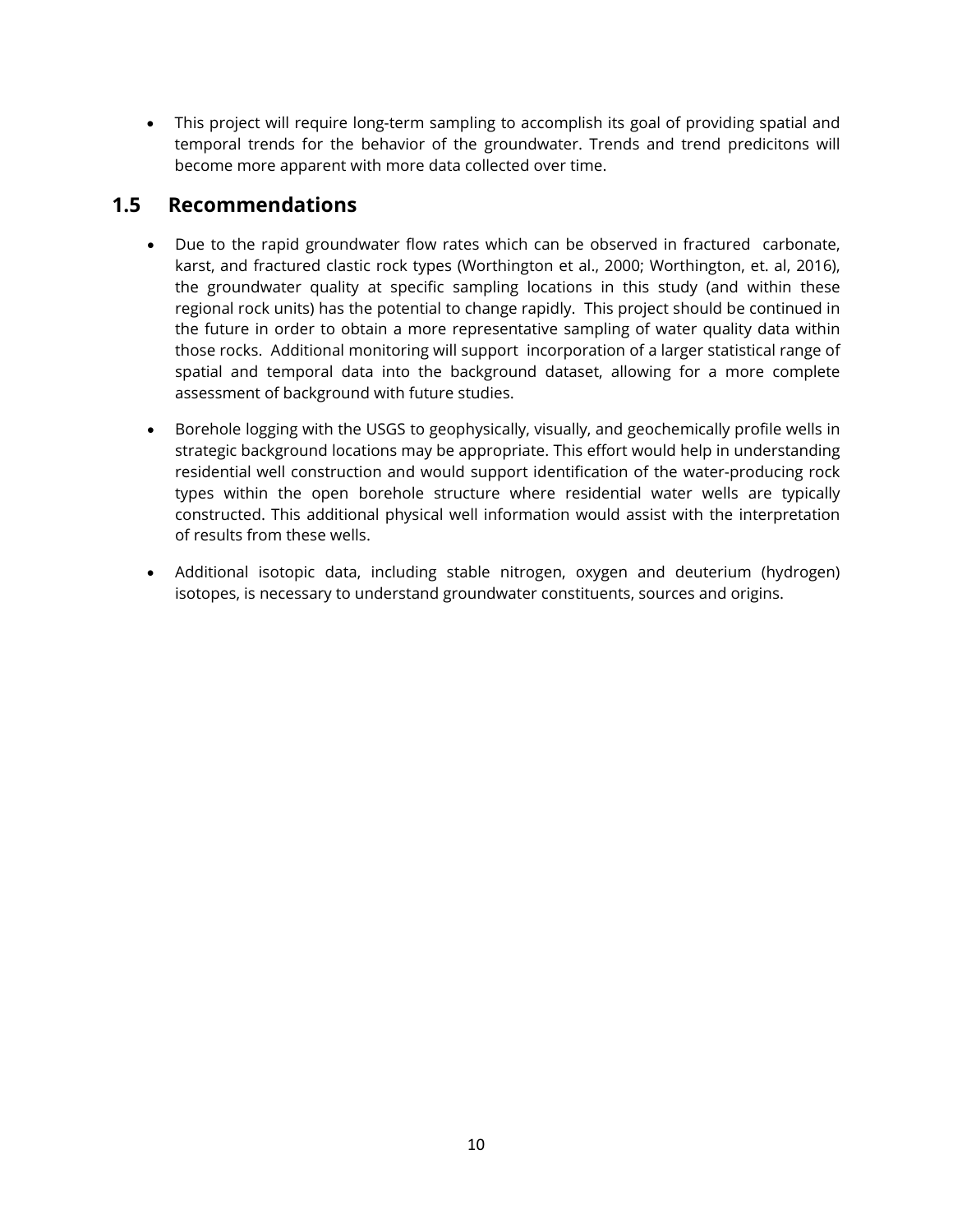- This project will require long-term sampling to accomplish its goal of providing spatial and temporal trends for the behavior of the groundwater. Trends and trend predicitons will become more apparent with more data collected over time.

## 1.5 Recommendations

- Due to the rapid groundwater flow rates which can be observed in fractured carbonate, karst, and fractured clastic rock types (Worthington et al., 2000; Worthington, et. al, 2016), the groundwater quality at specific sampling locations in this study (and within these regional rock units) has the potential to change rapidly. This project should be continued in the future in order to obtain a more representative sampling of water quality data within those rocks. Additional monitoring will support incorporation of a larger statistical range of spatial and temporal data into the background dataset, allowing for a more complete assessment of background with future studies.
- Borehole logging with the USGS to geophysically, visually, and geochemically profile wells in strategic background locations may be appropriate. This effort would help in understanding residential well construction and would support identification of the water-producing rock types within the open borehole structure where residential water wells are typically constructed. This additional physical well information would assist with the interpretation of results from these wells.
- Additional isotopic data, including stable nitrogen, oxygen and deuterium (hydrogen) isotopes, is necessary to understand groundwater constituents, sources and origins.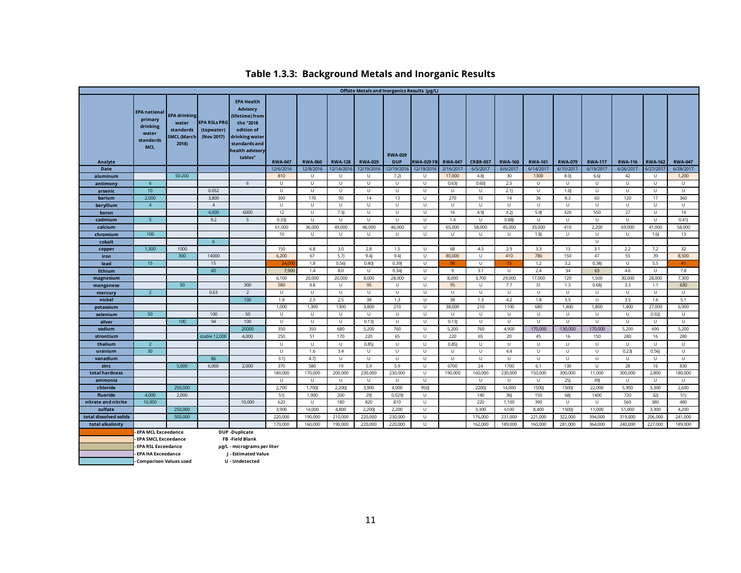## Table 1.3.3: Background Metals and Inorganic Results

| Analyte | EPA national primary drinking water standards MCL | EPA drinking water standards SMCL (March 2018) | EPA RSLs PRG (tapwater) (Nov 2017) | EPA Health Advisory (lifetime) from the "2018 edition of drinking water standards and health advisory tables" | RWA-047 | RWA-060 | RWA-128 | RWA-029 | RWA-029 DUP | RWA-029 FB | RWA-047 | CRBR-057 | RWA-160 | RWA-161 | RWA-079 | RWA-117 | RWA-116 | RWA-162 | RWA-047 |
|---|---|---|---|---|---|---|---|---|---|---|---|---|---|---|---|---|---|---|---|
| | | | | | Offsite Metals and Inorganics Results (µg/L) | | | | | | | | | | | | | | |
| Date | | | | | 12/6/2016 | 12/8/2016 | 12/14/2016 | 12/19/2016 | 12/19/2016 | 12/19/2016 | 2/16/2017 | 6/5/2017 | 6/6/2017 | 6/14/2017 | 6/15/2017 | 6/19/2017 | 6/26/2017 | 6/27/2017 | 6/28/2017 |
| aluminum | | 50-200 | | | 810 | U | U | U | 7.2J | U | 17,000 | 4.8J | 30 | 1300 | 8.0J | 6.6J | 42 | U | 1,200 |
| antimony | 6 | | | 6 | U | U | U | U | U | U | 0.63J | 0.60J | 2.5 | U | U | U | U | U | U |
| arsenic | 10 | | 0.052 | | U | U | U | U | U | U | U | U | 2.1J | U | 1.0J | U | U | U | U |
| barium | 2,000 | | 3,800 | | 300 | 170 | 90 | 14 | 13 | U | 270 | 10 | 14 | 36 | 8.3 | 60 | 120 | 17 | 360 |
| beryllium | 4 | | 4 | | U | U | U | U | U | U | U | U | U | U | U | U | U | U | U |
| boron | | | 4,000 | 6000 | 12 | U | 7.3J | U | U | U | 16 | 4.9J | 3.2J | 5.9J | 320 | 550 | 27 | U | 14 |
| cadmium | 5 | | 9.2 | 5 | 0.33J | U | U | U | U | U | 1.4 | U | 0.88J | U | U | U | U | U | 0.41J |
| calcium | | | | | 61,000 | 36,000 | 49,000 | 46,000 | 46,000 | U | 65,000 | 58,000 | 45,000 | 33,000 | 410 | 2,200 | 69,000 | 41,000 | 58,000 |
| chromium | 100 | | | | 10 | U | U | U | U | U | U | U | U | 1.8J | U | U | U | 1.6J | 13 |
| cobalt | | | 6 | | | | | | | | | | | | | U | | | |
| copper | 1,300 | 1000 | | | 150 | 6.8 | 3.0 | 2.8 | 1.5 | U | 68 | 4.5 | 2.9 | 3.3 | 13 | 3.1 | 2.2 | 7.2 | 32 |
| iron | | 300 | 14000 | | 6,200 | 67 | 5.7J | 9.4J | 9.4J | U | 80,000 | U | 410 | 780 | 150 | 47 | 55 | 39 | 8,500 |
| lead | 15 | | 15 | | 24,000 | 1.8 | 0.56J | 0.40J | 0.39J | U | 98 | U | 15 | 1.2 | 3.2 | 0.38J | U | 5.5 | 41 |
| lithium | | | 40 | | 7,900 | 1.4 | 8.0 | U | 0.34J | U | 9 | 3.1 | U | 2.4 | 34 | 63 | 4.6 | U | 7.8 |
| magnesium | | | | | 6,100 | 20,000 | 20,000 | 8,000 | 28,000 | U | 8,000 | 3,700 | 29,000 | 17,000 | 120 | 1,500 | 30,000 | 28,000 | 7,300 |
| manganese | | 50 | | 300 | 580 | 4.8 | U | 95 | U | U | 95 | U | 7.7 | 31 | 1.3 | 0.68J | 3.3 | 1.1 | 630 |
| mercury | 2 | | 0.63 | 2 | U | U | U | U | U | U | U | U | U | U | U | U | U | U | U |
| nickel | | | | 100 | 1.8 | 2.5 | 2.5 | 38 | 1.3 | U | 38 | 1.3 | 4.2 | 1.8 | 3.5 | U | 3.5 | 1.6 | 5.1 |
| potassium | | | | | 1,000 | 1,300 | 1300 | 3,800 | 210 | U | 38,000 | 210 | 1100 | 680 | 1,400 | 1,800 | 1,400 | 27,000 | 6,900 |
| selenium | 50 | | 100 | 50 | U | U | U | U | U | U | U | U | U | U | U | U | U | 0.92J | U |
| silver | | 100 | 94 | 100 | U | U | U | 0.13J | U | U | 0.13J | U | U | U | U | U | U | U | U |
| sodium | | | | 20000 | 350 | 350 | 680 | 5,200 | 760 | U | 5,200 | 760 | 4,900 | 170,000 | 130,000 | 170,000 | 5,200 | 690 | 5,200 |
| strontium | | | stable 12,000 | 4,000 | 250 | 51 | 170 | 220 | 65 | U | 220 | 65 | 20 | 45 | 16 | 150 | 280 | 16 | 280 |
| thalium | 2 | | | | U | U | U | 0.85J | U | U | 0.85J | U | U | U | U | U | U | U | U |
| uranium | 30 | | | | U | 1.6 | 3.4 | U | U | U | U | U | 4.4 | U | U | U | 0.23J | 0.56J | U |
| vanadium | | | 86 | | 3.1J | 4.7J | U | U | U | U | U | U | U | U | U | U | U | U | U |
| zinc | | 5,000 | 6,000 | 2,000 | 370 | 580 | 19 | 5.9 | 5.9 | U | 6700 | 24 | 1700 | 6.1 | 130 | U | 28 | 16 | 830 |
| total hardness | | | | | 180,000 | 170,000 | 200,000 | 230,000 | 230,000 | U | 190,000 | 160,000 | 230,000 | 150,000 | 300,000 | 11,000 | 300,000 | 2,800 | 180,000 |
| ammonia | | | | | U | U | U | U | U | U | | U | U | U | 25J | 39J | U | U | U |
| chloride | | 250,000 | | | 2,700 | 1,700J | 2,200J | 3,900 | 4,000 | 950J | | 2200J | 14,000 | 1500J | 1500J | 22,000 | 5,900 | 3,300 | 2,600 |
| fluoride | 4,000 | 2,000 | | | 51J | 1,900 | 200 | 29J | 0.029J | U | | 140 | 36J | 150 | 68J | 1400 | 720 | 32J | 51J |
| nitrate and nitrite | 10,000 | | | 10,000 | 620 | U | 180 | 820 | 810 | U | | 220 | 1,100 | 390 | U | U | 560 | 380 | 480 |
| sulfate | | 250,000 | | | 3,900 | 14,000 | 4,800 | 2,200J | 2,200 | U | | 3,300 | 6100 | 8,400 | 1500J | 11,000 | 51,000 | 3,300 | 4,200 |
| total dissolved solids | | 500,000 | | | 220,000 | 190,000 | 210,000 | 220,000 | 230,000 | U | | 176,000 | 231,000 | 221,000 | 322,000 | 394,000 | 319,000 | 206,000 | 241,000 |
| total alkalinity | | | | | 170,000 | 160,000 | 190,000 | 220,000 | 220,000 | U | | 162,000 | 189,000 | 160,000 | 281,000 | 364,000 | 240,000 | 227,000 | 189,000 |

- EPA MCL Exceedance
- EPA SMCL Exceedance
- EPA RSL Exceedance
- EPA HA Exceedance
- Comparison Values used

DUP - Duplicate
FB - Field Blank
µg/L - micrograms per liter
J - Estimated Value
U - Undetected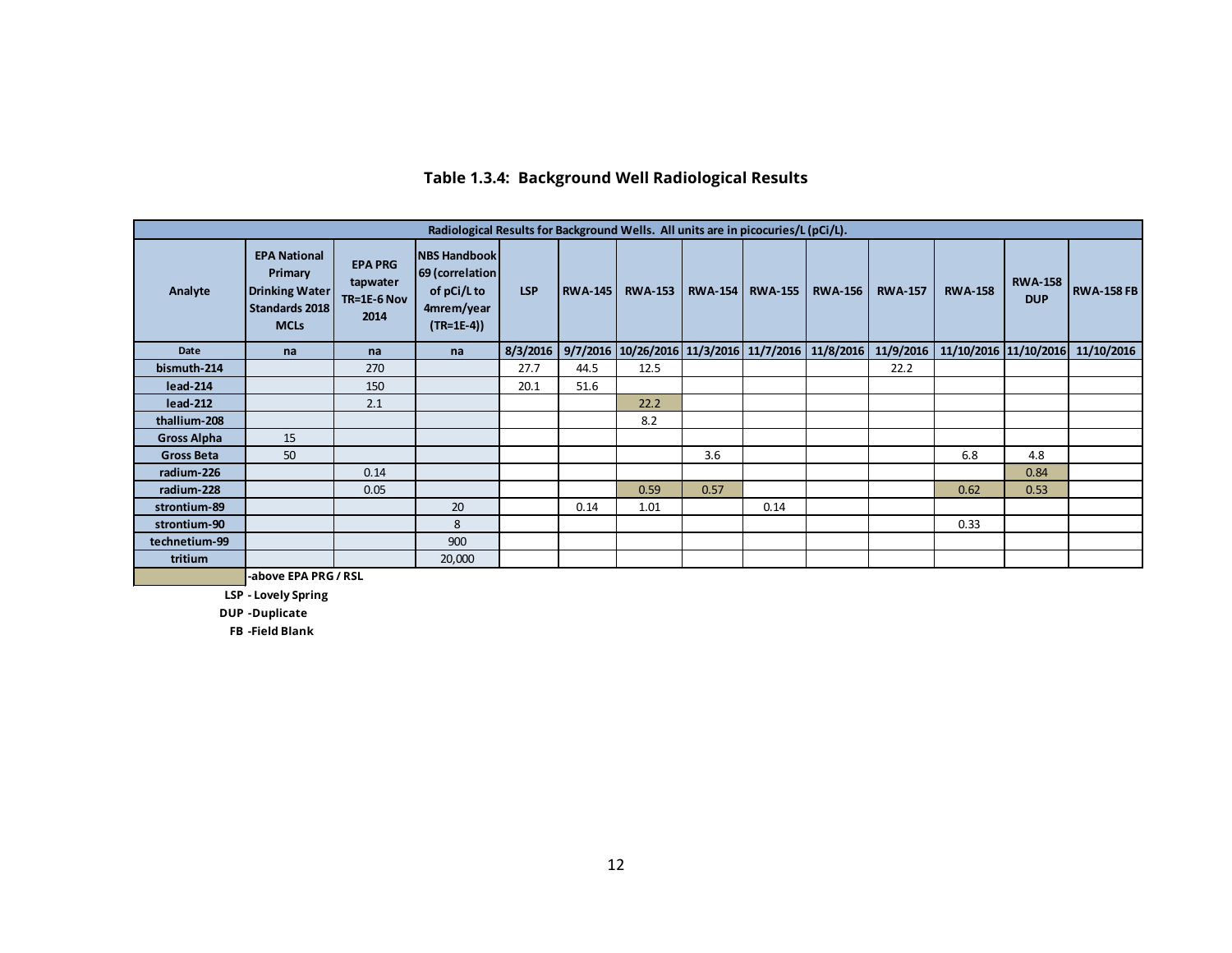## Table 1.3.4: Background Well Radiological Results

| Radiological Results for Background Wells. All units are in picocuries/L (pCi/L). | | | | | | | | | | | | | | |
|---|---|---|---|---|---|---|---|---|---|---|---|---|---|---|
| **Analyte** | **EPA National Primary Drinking Water Standards 2018 MCLs** | **EPA PRG tapwater TR=1E-6 Nov 2014** | **NBS Handbook 69 (correlation of pCi/L to 4mrem/year (TR=1E-4))** | **LSP** | **RWA-145** | **RWA-153** | **RWA-154** | **RWA-155** | **RWA-156** | **RWA-157** | **RWA-158** | **RWA-158 DUP** | **RWA-158 FB** |
| **Date** | **na** | **na** | **na** | **8/3/2016** | **9/7/2016** | **10/26/2016** | **11/3/2016** | **11/7/2016** | **11/8/2016** | **11/9/2016** | **11/10/2016** | **11/10/2016** | **11/10/2016** |
| **bismuth-214** | | 270 | | 27.7 | 44.5 | 12.5 | | | | 22.2 | | | |
| **lead-214** | | 150 | | 20.1 | 51.6 | | | | | | | | |
| **lead-212** | | 2.1 | | | | 22.2 | | | | | | | |
| **thallium-208** | | | | | | 8.2 | | | | | | | |
| **Gross Alpha** | 15 | | | | | | | | | | | | |
| **Gross Beta** | 50 | | | | | | 3.6 | | | | 6.8 | 4.8 | |
| **radium-226** | | 0.14 | | | | | | | | | | 0.84 | |
| **radium-228** | | 0.05 | | | | 0.59 | 0.57 | | | | 0.62 | 0.53 | |
| **strontium-89** | | | 20 | | 0.14 | 1.01 | | 0.14 | | | | | |
| **strontium-90** | | | 8 | | | | | | | | 0.33 | | |
| **technetium-99** | | | 900 | | | | | | | | | | |
| **tritium** | | | 20,000 | | | | | | | | | | |

**-above EPA PRG / RSL** (shaded cells: lead-212 RWA-153 22.2; radium-226 RWA-158 DUP 0.84; radium-228 RWA-153 0.59, RWA-154 0.57, RWA-158 0.62, RWA-158 DUP 0.53)

**LSP - Lovely Spring**

**DUP -Duplicate**

**FB -Field Blank**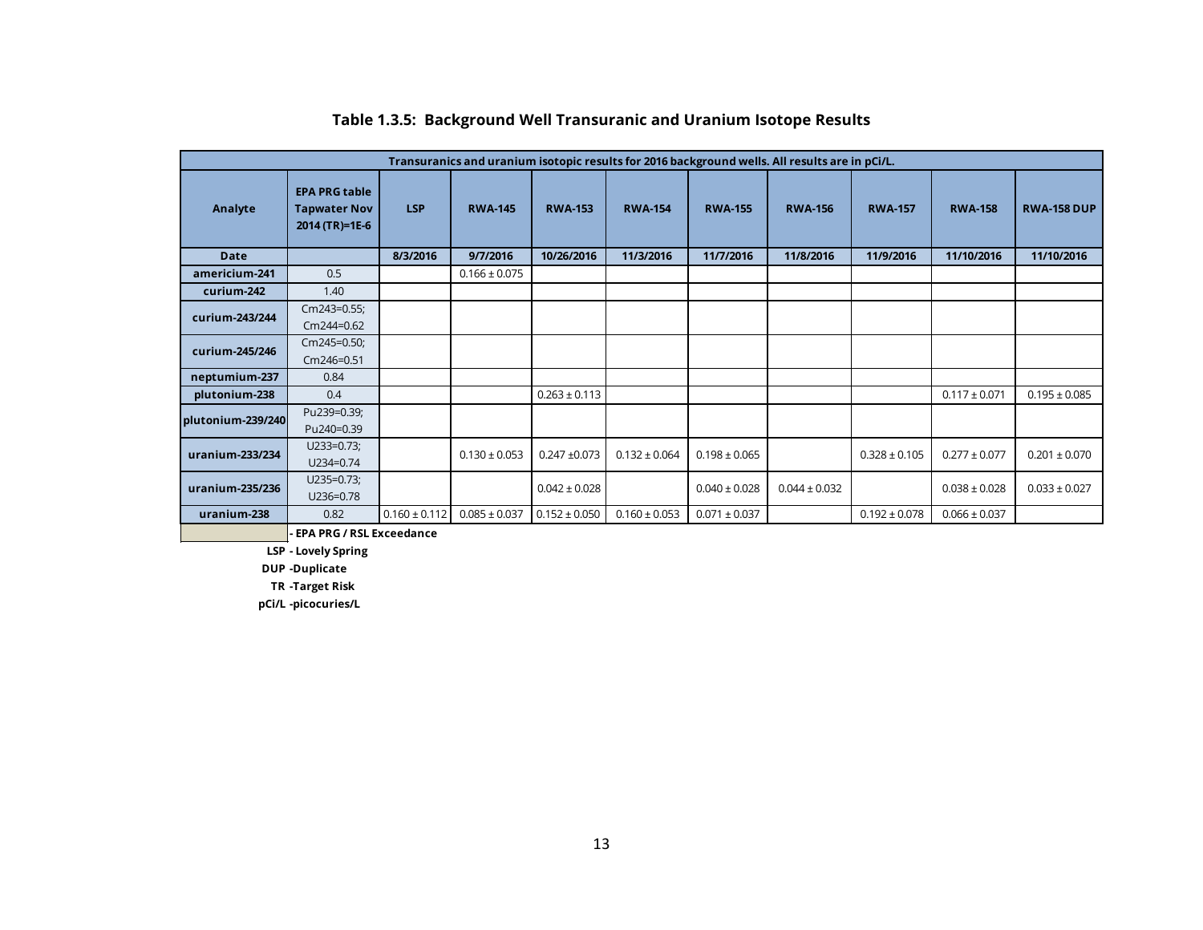## Table 1.3.5: Background Well Transuranic and Uranium Isotope Results

| Transuranics and uranium isotopic results for 2016 background wells. All results are in pCi/L. | | | | | | | | | | |
|---|---|---|---|---|---|---|---|---|---|---|
| **Analyte** | **EPA PRG table Tapwater Nov 2014 (TR)=1E-6** | **LSP** | **RWA-145** | **RWA-153** | **RWA-154** | **RWA-155** | **RWA-156** | **RWA-157** | **RWA-158** | **RWA-158 DUP** |
| **Date** | | **8/3/2016** | **9/7/2016** | **10/26/2016** | **11/3/2016** | **11/7/2016** | **11/8/2016** | **11/9/2016** | **11/10/2016** | **11/10/2016** |
| **americium-241** | 0.5 | | 0.166 ± 0.075 | | | | | | | |
| **curium-242** | 1.40 | | | | | | | | | |
| **curium-243/244** | Cm243=0.55; Cm244=0.62 | | | | | | | | | |
| **curium-245/246** | Cm245=0.50; Cm246=0.51 | | | | | | | | | |
| **neptumium-237** | 0.84 | | | | | | | | | |
| **plutonium-238** | 0.4 | | | 0.263 ± 0.113 | | | | | 0.117 ± 0.071 | 0.195 ± 0.085 |
| **plutonium-239/240** | Pu239=0.39; Pu240=0.39 | | | | | | | | | |
| **uranium-233/234** | U233=0.73; U234=0.74 | | 0.130 ± 0.053 | 0.247 ±0.073 | 0.132 ± 0.064 | 0.198 ± 0.065 | | 0.328 ± 0.105 | 0.277 ± 0.077 | 0.201 ± 0.070 |
| **uranium-235/236** | U235=0.73; U236=0.78 | | | 0.042 ± 0.028 | | 0.040 ± 0.028 | 0.044 ± 0.032 | | 0.038 ± 0.028 | 0.033 ± 0.027 |
| **uranium-238** | 0.82 | 0.160 ± 0.112 | 0.085 ± 0.037 | 0.152 ± 0.050 | 0.160 ± 0.053 | 0.071 ± 0.037 | | 0.192 ± 0.078 | 0.066 ± 0.037 | |

**- EPA PRG / RSL Exceedance**

**LSP - Lovely Spring**

**DUP -Duplicate**

**TR -Target Risk**

**pCi/L -picocuries/L**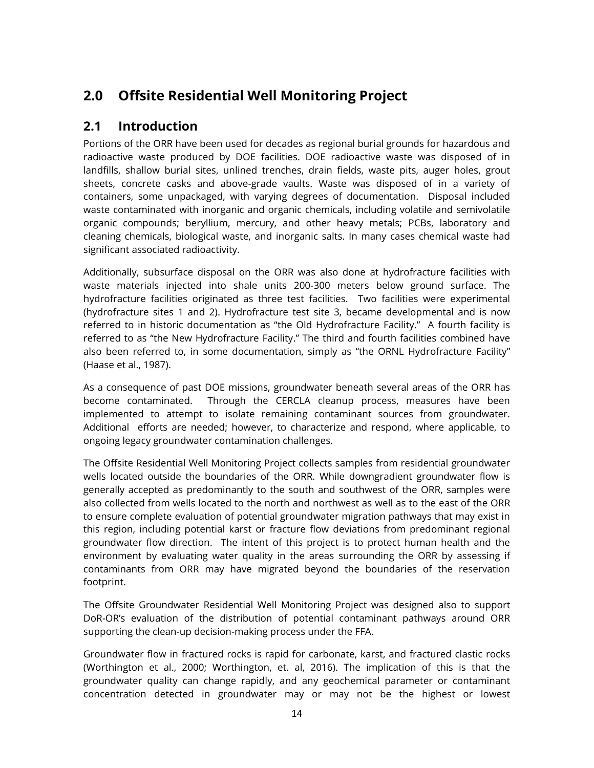# 2.0 Offsite Residential Well Monitoring Project

## 2.1 Introduction

Portions of the ORR have been used for decades as regional burial grounds for hazardous and radioactive waste produced by DOE facilities. DOE radioactive waste was disposed of in landfills, shallow burial sites, unlined trenches, drain fields, waste pits, auger holes, grout sheets, concrete casks and above-grade vaults. Waste was disposed of in a variety of containers, some unpackaged, with varying degrees of documentation. Disposal included waste contaminated with inorganic and organic chemicals, including volatile and semivolatile organic compounds; beryllium, mercury, and other heavy metals; PCBs, laboratory and cleaning chemicals, biological waste, and inorganic salts. In many cases chemical waste had significant associated radioactivity.

Additionally, subsurface disposal on the ORR was also done at hydrofracture facilities with waste materials injected into shale units 200-300 meters below ground surface. The hydrofracture facilities originated as three test facilities. Two facilities were experimental (hydrofracture sites 1 and 2). Hydrofracture test site 3, became developmental and is now referred to in historic documentation as "the Old Hydrofracture Facility." A fourth facility is referred to as "the New Hydrofracture Facility." The third and fourth facilities combined have also been referred to, in some documentation, simply as "the ORNL Hydrofracture Facility" (Haase et al., 1987).

As a consequence of past DOE missions, groundwater beneath several areas of the ORR has become contaminated. Through the CERCLA cleanup process, measures have been implemented to attempt to isolate remaining contaminant sources from groundwater. Additional efforts are needed; however, to characterize and respond, where applicable, to ongoing legacy groundwater contamination challenges.

The Offsite Residential Well Monitoring Project collects samples from residential groundwater wells located outside the boundaries of the ORR. While downgradient groundwater flow is generally accepted as predominantly to the south and southwest of the ORR, samples were also collected from wells located to the north and northwest as well as to the east of the ORR to ensure complete evaluation of potential groundwater migration pathways that may exist in this region, including potential karst or fracture flow deviations from predominant regional groundwater flow direction. The intent of this project is to protect human health and the environment by evaluating water quality in the areas surrounding the ORR by assessing if contaminants from ORR may have migrated beyond the boundaries of the reservation footprint.

The Offsite Groundwater Residential Well Monitoring Project was designed also to support DoR-OR's evaluation of the distribution of potential contaminant pathways around ORR supporting the clean-up decision-making process under the FFA.

Groundwater flow in fractured rocks is rapid for carbonate, karst, and fractured clastic rocks (Worthington et al., 2000; Worthington, et. al, 2016). The implication of this is that the groundwater quality can change rapidly, and any geochemical parameter or contaminant concentration detected in groundwater may or may not be the highest or lowest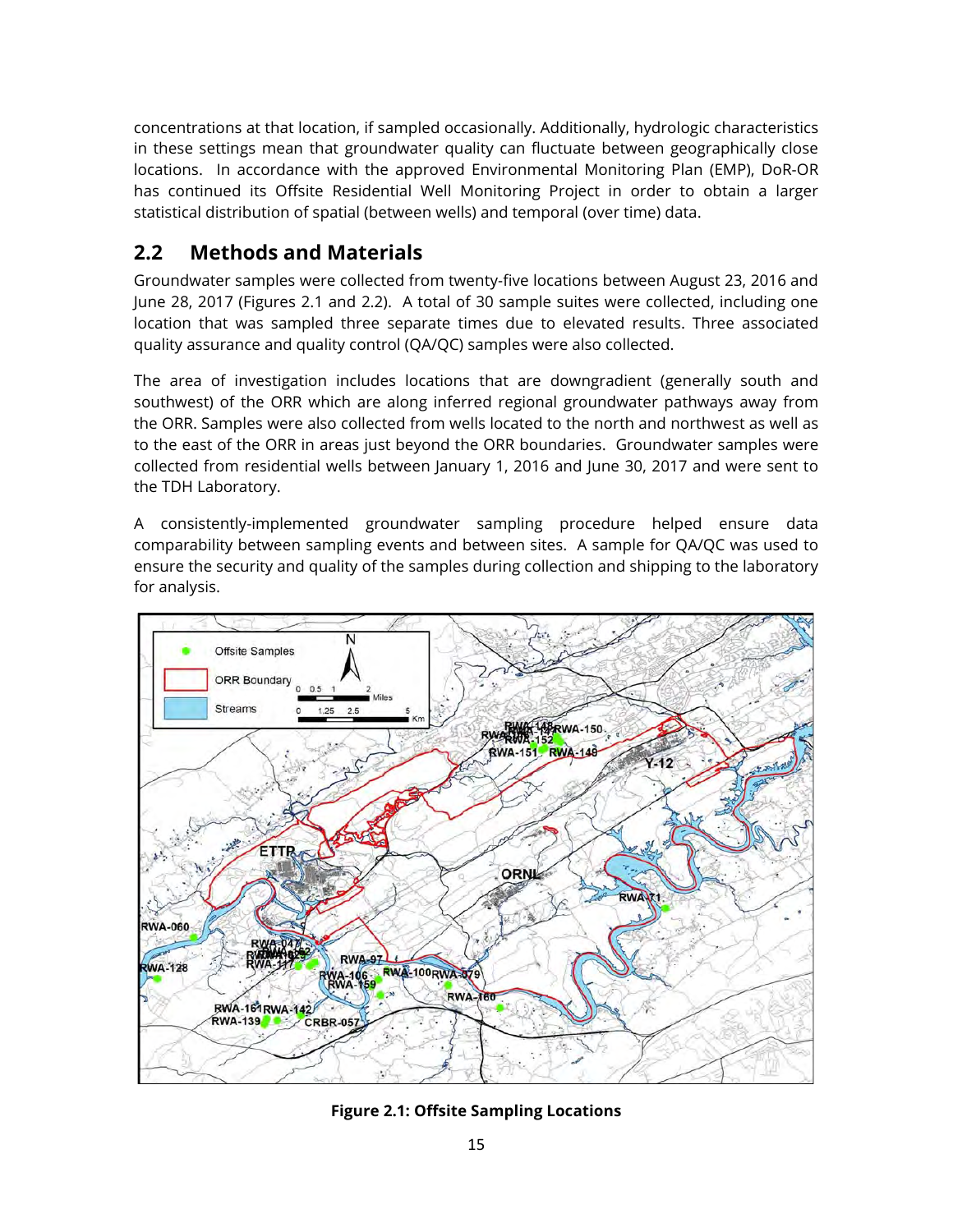concentrations at that location, if sampled occasionally. Additionally, hydrologic characteristics in these settings mean that groundwater quality can fluctuate between geographically close locations. In accordance with the approved Environmental Monitoring Plan (EMP), DoR-OR has continued its Offsite Residential Well Monitoring Project in order to obtain a larger statistical distribution of spatial (between wells) and temporal (over time) data.

## 2.2 Methods and Materials

Groundwater samples were collected from twenty-five locations between August 23, 2016 and June 28, 2017 (Figures 2.1 and 2.2). A total of 30 sample suites were collected, including one location that was sampled three separate times due to elevated results. Three associated quality assurance and quality control (QA/QC) samples were also collected.

The area of investigation includes locations that are downgradient (generally south and southwest) of the ORR which are along inferred regional groundwater pathways away from the ORR. Samples were also collected from wells located to the north and northwest as well as to the east of the ORR in areas just beyond the ORR boundaries. Groundwater samples were collected from residential wells between January 1, 2016 and June 30, 2017 and were sent to the TDH Laboratory.

A consistently-implemented groundwater sampling procedure helped ensure data comparability between sampling events and between sites. A sample for QA/QC was used to ensure the security and quality of the samples during collection and shipping to the laboratory for analysis.

**Figure 2.1: Offsite Sampling Locations**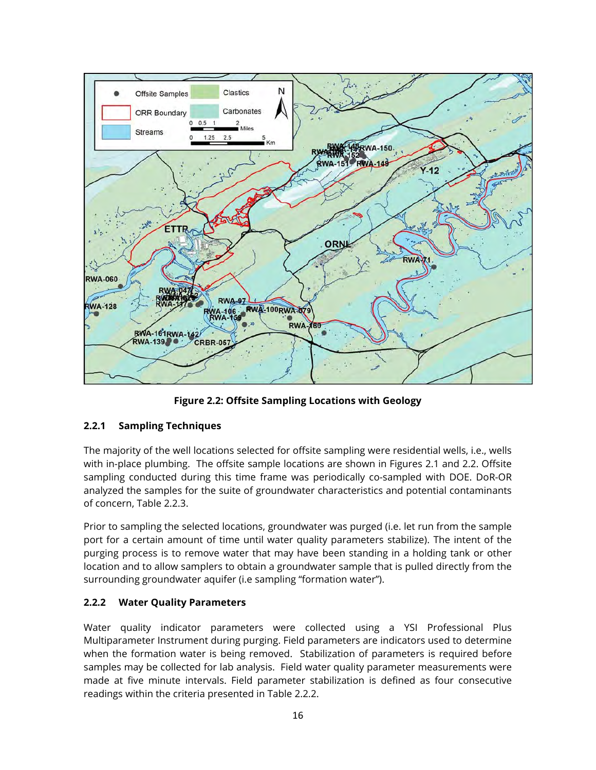Offsite Samples
Clastics
ORR Boundary
Carbonates
Streams
N
0 0.5 1 2 Miles
0 1.25 2.5 5 Km

RWA-148
RWA-147
RWA-150
RWA-152
RWA-151
RWA-149
Y-12
ETTP
ORNL
RWA-71
RWA-060
RWA-047
RWA-128
RWA-117
RWA-97
RWA-106
RWA-100
RWA-079
RWA-159
RWA-160
RWA-161
RWA-142
RWA-139
CRBR-057

**Figure 2.2: Offsite Sampling Locations with Geology**

### 2.2.1 Sampling Techniques

The majority of the well locations selected for offsite sampling were residential wells, i.e., wells with in-place plumbing. The offsite sample locations are shown in Figures 2.1 and 2.2. Offsite sampling conducted during this time frame was periodically co-sampled with DOE. DoR-OR analyzed the samples for the suite of groundwater characteristics and potential contaminants of concern, Table 2.2.3.

Prior to sampling the selected locations, groundwater was purged (i.e. let run from the sample port for a certain amount of time until water quality parameters stabilize). The intent of the purging process is to remove water that may have been standing in a holding tank or other location and to allow samplers to obtain a groundwater sample that is pulled directly from the surrounding groundwater aquifer (i.e sampling "formation water").

### 2.2.2 Water Quality Parameters

Water quality indicator parameters were collected using a YSI Professional Plus Multiparameter Instrument during purging. Field parameters are indicators used to determine when the formation water is being removed. Stabilization of parameters is required before samples may be collected for lab analysis. Field water quality parameter measurements were made at five minute intervals. Field parameter stabilization is defined as four consecutive readings within the criteria presented in Table 2.2.2.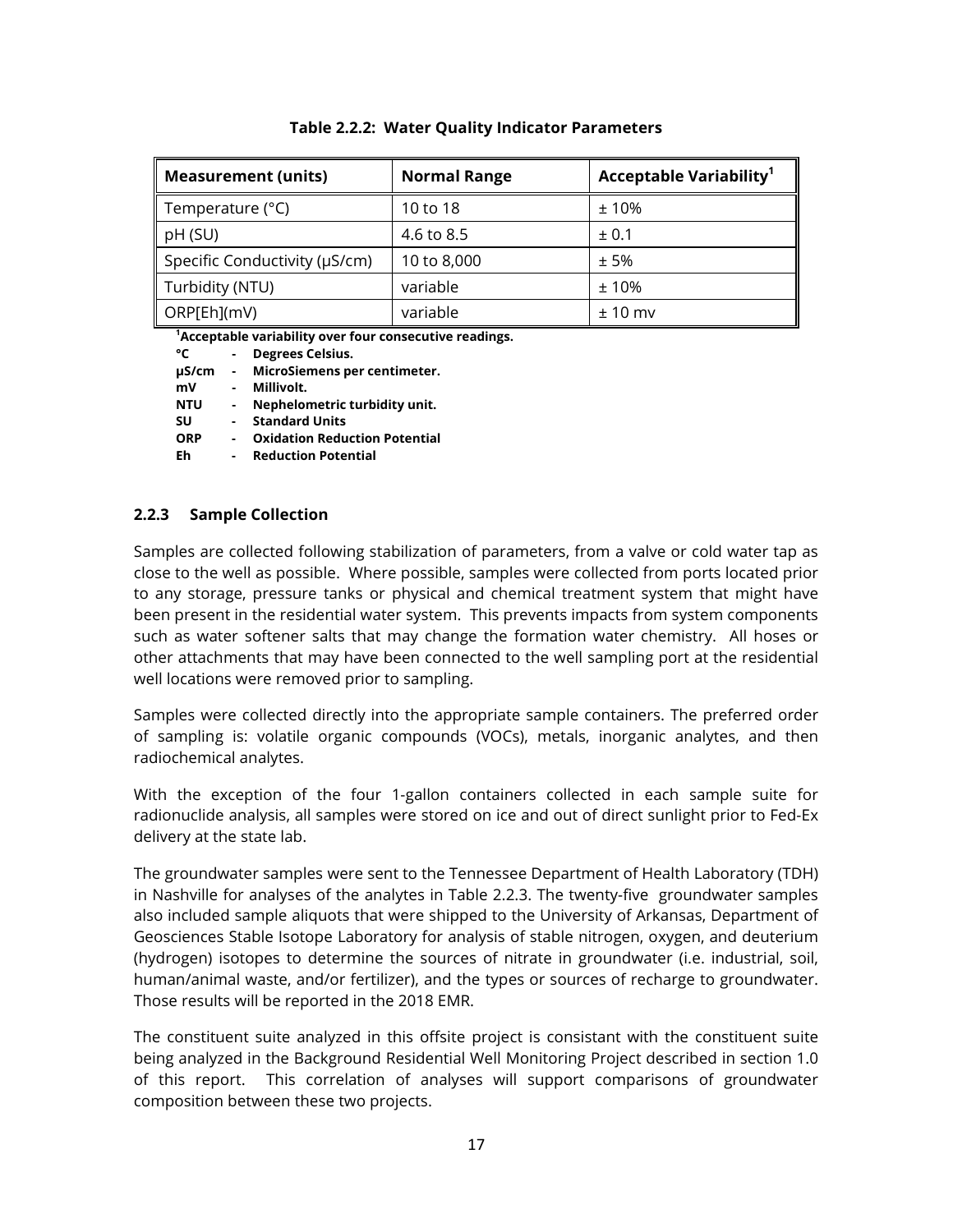**Table 2.2.2: Water Quality Indicator Parameters**

| Measurement (units) | Normal Range | Acceptable Variability[1] |
|---|---|---|
| Temperature (°C) | 10 to 18 | ± 10% |
| pH (SU) | 4.6 to 8.5 | ± 0.1 |
| Specific Conductivity (µS/cm) | 10 to 8,000 | ± 5% |
| Turbidity (NTU) | variable | ± 10% |
| ORP[Eh](mV) | variable | ± 10 mv |

**[1]Acceptable variability over four consecutive readings.**

**°C - Degrees Celsius.**
**µS/cm - MicroSiemens per centimeter.**
**mV - Millivolt.**
**NTU - Nephelometric turbidity unit.**
**SU - Standard Units**
**ORP - Oxidation Reduction Potential**
**Eh - Reduction Potential**

### 2.2.3 Sample Collection

Samples are collected following stabilization of parameters, from a valve or cold water tap as close to the well as possible. Where possible, samples were collected from ports located prior to any storage, pressure tanks or physical and chemical treatment system that might have been present in the residential water system. This prevents impacts from system components such as water softener salts that may change the formation water chemistry. All hoses or other attachments that may have been connected to the well sampling port at the residential well locations were removed prior to sampling.

Samples were collected directly into the appropriate sample containers. The preferred order of sampling is: volatile organic compounds (VOCs), metals, inorganic analytes, and then radiochemical analytes.

With the exception of the four 1-gallon containers collected in each sample suite for radionuclide analysis, all samples were stored on ice and out of direct sunlight prior to Fed-Ex delivery at the state lab.

The groundwater samples were sent to the Tennessee Department of Health Laboratory (TDH) in Nashville for analyses of the analytes in Table 2.2.3. The twenty-five groundwater samples also included sample aliquots that were shipped to the University of Arkansas, Department of Geosciences Stable Isotope Laboratory for analysis of stable nitrogen, oxygen, and deuterium (hydrogen) isotopes to determine the sources of nitrate in groundwater (i.e. industrial, soil, human/animal waste, and/or fertilizer), and the types or sources of recharge to groundwater. Those results will be reported in the 2018 EMR.

The constituent suite analyzed in this offsite project is consistant with the constituent suite being analyzed in the Background Residential Well Monitoring Project described in section 1.0 of this report. This correlation of analyses will support comparisons of groundwater composition between these two projects.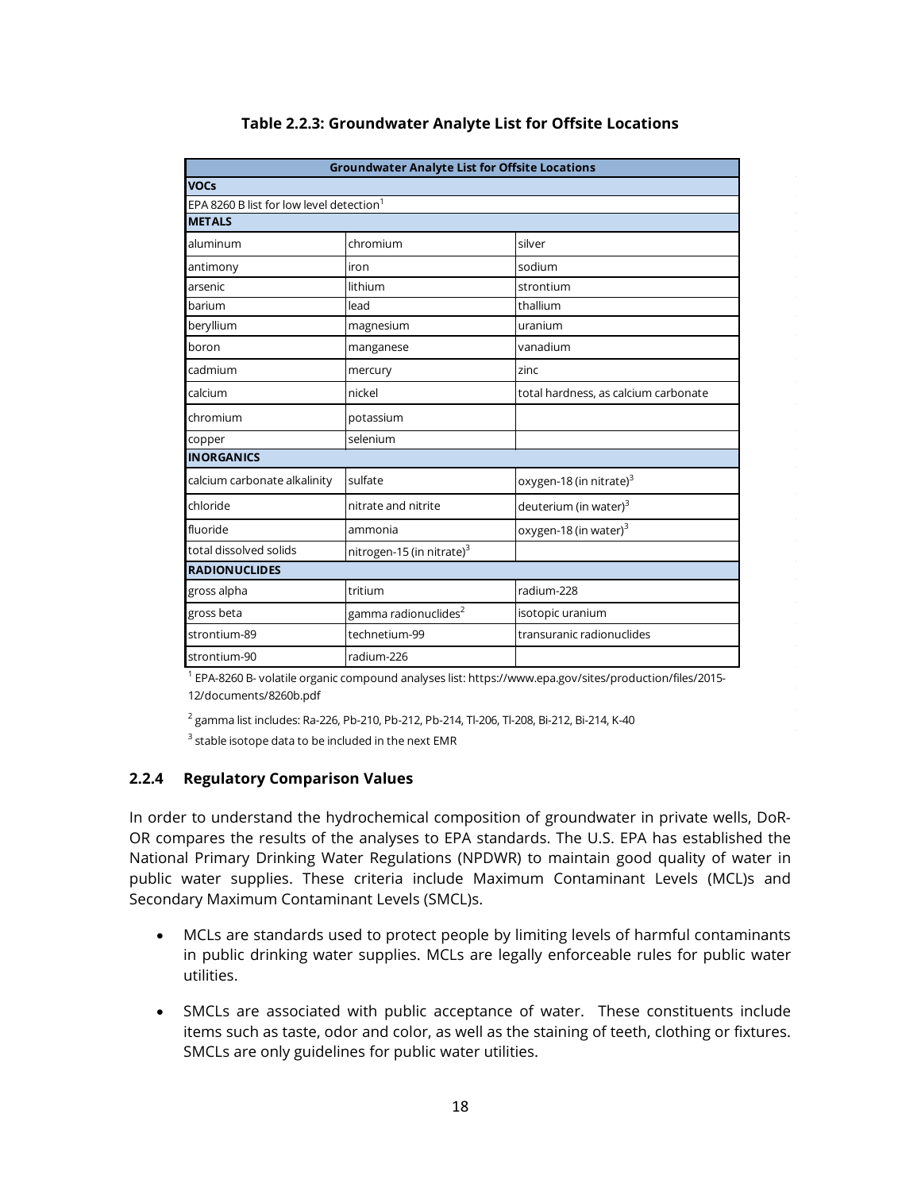**Table 2.2.3: Groundwater Analyte List for Offsite Locations**

| Groundwater Analyte List for Offsite Locations | | |
|---|---|---|
| **VOCs** | | |
| EPA 8260 B list for low level detection[1] | | |
| **METALS** | | |
| aluminum | chromium | silver |
| antimony | iron | sodium |
| arsenic | lithium | strontium |
| barium | lead | thallium |
| beryllium | magnesium | uranium |
| boron | manganese | vanadium |
| cadmium | mercury | zinc |
| calcium | nickel | total hardness, as calcium carbonate |
| chromium | potassium | |
| copper | selenium | |
| **INORGANICS** | | |
| calcium carbonate alkalinity | sulfate | oxygen-18 (in nitrate)[3] |
| chloride | nitrate and nitrite | deuterium (in water)[3] |
| fluoride | ammonia | oxygen-18 (in water)[3] |
| total dissolved solids | nitrogen-15 (in nitrate)[3] | |
| **RADIONUCLIDES** | | |
| gross alpha | tritium | radium-228 |
| gross beta | gamma radionuclides[2] | isotopic uranium |
| strontium-89 | technetium-99 | transuranic radionuclides |
| strontium-90 | radium-226 | |

[1] EPA-8260 B- volatile organic compound analyses list: https://www.epa.gov/sites/production/files/2015-12/documents/8260b.pdf

[2] gamma list includes: Ra-226, Pb-210, Pb-212, Pb-214, Tl-206, Tl-208, Bi-212, Bi-214, K-40

[3] stable isotope data to be included in the next EMR

### 2.2.4 Regulatory Comparison Values

In order to understand the hydrochemical composition of groundwater in private wells, DoR-OR compares the results of the analyses to EPA standards. The U.S. EPA has established the National Primary Drinking Water Regulations (NPDWR) to maintain good quality of water in public water supplies. These criteria include Maximum Contaminant Levels (MCL)s and Secondary Maximum Contaminant Levels (SMCL)s.

- MCLs are standards used to protect people by limiting levels of harmful contaminants in public drinking water supplies. MCLs are legally enforceable rules for public water utilities.
- SMCLs are associated with public acceptance of water. These constituents include items such as taste, odor and color, as well as the staining of teeth, clothing or fixtures. SMCLs are only guidelines for public water utilities.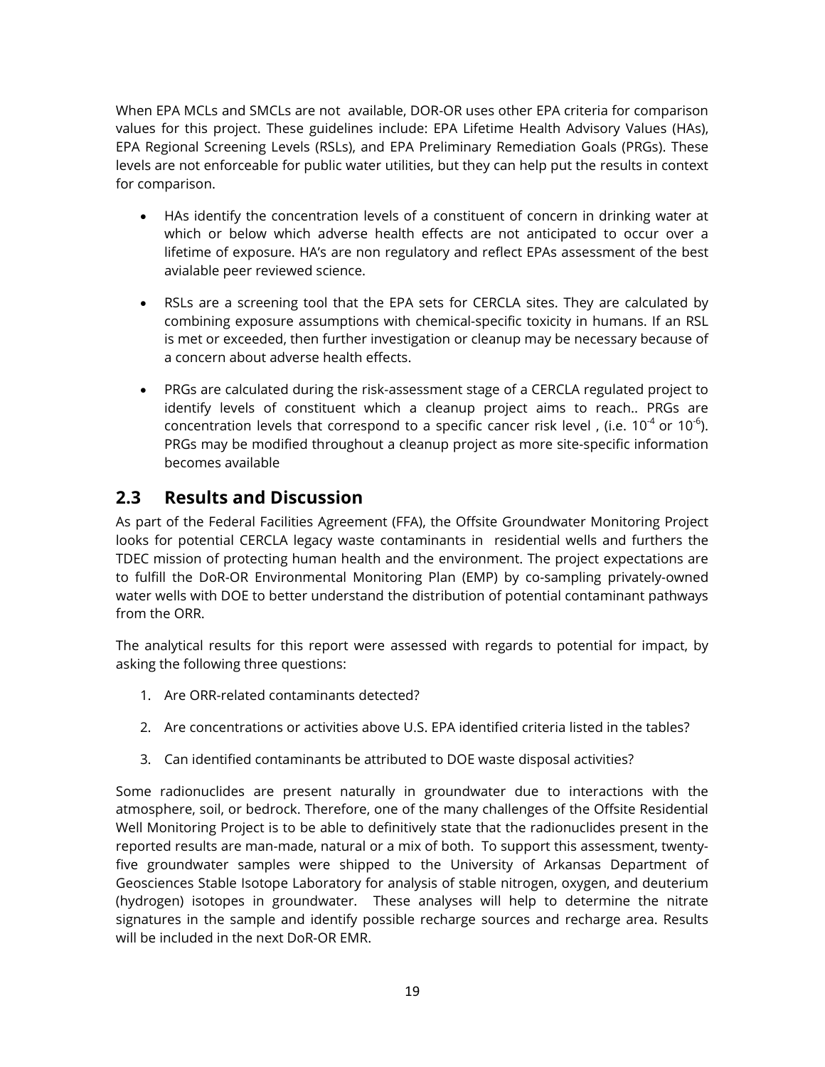When EPA MCLs and SMCLs are not available, DOR-OR uses other EPA criteria for comparison values for this project. These guidelines include: EPA Lifetime Health Advisory Values (HAs), EPA Regional Screening Levels (RSLs), and EPA Preliminary Remediation Goals (PRGs). These levels are not enforceable for public water utilities, but they can help put the results in context for comparison.

- HAs identify the concentration levels of a constituent of concern in drinking water at which or below which adverse health effects are not anticipated to occur over a lifetime of exposure. HA's are non regulatory and reflect EPAs assessment of the best avialable peer reviewed science.
- RSLs are a screening tool that the EPA sets for CERCLA sites. They are calculated by combining exposure assumptions with chemical-specific toxicity in humans. If an RSL is met or exceeded, then further investigation or cleanup may be necessary because of a concern about adverse health effects.
- PRGs are calculated during the risk-assessment stage of a CERCLA regulated project to identify levels of constituent which a cleanup project aims to reach.. PRGs are concentration levels that correspond to a specific cancer risk level , (i.e. $10^{-4}$ or $10^{-6}$). PRGs may be modified throughout a cleanup project as more site-specific information becomes available

## 2.3 Results and Discussion

As part of the Federal Facilities Agreement (FFA), the Offsite Groundwater Monitoring Project looks for potential CERCLA legacy waste contaminants in residential wells and furthers the TDEC mission of protecting human health and the environment. The project expectations are to fulfill the DoR-OR Environmental Monitoring Plan (EMP) by co-sampling privately-owned water wells with DOE to better understand the distribution of potential contaminant pathways from the ORR.

The analytical results for this report were assessed with regards to potential for impact, by asking the following three questions:

1. Are ORR-related contaminants detected?
2. Are concentrations or activities above U.S. EPA identified criteria listed in the tables?
3. Can identified contaminants be attributed to DOE waste disposal activities?

Some radionuclides are present naturally in groundwater due to interactions with the atmosphere, soil, or bedrock. Therefore, one of the many challenges of the Offsite Residential Well Monitoring Project is to be able to definitively state that the radionuclides present in the reported results are man-made, natural or a mix of both. To support this assessment, twenty-five groundwater samples were shipped to the University of Arkansas Department of Geosciences Stable Isotope Laboratory for analysis of stable nitrogen, oxygen, and deuterium (hydrogen) isotopes in groundwater. These analyses will help to determine the nitrate signatures in the sample and identify possible recharge sources and recharge area. Results will be included in the next DoR-OR EMR.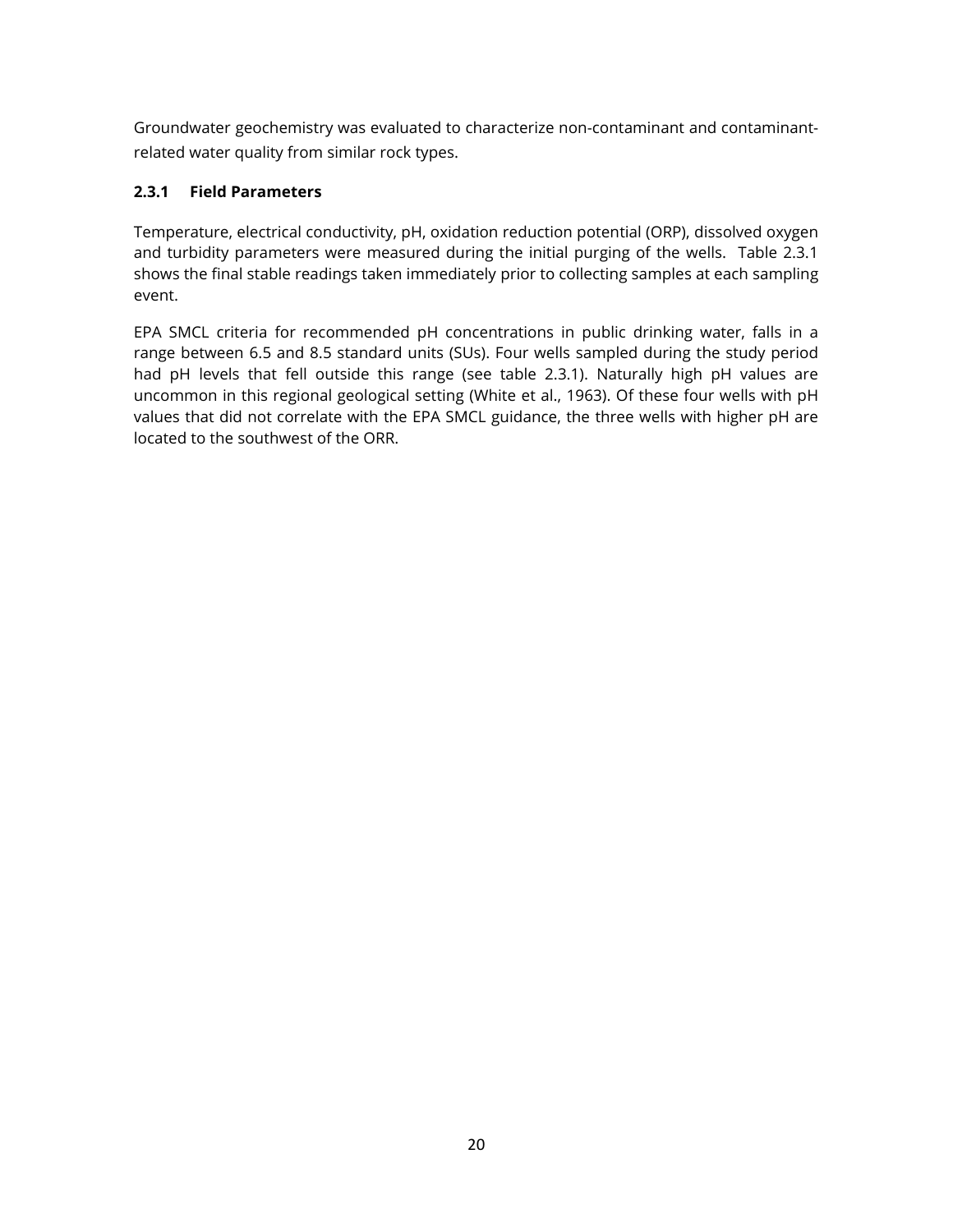Groundwater geochemistry was evaluated to characterize non-contaminant and contaminant-related water quality from similar rock types.

### 2.3.1 Field Parameters

Temperature, electrical conductivity, pH, oxidation reduction potential (ORP), dissolved oxygen and turbidity parameters were measured during the initial purging of the wells. Table 2.3.1 shows the final stable readings taken immediately prior to collecting samples at each sampling event.

EPA SMCL criteria for recommended pH concentrations in public drinking water, falls in a range between 6.5 and 8.5 standard units (SUs). Four wells sampled during the study period had pH levels that fell outside this range (see table 2.3.1). Naturally high pH values are uncommon in this regional geological setting (White et al., 1963). Of these four wells with pH values that did not correlate with the EPA SMCL guidance, the three wells with higher pH are located to the southwest of the ORR.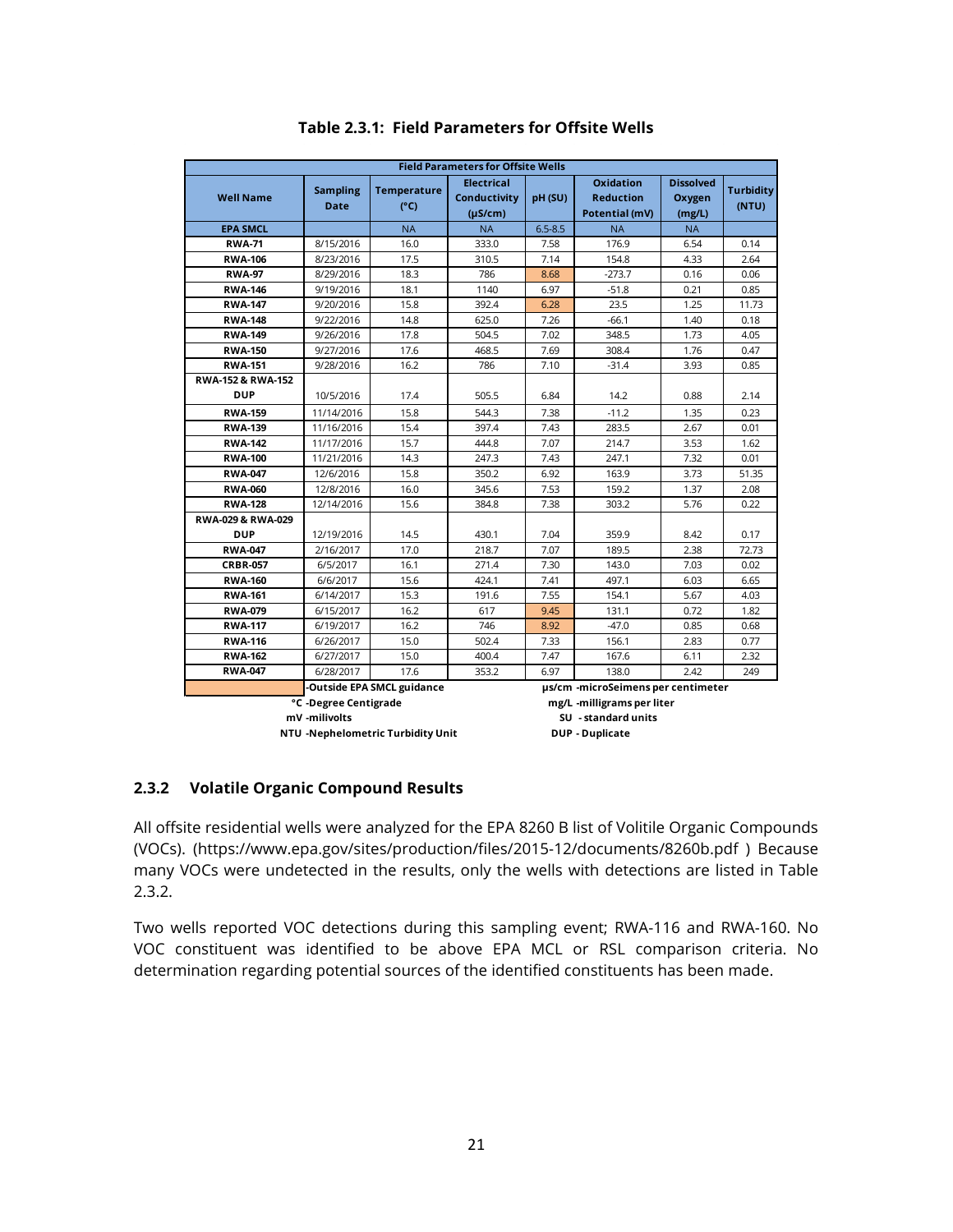**Table 2.3.1: Field Parameters for Offsite Wells**

| Field Parameters for Offsite Wells | | | | | | | |
|---|---|---|---|---|---|---|---|
| Well Name | Sampling Date | Temperature (°C) | Electrical Conductivity (µS/cm) | pH (SU) | Oxidation Reduction Potential (mV) | Dissolved Oxygen (mg/L) | Turbidity (NTU) |
| EPA SMCL | | NA | NA | 6.5-8.5 | NA | NA | |
| RWA-71 | 8/15/2016 | 16.0 | 333.0 | 7.58 | 176.9 | 6.54 | 0.14 |
| RWA-106 | 8/23/2016 | 17.5 | 310.5 | 7.14 | 154.8 | 4.33 | 2.64 |
| RWA-97 | 8/29/2016 | 18.3 | 786 | 8.68 | -273.7 | 0.16 | 0.06 |
| RWA-146 | 9/19/2016 | 18.1 | 1140 | 6.97 | -51.8 | 0.21 | 0.85 |
| RWA-147 | 9/20/2016 | 15.8 | 392.4 | 6.28 | 23.5 | 1.25 | 11.73 |
| RWA-148 | 9/22/2016 | 14.8 | 625.0 | 7.26 | -66.1 | 1.40 | 0.18 |
| RWA-149 | 9/26/2016 | 17.8 | 504.5 | 7.02 | 348.5 | 1.73 | 4.05 |
| RWA-150 | 9/27/2016 | 17.6 | 468.5 | 7.69 | 308.4 | 1.76 | 0.47 |
| RWA-151 | 9/28/2016 | 16.2 | 786 | 7.10 | -31.4 | 3.93 | 0.85 |
| RWA-152 & RWA-152 DUP | 10/5/2016 | 17.4 | 505.5 | 6.84 | 14.2 | 0.88 | 2.14 |
| RWA-159 | 11/14/2016 | 15.8 | 544.3 | 7.38 | -11.2 | 1.35 | 0.23 |
| RWA-139 | 11/16/2016 | 15.4 | 397.4 | 7.43 | 283.5 | 2.67 | 0.01 |
| RWA-142 | 11/17/2016 | 15.7 | 444.8 | 7.07 | 214.7 | 3.53 | 1.62 |
| RWA-100 | 11/21/2016 | 14.3 | 247.3 | 7.43 | 247.1 | 7.32 | 0.01 |
| RWA-047 | 12/6/2016 | 15.8 | 350.2 | 6.92 | 163.9 | 3.73 | 51.35 |
| RWA-060 | 12/8/2016 | 16.0 | 345.6 | 7.53 | 159.2 | 1.37 | 2.08 |
| RWA-128 | 12/14/2016 | 15.6 | 384.8 | 7.38 | 303.2 | 5.76 | 0.22 |
| RWA-029 & RWA-029 DUP | 12/19/2016 | 14.5 | 430.1 | 7.04 | 359.9 | 8.42 | 0.17 |
| RWA-047 | 2/16/2017 | 17.0 | 218.7 | 7.07 | 189.5 | 2.38 | 72.73 |
| CRBR-057 | 6/5/2017 | 16.1 | 271.4 | 7.30 | 143.0 | 7.03 | 0.02 |
| RWA-160 | 6/6/2017 | 15.6 | 424.1 | 7.41 | 497.1 | 6.03 | 6.65 |
| RWA-161 | 6/14/2017 | 15.3 | 191.6 | 7.55 | 154.1 | 5.67 | 4.03 |
| RWA-079 | 6/15/2017 | 16.2 | 617 | 9.45 | 131.1 | 0.72 | 1.82 |
| RWA-117 | 6/19/2017 | 16.2 | 746 | 8.92 | -47.0 | 0.85 | 0.68 |
| RWA-116 | 6/26/2017 | 15.0 | 502.4 | 7.33 | 156.1 | 2.83 | 0.77 |
| RWA-162 | 6/27/2017 | 15.0 | 400.4 | 7.47 | 167.6 | 6.11 | 2.32 |
| RWA-047 | 6/28/2017 | 17.6 | 353.2 | 6.97 | 138.0 | 2.42 | 249 |

-Outside EPA SMCL guidance
µs/cm -microSeimens per centimeter
°C -Degree Centigrade
mg/L -milligrams per liter
mV -milivolts
SU - standard units
NTU -Nephelometric Turbidity Unit
DUP - Duplicate

### 2.3.2 Volatile Organic Compound Results

All offsite residential wells were analyzed for the EPA 8260 B list of Volitile Organic Compounds (VOCs). (https://www.epa.gov/sites/production/files/2015-12/documents/8260b.pdf ) Because many VOCs were undetected in the results, only the wells with detections are listed in Table 2.3.2.

Two wells reported VOC detections during this sampling event; RWA-116 and RWA-160. No VOC constituent was identified to be above EPA MCL or RSL comparison criteria. No determination regarding potential sources of the identified constituents has been made.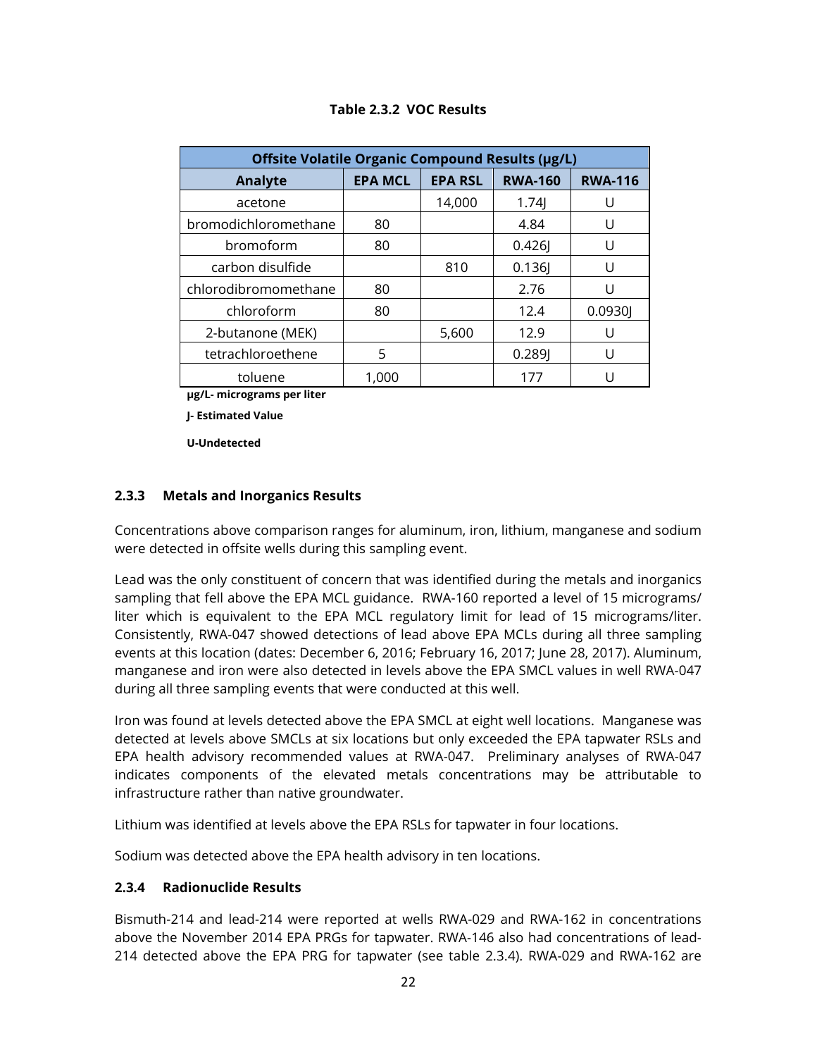**Table 2.3.2 VOC Results**

| Offsite Volatile Organic Compound Results (µg/L) | | | | |
|---|---|---|---|---|
| **Analyte** | **EPA MCL** | **EPA RSL** | **RWA-160** | **RWA-116** |
| acetone | | 14,000 | 1.74J | U |
| bromodichloromethane | 80 | | 4.84 | U |
| bromoform | 80 | | 0.426J | U |
| carbon disulfide | | 810 | 0.136J | U |
| chlorodibromomethane | 80 | | 2.76 | U |
| chloroform | 80 | | 12.4 | 0.0930J |
| 2-butanone (MEK) | | 5,600 | 12.9 | U |
| tetrachloroethene | 5 | | 0.289J | U |
| toluene | 1,000 | | 177 | U |

**µg/L- micrograms per liter**

**J- Estimated Value**

**U-Undetected**

### 2.3.3 Metals and Inorganics Results

Concentrations above comparison ranges for aluminum, iron, lithium, manganese and sodium were detected in offsite wells during this sampling event.

Lead was the only constituent of concern that was identified during the metals and inorganics sampling that fell above the EPA MCL guidance. RWA-160 reported a level of 15 micrograms/liter which is equivalent to the EPA MCL regulatory limit for lead of 15 micrograms/liter. Consistently, RWA-047 showed detections of lead above EPA MCLs during all three sampling events at this location (dates: December 6, 2016; February 16, 2017; June 28, 2017). Aluminum, manganese and iron were also detected in levels above the EPA SMCL values in well RWA-047 during all three sampling events that were conducted at this well.

Iron was found at levels detected above the EPA SMCL at eight well locations. Manganese was detected at levels above SMCLs at six locations but only exceeded the EPA tapwater RSLs and EPA health advisory recommended values at RWA-047. Preliminary analyses of RWA-047 indicates components of the elevated metals concentrations may be attributable to infrastructure rather than native groundwater.

Lithium was identified at levels above the EPA RSLs for tapwater in four locations.

Sodium was detected above the EPA health advisory in ten locations.

### 2.3.4 Radionuclide Results

Bismuth-214 and lead-214 were reported at wells RWA-029 and RWA-162 in concentrations above the November 2014 EPA PRGs for tapwater. RWA-146 also had concentrations of lead-214 detected above the EPA PRG for tapwater (see table 2.3.4). RWA-029 and RWA-162 are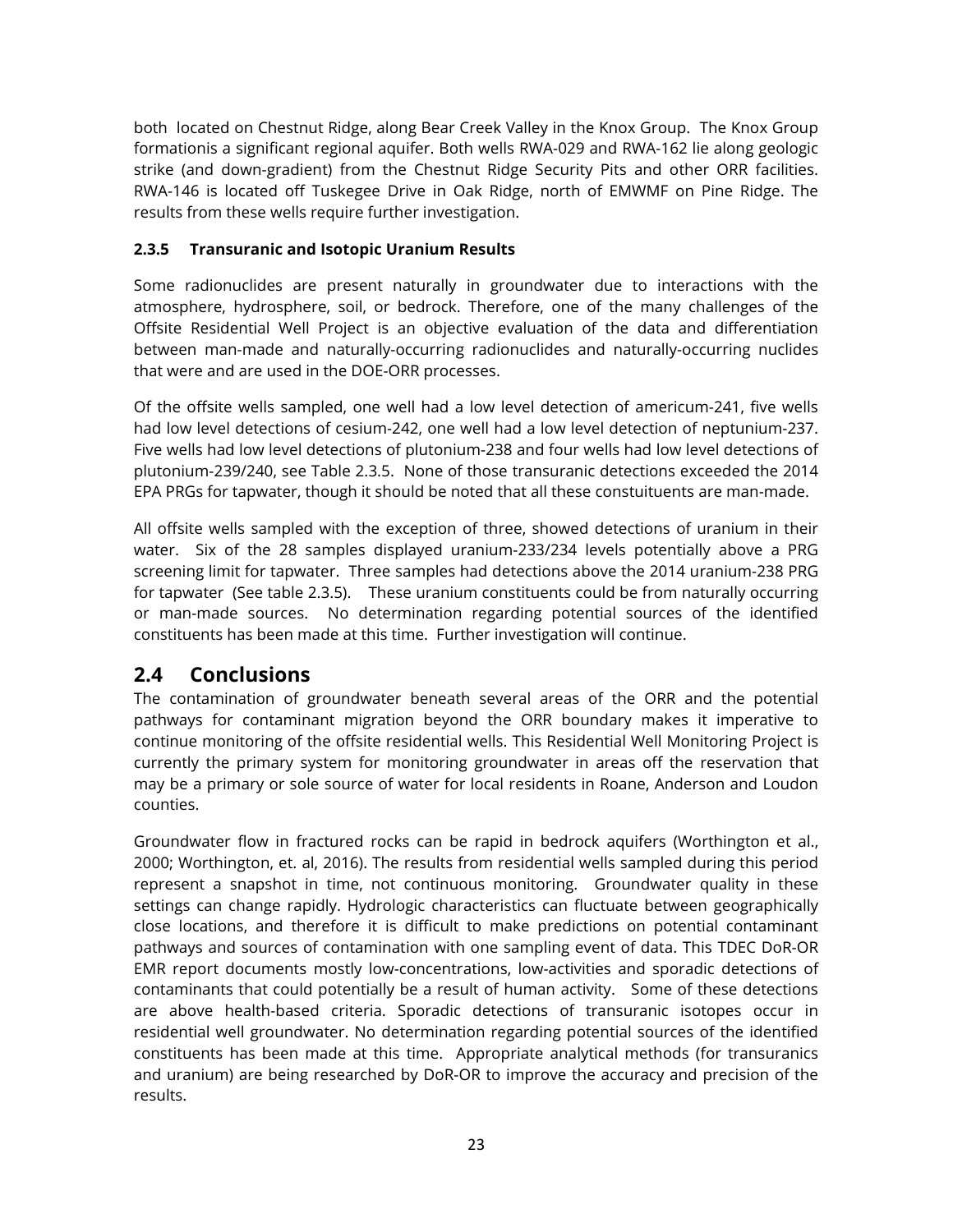both located on Chestnut Ridge, along Bear Creek Valley in the Knox Group. The Knox Group formationis a significant regional aquifer. Both wells RWA-029 and RWA-162 lie along geologic strike (and down-gradient) from the Chestnut Ridge Security Pits and other ORR facilities. RWA-146 is located off Tuskegee Drive in Oak Ridge, north of EMWMF on Pine Ridge. The results from these wells require further investigation.

### 2.3.5 Transuranic and Isotopic Uranium Results

Some radionuclides are present naturally in groundwater due to interactions with the atmosphere, hydrosphere, soil, or bedrock. Therefore, one of the many challenges of the Offsite Residential Well Project is an objective evaluation of the data and differentiation between man-made and naturally-occurring radionuclides and naturally-occurring nuclides that were and are used in the DOE-ORR processes.

Of the offsite wells sampled, one well had a low level detection of americum-241, five wells had low level detections of cesium-242, one well had a low level detection of neptunium-237. Five wells had low level detections of plutonium-238 and four wells had low level detections of plutonium-239/240, see Table 2.3.5. None of those transuranic detections exceeded the 2014 EPA PRGs for tapwater, though it should be noted that all these constuituents are man-made.

All offsite wells sampled with the exception of three, showed detections of uranium in their water. Six of the 28 samples displayed uranium-233/234 levels potentially above a PRG screening limit for tapwater. Three samples had detections above the 2014 uranium-238 PRG for tapwater (See table 2.3.5). These uranium constituents could be from naturally occurring or man-made sources. No determination regarding potential sources of the identified constituents has been made at this time. Further investigation will continue.

## 2.4 Conclusions

The contamination of groundwater beneath several areas of the ORR and the potential pathways for contaminant migration beyond the ORR boundary makes it imperative to continue monitoring of the offsite residential wells. This Residential Well Monitoring Project is currently the primary system for monitoring groundwater in areas off the reservation that may be a primary or sole source of water for local residents in Roane, Anderson and Loudon counties.

Groundwater flow in fractured rocks can be rapid in bedrock aquifers (Worthington et al., 2000; Worthington, et. al, 2016). The results from residential wells sampled during this period represent a snapshot in time, not continuous monitoring. Groundwater quality in these settings can change rapidly. Hydrologic characteristics can fluctuate between geographically close locations, and therefore it is difficult to make predictions on potential contaminant pathways and sources of contamination with one sampling event of data. This TDEC DoR-OR EMR report documents mostly low-concentrations, low-activities and sporadic detections of contaminants that could potentially be a result of human activity. Some of these detections are above health-based criteria. Sporadic detections of transuranic isotopes occur in residential well groundwater. No determination regarding potential sources of the identified constituents has been made at this time. Appropriate analytical methods (for transuranics and uranium) are being researched by DoR-OR to improve the accuracy and precision of the results.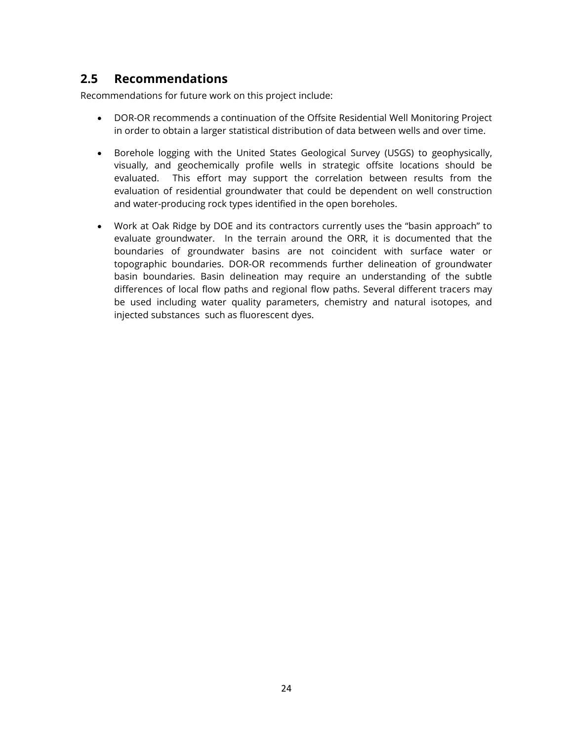## 2.5 Recommendations

Recommendations for future work on this project include:

- DOR-OR recommends a continuation of the Offsite Residential Well Monitoring Project in order to obtain a larger statistical distribution of data between wells and over time.

- Borehole logging with the United States Geological Survey (USGS) to geophysically, visually, and geochemically profile wells in strategic offsite locations should be evaluated. This effort may support the correlation between results from the evaluation of residential groundwater that could be dependent on well construction and water-producing rock types identified in the open boreholes.

- Work at Oak Ridge by DOE and its contractors currently uses the "basin approach" to evaluate groundwater. In the terrain around the ORR, it is documented that the boundaries of groundwater basins are not coincident with surface water or topographic boundaries. DOR-OR recommends further delineation of groundwater basin boundaries. Basin delineation may require an understanding of the subtle differences of local flow paths and regional flow paths. Several different tracers may be used including water quality parameters, chemistry and natural isotopes, and injected substances such as fluorescent dyes.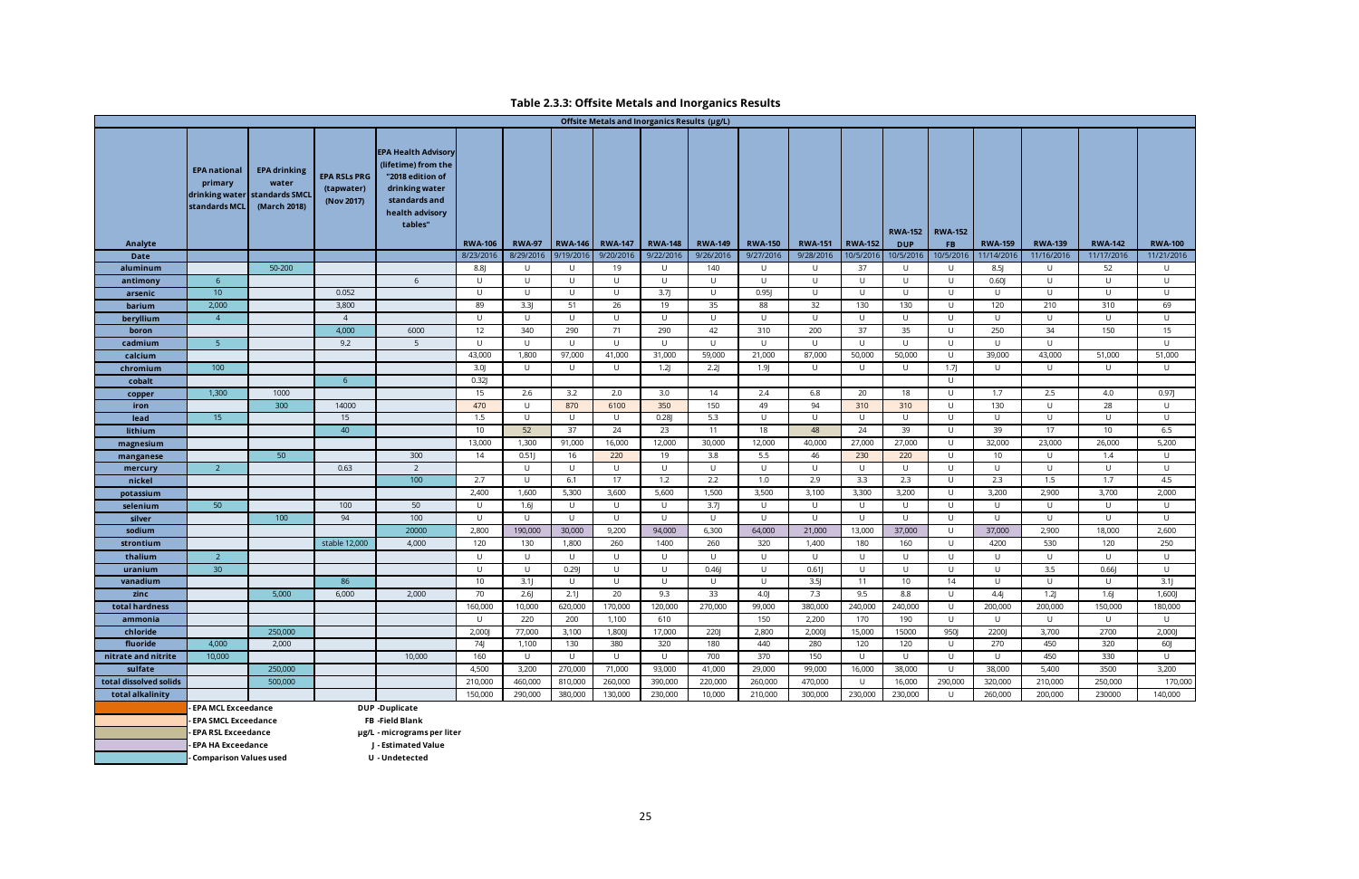# Table 2.3.3: Offsite Metals and Inorganics Results

| Analyte | EPA national primary drinking water standards MCL | EPA drinking water standards SMCL (March 2018) | EPA RSLs PRG (tapwater) (Nov 2017) | EPA Health Advisory (lifetime) from the "2018 edition of drinking water standards and health advisory tables" | RWA-106 | RWA-97 | RWA-146 | RWA-147 | RWA-148 | RWA-149 | RWA-150 | RWA-151 | RWA-152 | RWA-152 DUP | RWA-152 FB | RWA-159 | RWA-139 | RWA-142 | RWA-100 |
|---|---|---|---|---|---|---|---|---|---|---|---|---|---|---|---|---|---|---|---|
| | | | | | Offsite Metals and Inorganics Results (µg/L) | | | | | | | | | | | | | | |
| **Date** | | | | | 8/23/2016 | 8/29/2016 | 9/19/2016 | 9/20/2016 | 9/22/2016 | 9/26/2016 | 9/27/2016 | 9/28/2016 | 10/5/2016 | 10/5/2016 | 10/5/2016 | 11/14/2016 | 11/16/2016 | 11/17/2016 | 11/21/2016 |
| **aluminum** | | 50-200 | | | 8.8J | U | U | 19 | U | 140 | U | U | 37 | U | U | 8.5J | U | 52 | U |
| **antimony** | 6 | | | 6 | U | U | U | U | U | U | U | U | U | U | U | 0.60J | U | U | U |
| **arsenic** | 10 | | 0.052 | | U | U | U | U | 3.7J | U | 0.95J | U | U | U | U | U | U | U | U |
| **barium** | 2,000 | | 3,800 | | 89 | 3.3J | 51 | 26 | 19 | 35 | 88 | 32 | 130 | 130 | U | 120 | 210 | 310 | 69 |
| **beryllium** | 4 | | 4 | | U | U | U | U | U | U | U | U | U | U | U | U | U | U | U |
| **boron** | | | 4,000 | 6000 | 12 | 340 | 290 | 71 | 290 | 42 | 310 | 200 | 37 | 35 | U | 250 | 34 | 150 | 15 |
| **cadmium** | 5 | | 9.2 | 5 | U | U | U | U | U | U | U | U | U | U | U | U | U | | U |
| **calcium** | | | | | 43,000 | 1,800 | 97,000 | 41,000 | 31,000 | 59,000 | 21,000 | 87,000 | 50,000 | 50,000 | U | 39,000 | 43,000 | 51,000 | 51,000 |
| **chromium** | 100 | | | | 3.0J | U | U | U | 1.2J | 2.2J | 1.9J | U | U | U | 1.7J | U | U | U | U |
| **cobalt** | | | 6 | | 0.32J | | | | | | | | | | U | | | | |
| **copper** | 1,300 | 1000 | | | 15 | 2.6 | 3.2 | 2.0 | 3.0 | 14 | 2.4 | 6.8 | 20 | 18 | U | 1.7 | 2.5 | 4.0 | 0.97J |
| **iron** | | 300 | 14000 | | 470 | U | 870 | 6100 | 350 | 150 | 49 | 94 | 310 | 310 | U | 130 | U | 28 | U |
| **lead** | 15 | | 15 | | 1.5 | U | U | U | 0.28J | 5.3 | U | U | U | U | U | U | U | U | U |
| **lithium** | | | 40 | | 10 | 52 | 37 | 24 | 23 | 11 | 18 | 48 | 24 | 39 | U | 39 | 17 | 10 | 6.5 |
| **magnesium** | | | | | 13,000 | 1,300 | 91,000 | 16,000 | 12,000 | 30,000 | 12,000 | 40,000 | 27,000 | 27,000 | U | 32,000 | 23,000 | 26,000 | 5,200 |
| **manganese** | | 50 | | 300 | 14 | 0.51J | 16 | 220 | 19 | 3.8 | 5.5 | 46 | 230 | 220 | U | 10 | U | 1.4 | U |
| **mercury** | 2 | | 0.63 | 2 | | U | U | U | U | U | U | U | U | U | U | U | U | U | U |
| **nickel** | | | | 100 | 2.7 | U | 6.1 | 17 | 1.2 | 2.2 | 1.0 | 2.9 | 3.3 | 2.3 | U | 2.3 | 1.5 | 1.7 | 4.5 |
| **potassium** | | | | | 2,400 | 1,600 | 5,300 | 3,600 | 5,600 | 1,500 | 3,500 | 3,100 | 3,300 | 3,200 | U | 3,200 | 2,900 | 3,700 | 2,000 |
| **selenium** | 50 | | 100 | 50 | U | 1.6J | U | U | U | 3.7J | U | U | U | U | U | U | U | U | U |
| **silver** | | 100 | 94 | 100 | U | U | U | U | U | U | U | U | U | U | U | U | U | U | U |
| **sodium** | | | | 20000 | 2,800 | 190,000 | 30,000 | 9,200 | 94,000 | 6,300 | 64,000 | 21,000 | 13,000 | 37,000 | U | 37,000 | 2,900 | 18,000 | 2,600 |
| **strontium** | | | stable 12,000 | 4,000 | 120 | 130 | 1,800 | 260 | 1400 | 260 | 320 | 1,400 | 180 | 160 | U | 4200 | 530 | 120 | 250 |
| **thallium** | 2 | | | | U | U | U | U | U | U | U | U | U | U | U | U | U | U | U |
| **uranium** | 30 | | | | U | U | 0.29J | U | U | 0.46J | U | 0.61J | U | U | U | U | 3.5 | 0.66J | U |
| **vanadium** | | | 86 | | 10 | 3.1J | U | U | U | U | U | 3.5J | 11 | 10 | 14 | U | U | U | 3.1J |
| **zinc** | | 5,000 | 6,000 | 2,000 | 70 | 2.6J | 2.1J | 20 | 9.3 | 33 | 4.0J | 7.3 | 9.5 | 8.8 | U | 4.4J | 1.2J | 1.6J | 1,600J |
| **total hardness** | | | | | 160,000 | 10,000 | 620,000 | 170,000 | 120,000 | 270,000 | 99,000 | 380,000 | 240,000 | 240,000 | U | 200,000 | 200,000 | 150,000 | 180,000 |
| **ammonia** | | | | | U | 220 | 200 | 1,100 | 610 | | 150 | 2,200 | 170 | 190 | U | U | U | U | U |
| **chloride** | | 250,000 | | | 2,000J | 77,000 | 3,100 | 1,800J | 17,000 | 220J | 2,800 | 2,000J | 15,000 | 15000 | 950J | 2200J | 3,700 | 2700 | 2,000J |
| **fluoride** | 4,000 | 2,000 | | | 74J | 1,100 | 130 | 380 | 320 | 180 | 440 | 280 | 120 | 120 | U | 270 | 450 | 320 | 60J |
| **nitrate and nitrite** | 10,000 | | | 10,000 | 160 | U | U | U | U | 700 | 370 | 150 | U | U | U | U | 450 | 330 | U |
| **sulfate** | | 250,000 | | | 4,500 | 3,200 | 270,000 | 71,000 | 93,000 | 41,000 | 29,000 | 99,000 | 16,000 | 38,000 | U | 38,000 | 5,400 | 3500 | 3,200 |
| **total dissolved solids** | | 500,000 | | | 210,000 | 460,000 | 810,000 | 260,000 | 390,000 | 220,000 | 260,000 | 470,000 | U | 16,000 | 290,000 | 320,000 | 210,000 | 250,000 | 170,000 |
| **total alkalinity** | | | | | 150,000 | 290,000 | 380,000 | 130,000 | 230,000 | 10,000 | 210,000 | 300,000 | 230,000 | 230,000 | U | 260,000 | 200,000 | 230000 | 140,000 |

- EPA MCL Exceedance
- EPA SMCL Exceedance
- EPA RSL Exceedance
- EPA HA Exceedance
- Comparison Values used

DUP -Duplicate
FB -Field Blank
µg/L - micrograms per liter
J - Estimated Value
U - Undetected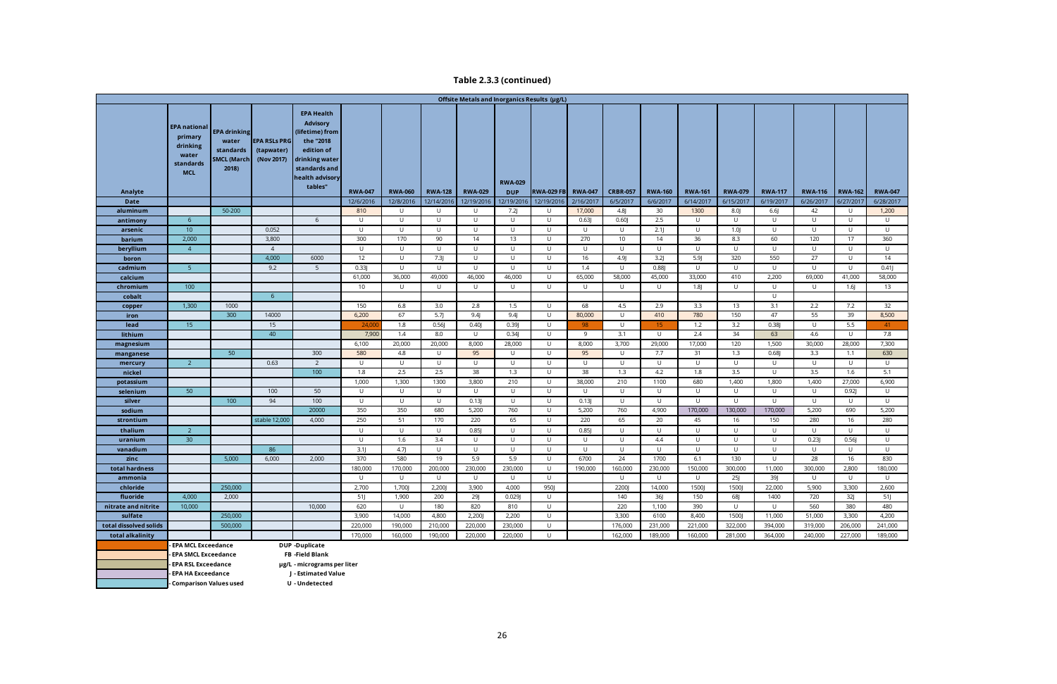## Table 2.3.3 (continued)

| Offsite Metals and Inorganics Results (µg/L) | | | | | | | | | | | | | | | | | | | | | |
|---|---|---|---|---|---|---|---|---|---|---|---|---|---|---|---|---|---|---|---|---|---|
| Analyte | EPA national primary drinking water standards MCL | EPA drinking water standards SMCL (March 2018) | EPA RSLs PRG (tapwater) (Nov 2017) | EPA Health Advisory (lifetime) from the "2018 edition of drinking water standards and health advisory tables" | RWA-047 | RWA-060 | RWA-128 | RWA-029 | RWA-029 DUP | RWA-029 FB | RWA-047 | CRBR-057 | RWA-160 | RWA-161 | RWA-079 | RWA-117 | RWA-116 | RWA-162 | RWA-047 |
| Date | | | | | 12/6/2016 | 12/8/2016 | 12/14/2016 | 12/19/2016 | 12/19/2016 | 12/19/2016 | 2/16/2017 | 6/5/2017 | 6/6/2017 | 6/14/2017 | 6/15/2017 | 6/19/2017 | 6/26/2017 | 6/27/2017 | 6/28/2017 |
| aluminum | | 50-200 | | | 810 | U | U | U | 7.2J | U | 17,000 | 4.8J | 30 | 1300 | 8.0J | 6.6J | 42 | U | 1,200 |
| antimony | 6 | | | 6 | U | U | U | U | U | U | 0.63J | 0.60J | 2.5 | U | U | U | U | U | U |
| arsenic | 10 | | 0.052 | | U | U | U | U | U | U | U | U | 2.1J | U | 1.0J | U | U | U | U |
| barium | 2,000 | | 3,800 | | 300 | 170 | 90 | 14 | 13 | U | 270 | 10 | 14 | 36 | 8.3 | 60 | 120 | 17 | 360 |
| beryllium | 4 | | 4 | | U | U | U | U | U | U | U | U | U | U | U | U | U | U | U |
| boron | | | 4,000 | 6000 | 12 | U | 7.3J | U | U | U | 16 | 4.9J | 3.2J | 5.9J | 320 | 550 | 27 | U | 14 |
| cadmium | 5 | | 9.2 | 5 | 0.33J | U | U | U | U | U | 1.4 | U | 0.88J | U | U | U | U | U | 0.41J |
| calcium | | | | | 61,000 | 36,000 | 49,000 | 46,000 | 46,000 | U | 65,000 | 58,000 | 45,000 | 33,000 | 410 | 2,200 | 69,000 | 41,000 | 58,000 |
| chromium | 100 | | | | 10 | U | U | U | U | U | U | U | U | 1.8J | U | U | U | 1.6J | 13 |
| cobalt | | | 6 | | | | | | | | | | | | | U | | | |
| copper | 1,300 | 1000 | | | 150 | 6.8 | 3.0 | 2.8 | 1.5 | U | 68 | 4.5 | 2.9 | 3.3 | 13 | 3.1 | 2.2 | 7.2 | 32 |
| iron | | 300 | 14000 | | 6,200 | 67 | 5.7J | 9.4J | 9.4J | U | 80,000 | U | 410 | 780 | 150 | 47 | 55 | 39 | 8,500 |
| lead | 15 | | 15 | | 24,000 | 1.8 | 0.56J | 0.40J | 0.39J | U | 98 | U | 15 | 1.2 | 3.2 | 0.38J | U | 5.5 | 41 |
| lithium | | | 40 | | 7,900 | 1.4 | 8.0 | U | 0.34J | U | 9 | 3.1 | U | 2.4 | 34 | 63 | 4.6 | U | 7.8 |
| magnesium | | | | | 6,100 | 20,000 | 20,000 | 8,000 | 28,000 | U | 8,000 | 3,700 | 29,000 | 17,000 | 120 | 1,500 | 30,000 | 28,000 | 7,300 |
| manganese | | 50 | | 300 | 580 | 4.8 | U | 95 | U | U | 95 | U | 7.7 | 31 | 1.3 | 0.68J | 3.3 | 1.1 | 630 |
| mercury | 2 | | 0.63 | 2 | U | U | U | U | U | U | U | U | U | U | U | U | U | U | U |
| nickel | | | | 100 | 1.8 | 2.5 | 2.5 | 38 | 1.3 | U | 38 | 1.3 | 4.2 | 1.8 | 3.5 | U | 3.5 | 1.6 | 5.1 |
| potassium | | | | | 1,000 | 1,300 | 1300 | 3,800 | 210 | U | 38,000 | 210 | 1100 | 680 | 1,400 | 1,800 | 1,400 | 27,000 | 6,900 |
| selenium | 50 | | 100 | 50 | U | U | U | U | U | U | U | U | U | U | U | U | U | 0.92J | U |
| silver | | 100 | 94 | 100 | U | U | U | 0.13J | U | U | 0.13J | U | U | U | U | U | U | U | U |
| sodium | | | | 20000 | 350 | 350 | 680 | 5,200 | 760 | U | 5,200 | 760 | 4,900 | 170,000 | 130,000 | 170,000 | 5,200 | 690 | 5,200 |
| strontium | | | stable 12,000 | 4,000 | 250 | 51 | 170 | 220 | 65 | U | 220 | 65 | 20 | 45 | 16 | 150 | 280 | 16 | 280 |
| thallium | 2 | | | | U | U | U | 0.85J | U | U | 0.85J | U | U | U | U | U | U | U | U |
| uranium | 30 | | | | U | 1.6 | 3.4 | U | U | U | U | U | 4.4 | U | U | U | 0.23J | 0.56J | U |
| vanadium | | | 86 | | 3.1J | 4.7J | U | U | U | U | U | U | U | U | U | U | U | U | U |
| zinc | | 5,000 | 6,000 | 2,000 | 370 | 580 | 19 | 5.9 | 5.9 | U | 6700 | 24 | 1700 | 6.1 | 130 | U | 28 | 16 | 830 |
| total hardness | | | | | 180,000 | 170,000 | 200,000 | 230,000 | 230,000 | U | 190,000 | 160,000 | 230,000 | 150,000 | 300,000 | 11,000 | 300,000 | 2,800 | 180,000 |
| ammonia | | | | | U | U | U | U | U | U | | U | U | U | 25J | 39J | U | U | U |
| chloride | | 250,000 | | | 2,700 | 1,700J | 2,200J | 3,900 | 4,000 | 950J | | 2200J | 14,000 | 1500J | 1500J | 22,000 | 5,900 | 3,300 | 2,600 |
| fluoride | 4,000 | 2,000 | | | 51J | 1,900 | 200 | 29J | 0.029J | U | | 140 | 36J | 150 | 68J | 1400 | 720 | 32J | 51J |
| nitrate and nitrite | 10,000 | | | 10,000 | 620 | U | 180 | 820 | 810 | U | | 220 | 1,100 | 390 | U | U | 560 | 380 | 480 |
| sulfate | | 250,000 | | | 3,900 | 14,000 | 4,800 | 2,200J | 2,200 | U | | 3,300 | 6100 | 8,400 | 1500J | 11,000 | 51,000 | 3,300 | 4,200 |
| total dissolved solids | | 500,000 | | | 220,000 | 190,000 | 210,000 | 220,000 | 230,000 | U | | 176,000 | 231,000 | 221,000 | 322,000 | 394,000 | 319,000 | 206,000 | 241,000 |
| total alkalinity | | | | | 170,000 | 160,000 | 190,000 | 220,000 | 220,000 | U | | 162,000 | 189,000 | 160,000 | 281,000 | 364,000 | 240,000 | 227,000 | 189,000 |

- EPA MCL Exceedance
- EPA SMCL Exceedance
- EPA RSL Exceedance
- EPA HA Exceedance
- Comparison Values used

DUP -Duplicate
FB -Field Blank
µg/L - micrograms per liter
J - Estimated Value
U - Undetected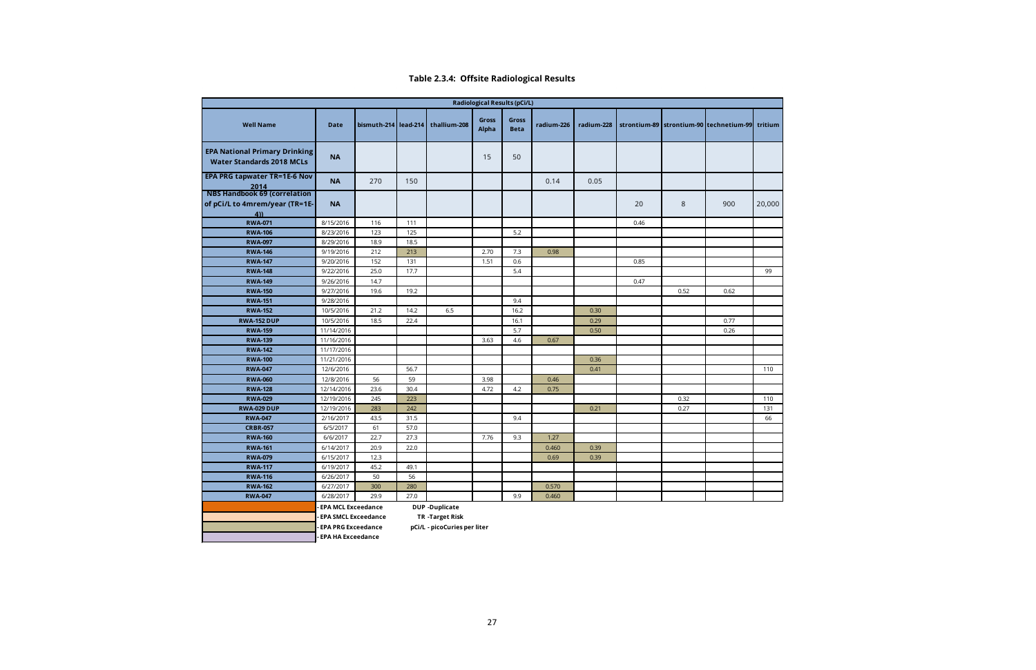**Table 2.3.4: Offsite Radiological Results**

| | | Radiological Results (pCi/L) | | | | | | | | | | |
|---|---|---|---|---|---|---|---|---|---|---|---|---|
| **Well Name** | **Date** | **bismuth-214** | **lead-214** | **thallium-208** | **Gross Alpha** | **Gross Beta** | **radium-226** | **radium-228** | **strontium-89** | **strontium-90** | **technetium-99** | **tritium** |
| **EPA National Primary Drinking Water Standards 2018 MCLs** | **NA** | | | | 15 | 50 | | | | | | |
| **EPA PRG tapwater TR=1E-6 Nov 2014** | **NA** | 270 | 150 | | | | 0.14 | 0.05 | | | | |
| **NBS Handbook 69 (correlation of pCi/L to 4mrem/year (TR=1E-4))** | **NA** | | | | | | | | 20 | 8 | 900 | 20,000 |
| **RWA-071** | 8/15/2016 | 116 | 111 | | | | | | 0.46 | | | |
| **RWA-106** | 8/23/2016 | 123 | 125 | | | 5.2 | | | | | | |
| **RWA-097** | 8/29/2016 | 18.9 | 18.5 | | | | | | | | | |
| **RWA-146** | 9/19/2016 | 212 | 213 | | 2.70 | 7.3 | 0.98 | | | | | |
| **RWA-147** | 9/20/2016 | 152 | 131 | | 1.51 | 0.6 | | | 0.85 | | | |
| **RWA-148** | 9/22/2016 | 25.0 | 17.7 | | | 5.4 | | | | | | 99 |
| **RWA-149** | 9/26/2016 | 14.7 | | | | | | | 0.47 | | | |
| **RWA-150** | 9/27/2016 | 19.6 | 19.2 | | | | | | | 0.52 | 0.62 | |
| **RWA-151** | 9/28/2016 | | | | | 9.4 | | | | | | |
| **RWA-152** | 10/5/2016 | 21.2 | 14.2 | 6.5 | | 16.2 | | 0.30 | | | | |
| **RWA-152 DUP** | 10/5/2016 | 18.5 | 22.4 | | | 16.1 | | 0.29 | | | 0.77 | |
| **RWA-159** | 11/14/2016 | | | | | 5.7 | | 0.50 | | | 0.26 | |
| **RWA-139** | 11/16/2016 | | | | 3.63 | 4.6 | 0.67 | | | | | |
| **RWA-142** | 11/17/2016 | | | | | | | | | | | |
| **RWA-100** | 11/21/2016 | | | | | | | 0.36 | | | | |
| **RWA-047** | 12/6/2016 | | 56.7 | | | | | 0.41 | | | | 110 |
| **RWA-060** | 12/8/2016 | 56 | 59 | | 3.98 | | 0.46 | | | | | |
| **RWA-128** | 12/14/2016 | 23.6 | 30.4 | | 4.72 | 4.2 | 0.75 | | | | | |
| **RWA-029** | 12/19/2016 | 245 | 223 | | | | | | | 0.32 | | 110 |
| **RWA-029 DUP** | 12/19/2016 | 283 | 242 | | | | | 0.21 | | 0.27 | | 131 |
| **RWA-047** | 2/16/2017 | 43.5 | 31.5 | | | 9.4 | | | | | | 66 |
| **CRBR-057** | 6/5/2017 | 61 | 57.0 | | | | | | | | | |
| **RWA-160** | 6/6/2017 | 22.7 | 27.3 | | 7.76 | 9.3 | 1.27 | | | | | |
| **RWA-161** | 6/14/2017 | 20.9 | 22.0 | | | | 0.460 | 0.39 | | | | |
| **RWA-079** | 6/15/2017 | 12.3 | | | | | 0.69 | 0.39 | | | | |
| **RWA-117** | 6/19/2017 | 45.2 | 49.1 | | | | | | | | | |
| **RWA-116** | 6/26/2017 | 50 | 56 | | | | | | | | | |
| **RWA-162** | 6/27/2017 | 300 | 280 | | | | 0.570 | | | | | |
| **RWA-047** | 6/28/2017 | 29.9 | 27.0 | | | 9.9 | 0.460 | | | | | |

- EPA MCL Exceedance
- EPA SMCL Exceedance
- EPA PRG Exceedance
- EPA HA Exceedance

DUP - Duplicate

TR - Target Risk

pCi/L - picoCuries per liter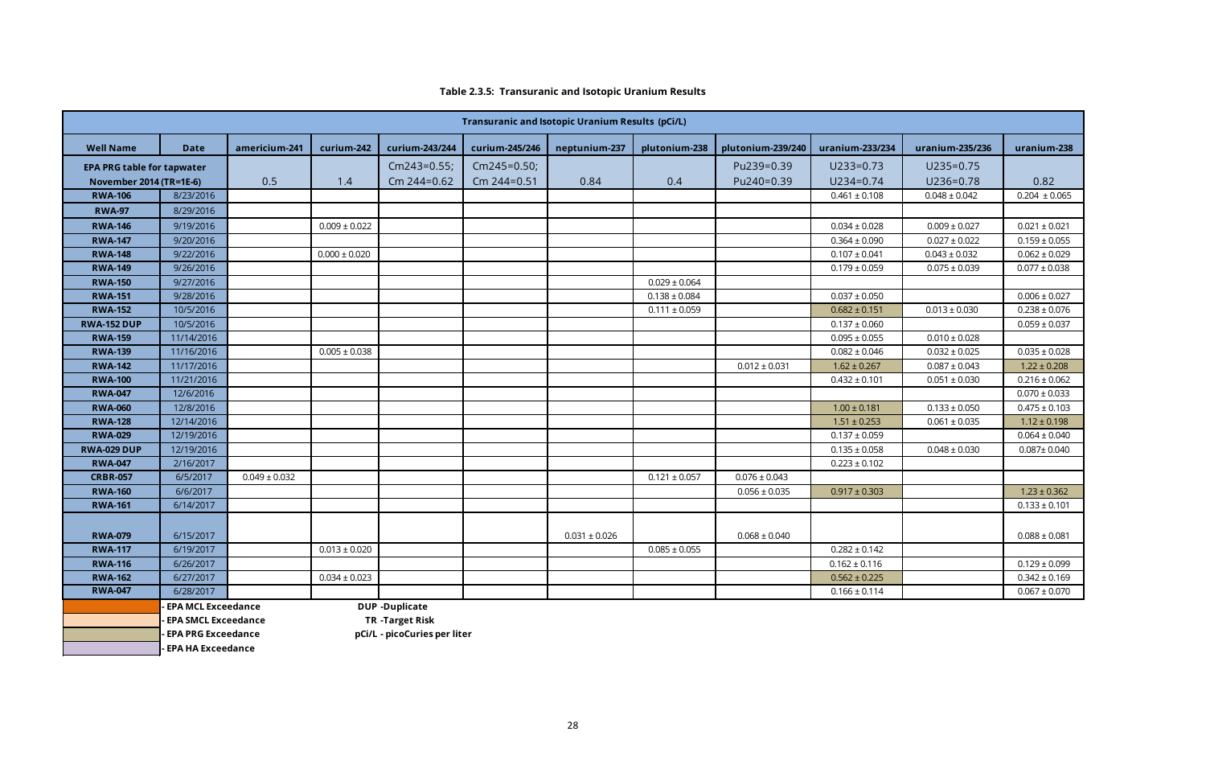**Table 2.3.5: Transuranic and Isotopic Uranium Results**

| Transuranic and Isotopic Uranium Results (pCi/L) | | | | | | | | | | | |
|---|---|---|---|---|---|---|---|---|---|---|---|
| Well Name | Date | americium-241 | curium-242 | curium-243/244 | curium-245/246 | neptunium-237 | plutonium-238 | plutonium-239/240 | uranium-233/234 | uranium-235/236 | uranium-238 |
| EPA PRG table for tapwater November 2014 (TR=1E-6) | | 0.5 | 1.4 | Cm243=0.55; Cm 244=0.62 | Cm245=0.50; Cm 244=0.51 | 0.84 | 0.4 | Pu239=0.39 Pu240=0.39 | U233=0.73 U234=0.74 | U235=0.75 U236=0.78 | 0.82 |
| RWA-106 | 8/23/2016 | | | | | | | | 0.461 ± 0.108 | 0.048 ± 0.042 | 0.204 ± 0.065 |
| RWA-97 | 8/29/2016 | | | | | | | | | | |
| RWA-146 | 9/19/2016 | | 0.009 ± 0.022 | | | | | | 0.034 ± 0.028 | 0.009 ± 0.027 | 0.021 ± 0.021 |
| RWA-147 | 9/20/2016 | | | | | | | | 0.364 ± 0.090 | 0.027 ± 0.022 | 0.159 ± 0.055 |
| RWA-148 | 9/22/2016 | | 0.000 ± 0.020 | | | | | | 0.107 ± 0.041 | 0.043 ± 0.032 | 0.062 ± 0.029 |
| RWA-149 | 9/26/2016 | | | | | | | | 0.179 ± 0.059 | 0.075 ± 0.039 | 0.077 ± 0.038 |
| RWA-150 | 9/27/2016 | | | | | | 0.029 ± 0.064 | | | | |
| RWA-151 | 9/28/2016 | | | | | | 0.138 ± 0.084 | | 0.037 ± 0.050 | | 0.006 ± 0.027 |
| RWA-152 | 10/5/2016 | | | | | | 0.111 ± 0.059 | | 0.682 ± 0.151 | 0.013 ± 0.030 | 0.238 ± 0.076 |
| RWA-152 DUP | 10/5/2016 | | | | | | | | 0.137 ± 0.060 | | 0.059 ± 0.037 |
| RWA-159 | 11/14/2016 | | | | | | | | 0.095 ± 0.055 | 0.010 ± 0.028 | |
| RWA-139 | 11/16/2016 | | 0.005 ± 0.038 | | | | | | 0.082 ± 0.046 | 0.032 ± 0.025 | 0.035 ± 0.028 |
| RWA-142 | 11/17/2016 | | | | | | | 0.012 ± 0.031 | 1.62 ± 0.267 | 0.087 ± 0.043 | 1.22 ± 0.208 |
| RWA-100 | 11/21/2016 | | | | | | | | 0.432 ± 0.101 | 0.051 ± 0.030 | 0.216 ± 0.062 |
| RWA-047 | 12/6/2016 | | | | | | | | | | 0.070 ± 0.033 |
| RWA-060 | 12/8/2016 | | | | | | | | 1.00 ± 0.181 | 0.133 ± 0.050 | 0.475 ± 0.103 |
| RWA-128 | 12/14/2016 | | | | | | | | 1.51 ± 0.253 | 0.061 ± 0.035 | 1.12 ± 0.198 |
| RWA-029 | 12/19/2016 | | | | | | | | 0.137 ± 0.059 | | 0.064 ± 0.040 |
| RWA-029 DUP | 12/19/2016 | | | | | | | | 0.135 ± 0.058 | 0.048 ± 0.030 | 0.087± 0.040 |
| RWA-047 | 2/16/2017 | | | | | | | | 0.223 ± 0.102 | | |
| CRBR-057 | 6/5/2017 | 0.049 ± 0.032 | | | | | 0.121 ± 0.057 | 0.076 ± 0.043 | | | |
| RWA-160 | 6/6/2017 | | | | | | | 0.056 ± 0.035 | 0.917 ± 0.303 | | 1.23 ± 0.362 |
| RWA-161 | 6/14/2017 | | | | | | | | | | 0.133 ± 0.101 |
| RWA-079 | 6/15/2017 | | | | | 0.031 ± 0.026 | | 0.068 ± 0.040 | | | 0.088 ± 0.081 |
| RWA-117 | 6/19/2017 | | 0.013 ± 0.020 | | | | 0.085 ± 0.055 | | 0.282 ± 0.142 | | |
| RWA-116 | 6/26/2017 | | | | | | | | 0.162 ± 0.116 | | 0.129 ± 0.099 |
| RWA-162 | 6/27/2017 | | 0.034 ± 0.023 | | | | | | 0.562 ± 0.225 | | 0.342 ± 0.169 |
| RWA-047 | 6/28/2017 | | | | | | | | 0.166 ± 0.114 | | 0.067 ± 0.070 |

- EPA MCL Exceedance
- EPA SMCL Exceedance
- EPA PRG Exceedance
- EPA HA Exceedance

DUP -Duplicate
TR -Target Risk
pCi/L - picoCuries per liter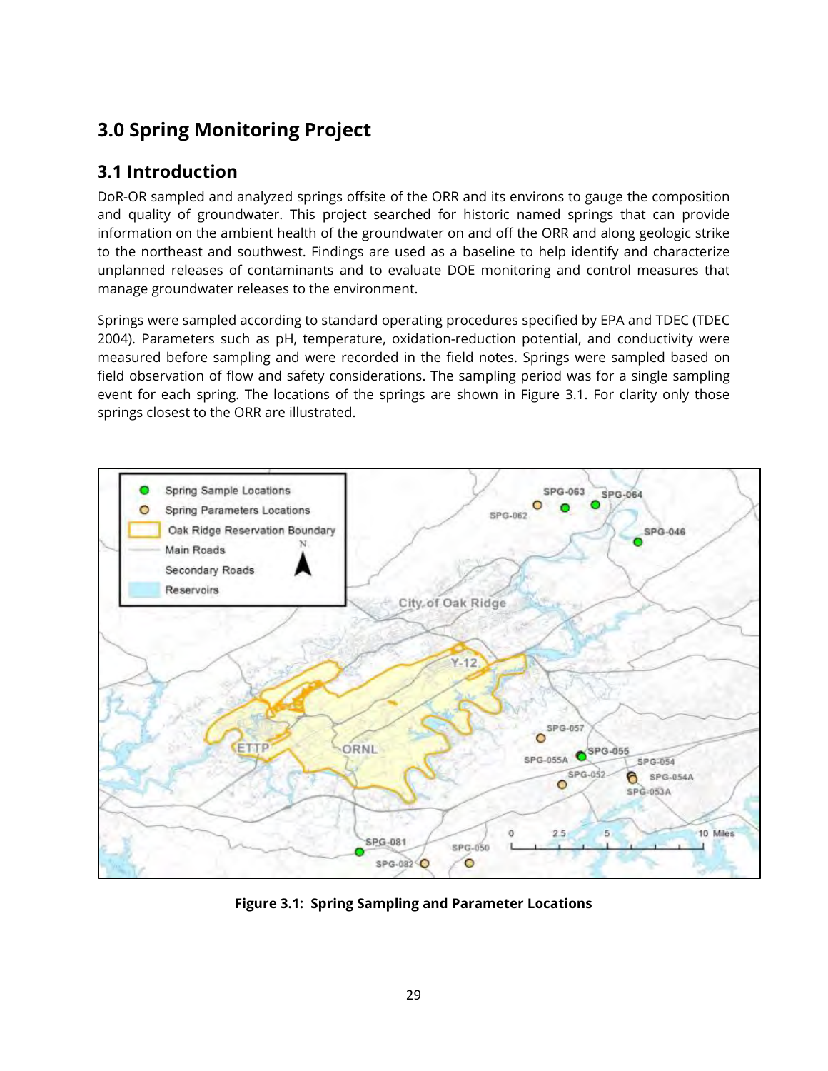## 3.0 Spring Monitoring Project

### 3.1 Introduction

DoR-OR sampled and analyzed springs offsite of the ORR and its environs to gauge the composition and quality of groundwater. This project searched for historic named springs that can provide information on the ambient health of the groundwater on and off the ORR and along geologic strike to the northeast and southwest. Findings are used as a baseline to help identify and characterize unplanned releases of contaminants and to evaluate DOE monitoring and control measures that manage groundwater releases to the environment.

Springs were sampled according to standard operating procedures specified by EPA and TDEC (TDEC 2004). Parameters such as pH, temperature, oxidation-reduction potential, and conductivity were measured before sampling and were recorded in the field notes. Springs were sampled based on field observation of flow and safety considerations. The sampling period was for a single sampling event for each spring. The locations of the springs are shown in Figure 3.1. For clarity only those springs closest to the ORR are illustrated.

Spring Sample Locations
Spring Parameters Locations
Oak Ridge Reservation Boundary
Main Roads
Secondary Roads
Reservoirs
N
SPG-062
SPG-063
SPG-064
SPG-046
City of Oak Ridge
Y-12
ETTP
ORNL
SPG-057
SPG-055A
SPG-055
SPG-054
SPG-054A
SPG-052
SPG-053A
SPG-081
SPG-082
SPG-050
0 2.5 5 10 Miles

**Figure 3.1: Spring Sampling and Parameter Locations**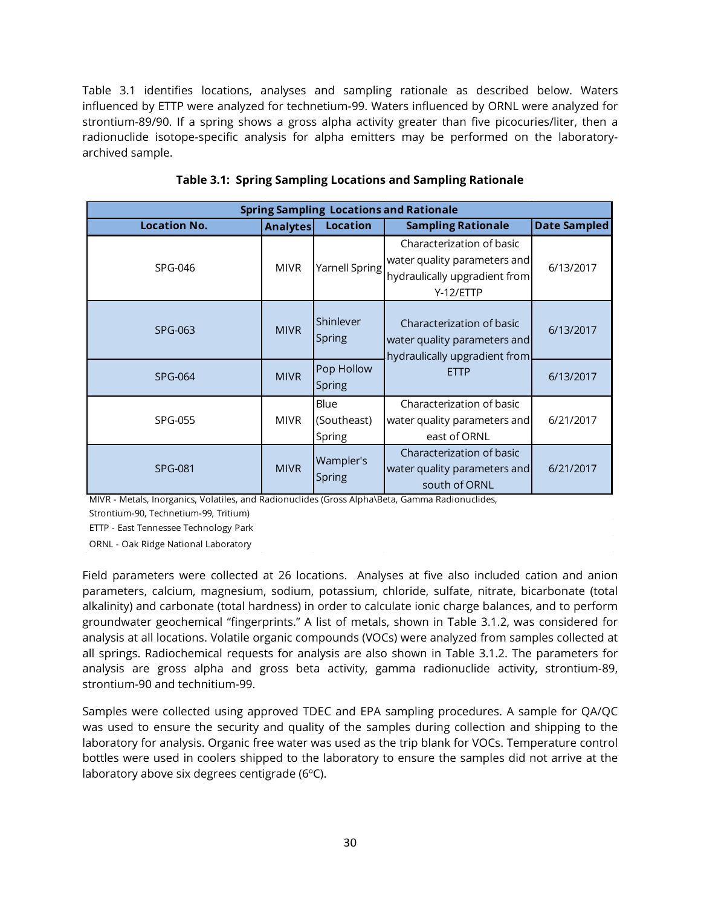Table 3.1 identifies locations, analyses and sampling rationale as described below. Waters influenced by ETTP were analyzed for technetium-99. Waters influenced by ORNL were analyzed for strontium-89/90. If a spring shows a gross alpha activity greater than five picocuries/liter, then a radionuclide isotope-specific analysis for alpha emitters may be performed on the laboratory-archived sample.

**Table 3.1: Spring Sampling Locations and Sampling Rationale**

| Spring Sampling Locations and Rationale | | | | |
|---|---|---|---|---|
| **Location No.** | **Analytes** | **Location** | **Sampling Rationale** | **Date Sampled** |
| SPG-046 | MIVR | Yarnell Spring | Characterization of basic water quality parameters and hydraulically upgradient from Y-12/ETTP | 6/13/2017 |
| SPG-063 | MIVR | Shinlever Spring | Characterization of basic water quality parameters and hydraulically upgradient from ETTP | 6/13/2017 |
| SPG-064 | MIVR | Pop Hollow Spring | | 6/13/2017 |
| SPG-055 | MIVR | Blue (Southeast) Spring | Characterization of basic water quality parameters and east of ORNL | 6/21/2017 |
| SPG-081 | MIVR | Wampler's Spring | Characterization of basic water quality parameters and south of ORNL | 6/21/2017 |

MIVR - Metals, Inorganics, Volatiles, and Radionuclides (Gross Alpha\Beta, Gamma Radionuclides, Strontium-90, Technetium-99, Tritium)

ETTP - East Tennessee Technology Park

ORNL - Oak Ridge National Laboratory

Field parameters were collected at 26 locations. Analyses at five also included cation and anion parameters, calcium, magnesium, sodium, potassium, chloride, sulfate, nitrate, bicarbonate (total alkalinity) and carbonate (total hardness) in order to calculate ionic charge balances, and to perform groundwater geochemical "fingerprints." A list of metals, shown in Table 3.1.2, was considered for analysis at all locations. Volatile organic compounds (VOCs) were analyzed from samples collected at all springs. Radiochemical requests for analysis are also shown in Table 3.1.2. The parameters for analysis are gross alpha and gross beta activity, gamma radionuclide activity, strontium-89, strontium-90 and technitium-99.

Samples were collected using approved TDEC and EPA sampling procedures. A sample for QA/QC was used to ensure the security and quality of the samples during collection and shipping to the laboratory for analysis. Organic free water was used as the trip blank for VOCs. Temperature control bottles were used in coolers shipped to the laboratory to ensure the samples did not arrive at the laboratory above six degrees centigrade (6°C).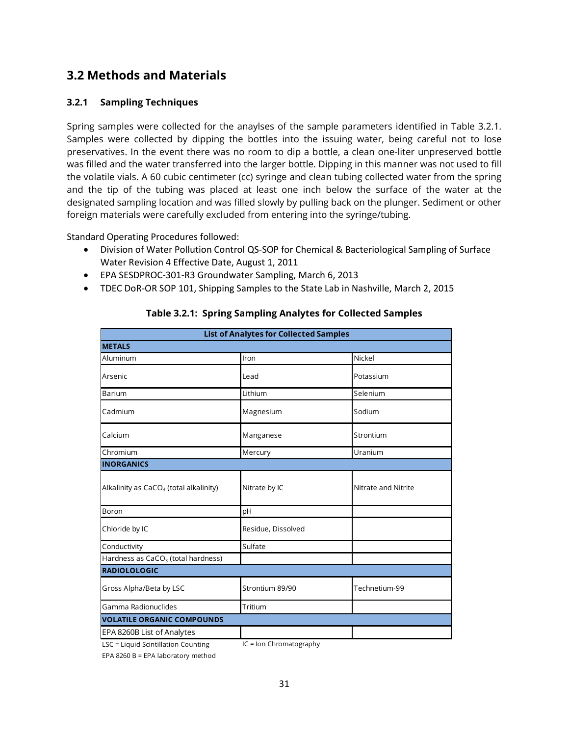## 3.2 Methods and Materials

### 3.2.1 Sampling Techniques

Spring samples were collected for the anaylses of the sample parameters identified in Table 3.2.1. Samples were collected by dipping the bottles into the issuing water, being careful not to lose preservatives. In the event there was no room to dip a bottle, a clean one-liter unpreserved bottle was filled and the water transferred into the larger bottle. Dipping in this manner was not used to fill the volatile vials. A 60 cubic centimeter (cc) syringe and clean tubing collected water from the spring and the tip of the tubing was placed at least one inch below the surface of the water at the designated sampling location and was filled slowly by pulling back on the plunger. Sediment or other foreign materials were carefully excluded from entering into the syringe/tubing.

Standard Operating Procedures followed:

- Division of Water Pollution Control QS-SOP for Chemical & Bacteriological Sampling of Surface Water Revision 4 Effective Date, August 1, 2011
- EPA SESDPROC-301-R3 Groundwater Sampling, March 6, 2013
- TDEC DoR-OR SOP 101, Shipping Samples to the State Lab in Nashville, March 2, 2015

**Table 3.2.1: Spring Sampling Analytes for Collected Samples**

| List of Analytes for Collected Samples | | |
|---|---|---|
| **METALS** | | |
| Aluminum | Iron | Nickel |
| Arsenic | Lead | Potassium |
| Barium | Lithium | Selenium |
| Cadmium | Magnesium | Sodium |
| Calcium | Manganese | Strontium |
| Chromium | Mercury | Uranium |
| **INORGANICS** | | |
| Alkalinity as $CaCO_3$ (total alkalinity) | Nitrate by IC | Nitrate and Nitrite |
| Boron | pH | |
| Chloride by IC | Residue, Dissolved | |
| Conductivity | Sulfate | |
| Hardness as $CaCO_3$ (total hardness) | | |
| **RADIOLOLOGIC** | | |
| Gross Alpha/Beta by LSC | Strontium 89/90 | Technetium-99 |
| Gamma Radionuclides | Tritium | |
| **VOLATILE ORGANIC COMPOUNDS** | | |
| EPA 8260B List of Analytes | | |

LSC = Liquid Scintillation Counting    IC = Ion Chromatography

EPA 8260 B = EPA laboratory method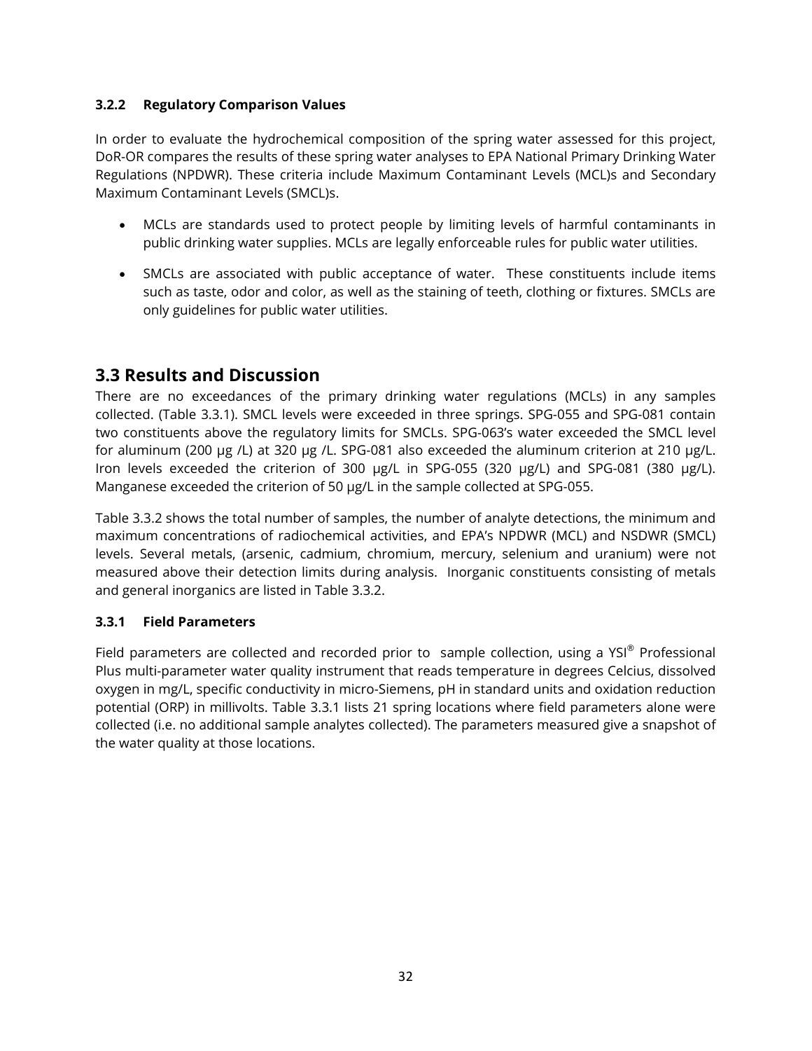### 3.2.2 Regulatory Comparison Values

In order to evaluate the hydrochemical composition of the spring water assessed for this project, DoR-OR compares the results of these spring water analyses to EPA National Primary Drinking Water Regulations (NPDWR). These criteria include Maximum Contaminant Levels (MCL)s and Secondary Maximum Contaminant Levels (SMCL)s.

- MCLs are standards used to protect people by limiting levels of harmful contaminants in public drinking water supplies. MCLs are legally enforceable rules for public water utilities.
- SMCLs are associated with public acceptance of water. These constituents include items such as taste, odor and color, as well as the staining of teeth, clothing or fixtures. SMCLs are only guidelines for public water utilities.

## 3.3 Results and Discussion

There are no exceedances of the primary drinking water regulations (MCLs) in any samples collected. (Table 3.3.1). SMCL levels were exceeded in three springs. SPG-055 and SPG-081 contain two constituents above the regulatory limits for SMCLs. SPG-063's water exceeded the SMCL level for aluminum (200 µg /L) at 320 µg /L. SPG-081 also exceeded the aluminum criterion at 210 µg/L. Iron levels exceeded the criterion of 300 µg/L in SPG-055 (320 µg/L) and SPG-081 (380 µg/L). Manganese exceeded the criterion of 50 µg/L in the sample collected at SPG-055.

Table 3.3.2 shows the total number of samples, the number of analyte detections, the minimum and maximum concentrations of radiochemical activities, and EPA's NPDWR (MCL) and NSDWR (SMCL) levels. Several metals, (arsenic, cadmium, chromium, mercury, selenium and uranium) were not measured above their detection limits during analysis. Inorganic constituents consisting of metals and general inorganics are listed in Table 3.3.2.

### 3.3.1 Field Parameters

Field parameters are collected and recorded prior to sample collection, using a YSI® Professional Plus multi-parameter water quality instrument that reads temperature in degrees Celcius, dissolved oxygen in mg/L, specific conductivity in micro-Siemens, pH in standard units and oxidation reduction potential (ORP) in millivolts. Table 3.3.1 lists 21 spring locations where field parameters alone were collected (i.e. no additional sample analytes collected). The parameters measured give a snapshot of the water quality at those locations.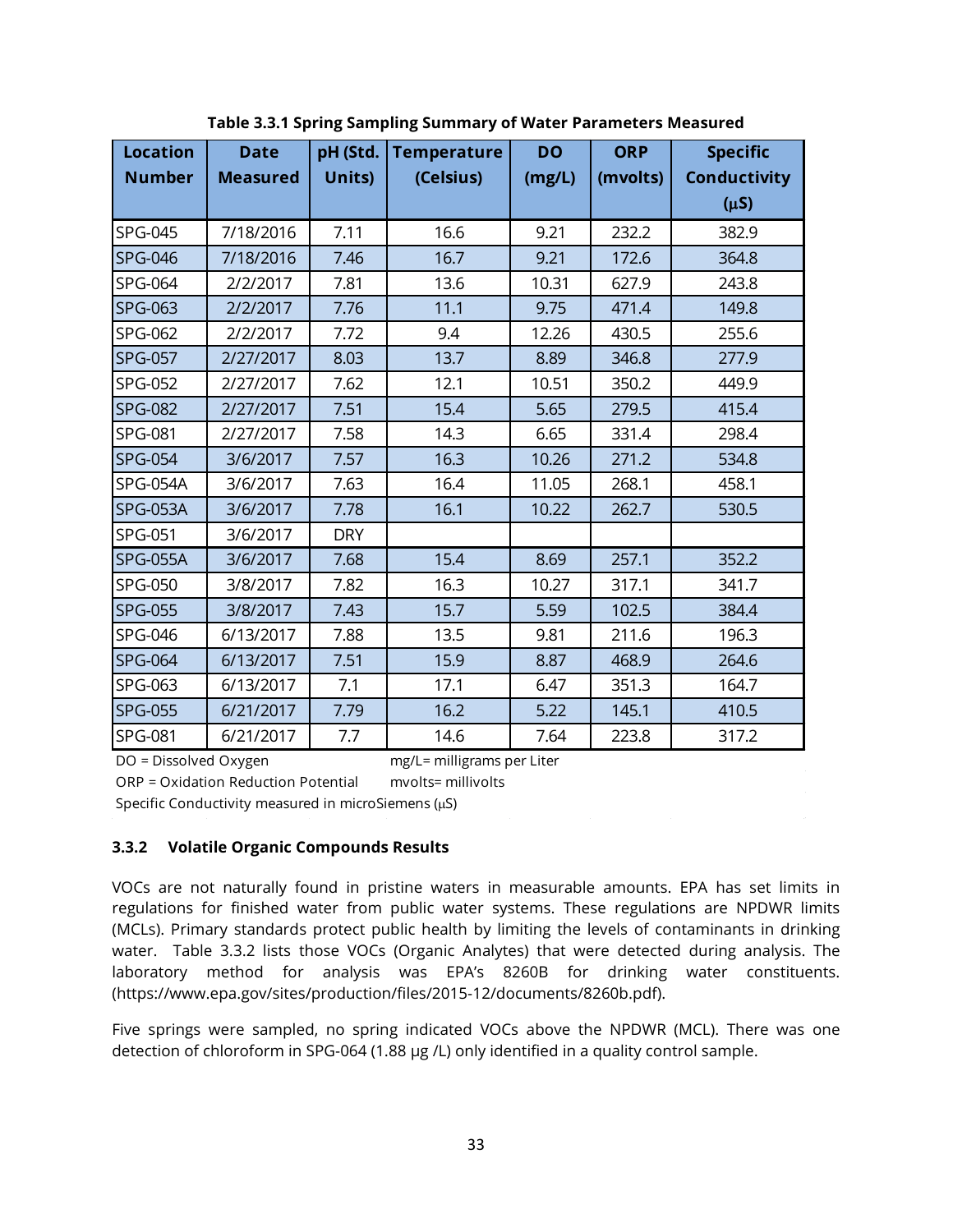**Table 3.3.1 Spring Sampling Summary of Water Parameters Measured**

| Location Number | Date Measured | pH (Std. Units) | Temperature (Celsius) | DO (mg/L) | ORP (mvolts) | Specific Conductivity (μS) |
|---|---|---|---|---|---|---|
| SPG-045 | 7/18/2016 | 7.11 | 16.6 | 9.21 | 232.2 | 382.9 |
| SPG-046 | 7/18/2016 | 7.46 | 16.7 | 9.21 | 172.6 | 364.8 |
| SPG-064 | 2/2/2017 | 7.81 | 13.6 | 10.31 | 627.9 | 243.8 |
| SPG-063 | 2/2/2017 | 7.76 | 11.1 | 9.75 | 471.4 | 149.8 |
| SPG-062 | 2/2/2017 | 7.72 | 9.4 | 12.26 | 430.5 | 255.6 |
| SPG-057 | 2/27/2017 | 8.03 | 13.7 | 8.89 | 346.8 | 277.9 |
| SPG-052 | 2/27/2017 | 7.62 | 12.1 | 10.51 | 350.2 | 449.9 |
| SPG-082 | 2/27/2017 | 7.51 | 15.4 | 5.65 | 279.5 | 415.4 |
| SPG-081 | 2/27/2017 | 7.58 | 14.3 | 6.65 | 331.4 | 298.4 |
| SPG-054 | 3/6/2017 | 7.57 | 16.3 | 10.26 | 271.2 | 534.8 |
| SPG-054A | 3/6/2017 | 7.63 | 16.4 | 11.05 | 268.1 | 458.1 |
| SPG-053A | 3/6/2017 | 7.78 | 16.1 | 10.22 | 262.7 | 530.5 |
| SPG-051 | 3/6/2017 | DRY | | | | |
| SPG-055A | 3/6/2017 | 7.68 | 15.4 | 8.69 | 257.1 | 352.2 |
| SPG-050 | 3/8/2017 | 7.82 | 16.3 | 10.27 | 317.1 | 341.7 |
| SPG-055 | 3/8/2017 | 7.43 | 15.7 | 5.59 | 102.5 | 384.4 |
| SPG-046 | 6/13/2017 | 7.88 | 13.5 | 9.81 | 211.6 | 196.3 |
| SPG-064 | 6/13/2017 | 7.51 | 15.9 | 8.87 | 468.9 | 264.6 |
| SPG-063 | 6/13/2017 | 7.1 | 17.1 | 6.47 | 351.3 | 164.7 |
| SPG-055 | 6/21/2017 | 7.79 | 16.2 | 5.22 | 145.1 | 410.5 |
| SPG-081 | 6/21/2017 | 7.7 | 14.6 | 7.64 | 223.8 | 317.2 |

DO = Dissolved Oxygen    mg/L= milligrams per Liter
ORP = Oxidation Reduction Potential    mvolts= millivolts
Specific Conductivity measured in microSiemens (μS)

### 3.3.2 Volatile Organic Compounds Results

VOCs are not naturally found in pristine waters in measurable amounts. EPA has set limits in regulations for finished water from public water systems. These regulations are NPDWR limits (MCLs). Primary standards protect public health by limiting the levels of contaminants in drinking water. Table 3.3.2 lists those VOCs (Organic Analytes) that were detected during analysis. The laboratory method for analysis was EPA's 8260B for drinking water constituents. (https://www.epa.gov/sites/production/files/2015-12/documents/8260b.pdf).

Five springs were sampled, no spring indicated VOCs above the NPDWR (MCL). There was one detection of chloroform in SPG-064 (1.88 μg /L) only identified in a quality control sample.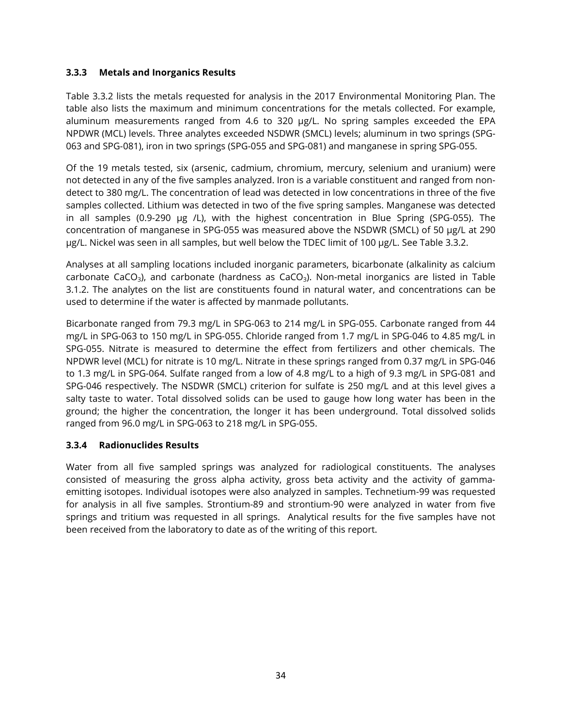### 3.3.3 Metals and Inorganics Results

Table 3.3.2 lists the metals requested for analysis in the 2017 Environmental Monitoring Plan. The table also lists the maximum and minimum concentrations for the metals collected. For example, aluminum measurements ranged from 4.6 to 320 µg/L. No spring samples exceeded the EPA NPDWR (MCL) levels. Three analytes exceeded NSDWR (SMCL) levels; aluminum in two springs (SPG-063 and SPG-081), iron in two springs (SPG-055 and SPG-081) and manganese in spring SPG-055.

Of the 19 metals tested, six (arsenic, cadmium, chromium, mercury, selenium and uranium) were not detected in any of the five samples analyzed. Iron is a variable constituent and ranged from non-detect to 380 mg/L. The concentration of lead was detected in low concentrations in three of the five samples collected. Lithium was detected in two of the five spring samples. Manganese was detected in all samples (0.9-290 µg /L), with the highest concentration in Blue Spring (SPG-055). The concentration of manganese in SPG-055 was measured above the NSDWR (SMCL) of 50 µg/L at 290 µg/L. Nickel was seen in all samples, but well below the TDEC limit of 100 µg/L. See Table 3.3.2.

Analyses at all sampling locations included inorganic parameters, bicarbonate (alkalinity as calcium carbonate $CaCO_3$), and carbonate (hardness as $CaCO_3$). Non-metal inorganics are listed in Table 3.1.2. The analytes on the list are constituents found in natural water, and concentrations can be used to determine if the water is affected by manmade pollutants.

Bicarbonate ranged from 79.3 mg/L in SPG-063 to 214 mg/L in SPG-055. Carbonate ranged from 44 mg/L in SPG-063 to 150 mg/L in SPG-055. Chloride ranged from 1.7 mg/L in SPG-046 to 4.85 mg/L in SPG-055. Nitrate is measured to determine the effect from fertilizers and other chemicals. The NPDWR level (MCL) for nitrate is 10 mg/L. Nitrate in these springs ranged from 0.37 mg/L in SPG-046 to 1.3 mg/L in SPG-064. Sulfate ranged from a low of 4.8 mg/L to a high of 9.3 mg/L in SPG-081 and SPG-046 respectively. The NSDWR (SMCL) criterion for sulfate is 250 mg/L and at this level gives a salty taste to water. Total dissolved solids can be used to gauge how long water has been in the ground; the higher the concentration, the longer it has been underground. Total dissolved solids ranged from 96.0 mg/L in SPG-063 to 218 mg/L in SPG-055.

### 3.3.4 Radionuclides Results

Water from all five sampled springs was analyzed for radiological constituents. The analyses consisted of measuring the gross alpha activity, gross beta activity and the activity of gamma-emitting isotopes. Individual isotopes were also analyzed in samples. Technetium-99 was requested for analysis in all five samples. Strontium-89 and strontium-90 were analyzed in water from five springs and tritium was requested in all springs. Analytical results for the five samples have not been received from the laboratory to date as of the writing of this report.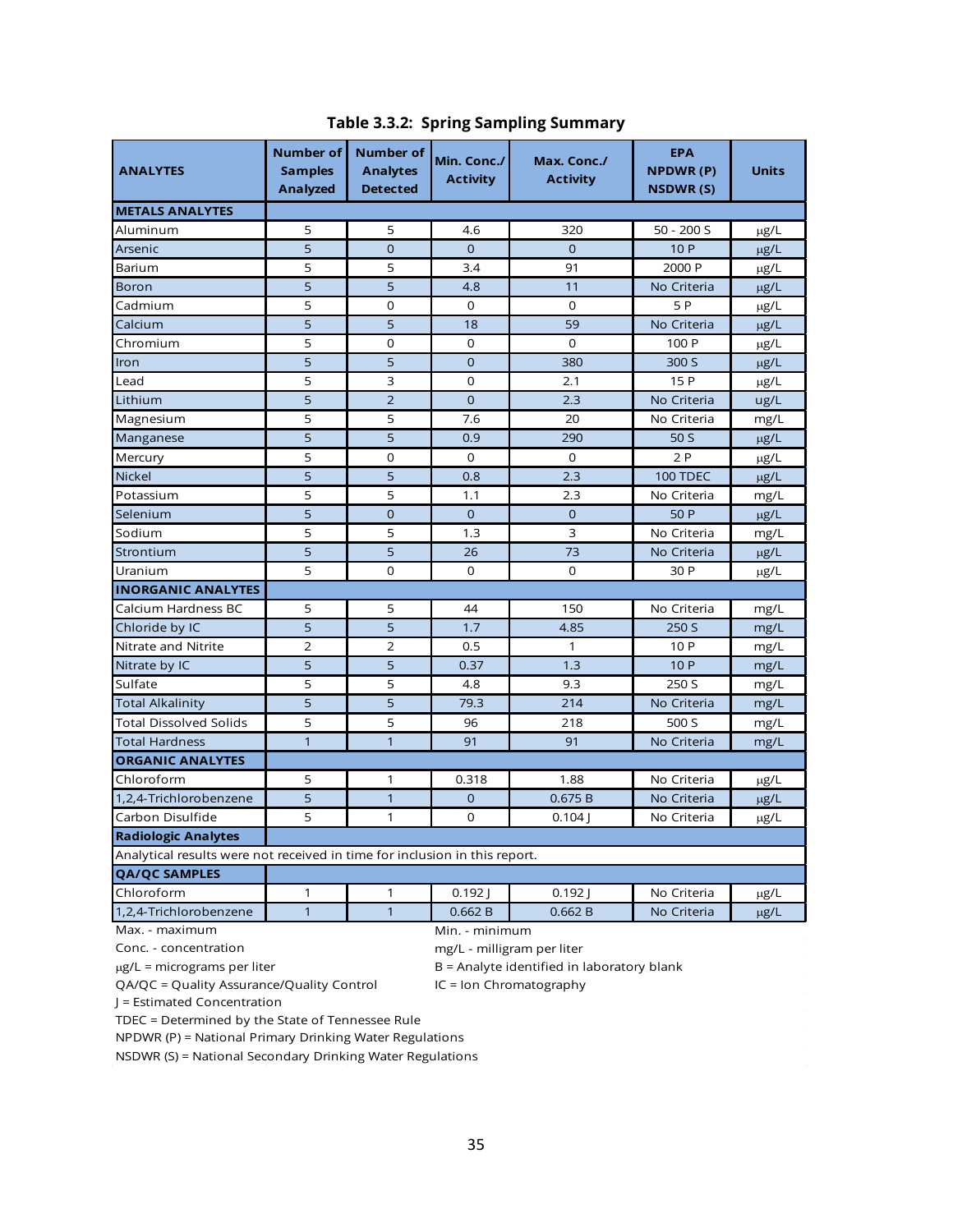**Table 3.3.2: Spring Sampling Summary**

| ANALYTES | Number of Samples Analyzed | Number of Analytes Detected | Min. Conc./ Activity | Max. Conc./ Activity | EPA NPDWR (P) NSDWR (S) | Units |
|---|---|---|---|---|---|---|
| **METALS ANALYTES** | | | | | | |
| Aluminum | 5 | 5 | 4.6 | 320 | 50 - 200 S | μg/L |
| Arsenic | 5 | 0 | 0 | 0 | 10 P | μg/L |
| Barium | 5 | 5 | 3.4 | 91 | 2000 P | μg/L |
| Boron | 5 | 5 | 4.8 | 11 | No Criteria | μg/L |
| Cadmium | 5 | 0 | 0 | 0 | 5 P | μg/L |
| Calcium | 5 | 5 | 18 | 59 | No Criteria | μg/L |
| Chromium | 5 | 0 | 0 | 0 | 100 P | μg/L |
| Iron | 5 | 5 | 0 | 380 | 300 S | μg/L |
| Lead | 5 | 3 | 0 | 2.1 | 15 P | μg/L |
| Lithium | 5 | 2 | 0 | 2.3 | No Criteria | ug/L |
| Magnesium | 5 | 5 | 7.6 | 20 | No Criteria | mg/L |
| Manganese | 5 | 5 | 0.9 | 290 | 50 S | μg/L |
| Mercury | 5 | 0 | 0 | 0 | 2 P | μg/L |
| Nickel | 5 | 5 | 0.8 | 2.3 | 100 TDEC | μg/L |
| Potassium | 5 | 5 | 1.1 | 2.3 | No Criteria | mg/L |
| Selenium | 5 | 0 | 0 | 0 | 50 P | μg/L |
| Sodium | 5 | 5 | 1.3 | 3 | No Criteria | mg/L |
| Strontium | 5 | 5 | 26 | 73 | No Criteria | μg/L |
| Uranium | 5 | 0 | 0 | 0 | 30 P | μg/L |
| **INORGANIC ANALYTES** | | | | | | |
| Calcium Hardness BC | 5 | 5 | 44 | 150 | No Criteria | mg/L |
| Chloride by IC | 5 | 5 | 1.7 | 4.85 | 250 S | mg/L |
| Nitrate and Nitrite | 2 | 2 | 0.5 | 1 | 10 P | mg/L |
| Nitrate by IC | 5 | 5 | 0.37 | 1.3 | 10 P | mg/L |
| Sulfate | 5 | 5 | 4.8 | 9.3 | 250 S | mg/L |
| Total Alkalinity | 5 | 5 | 79.3 | 214 | No Criteria | mg/L |
| Total Dissolved Solids | 5 | 5 | 96 | 218 | 500 S | mg/L |
| Total Hardness | 1 | 1 | 91 | 91 | No Criteria | mg/L |
| **ORGANIC ANALYTES** | | | | | | |
| Chloroform | 5 | 1 | 0.318 | 1.88 | No Criteria | μg/L |
| 1,2,4-Trichlorobenzene | 5 | 1 | 0 | 0.675 B | No Criteria | μg/L |
| Carbon Disulfide | 5 | 1 | 0 | 0.104 J | No Criteria | μg/L |
| **Radiologic Analytes** | | | | | | |
| Analytical results were not received in time for inclusion in this report. | | | | | | |
| **QA/QC SAMPLES** | | | | | | |
| Chloroform | 1 | 1 | 0.192 J | 0.192 J | No Criteria | μg/L |
| 1,2,4-Trichlorobenzene | 1 | 1 | 0.662 B | 0.662 B | No Criteria | μg/L |

Max. - maximum
Min. - minimum
Conc. - concentration
mg/L - milligram per liter
μg/L = micrograms per liter
B = Analyte identified in laboratory blank
QA/QC = Quality Assurance/Quality Control
IC = Ion Chromatography
J = Estimated Concentration
TDEC = Determined by the State of Tennessee Rule
NPDWR (P) = National Primary Drinking Water Regulations
NSDWR (S) = National Secondary Drinking Water Regulations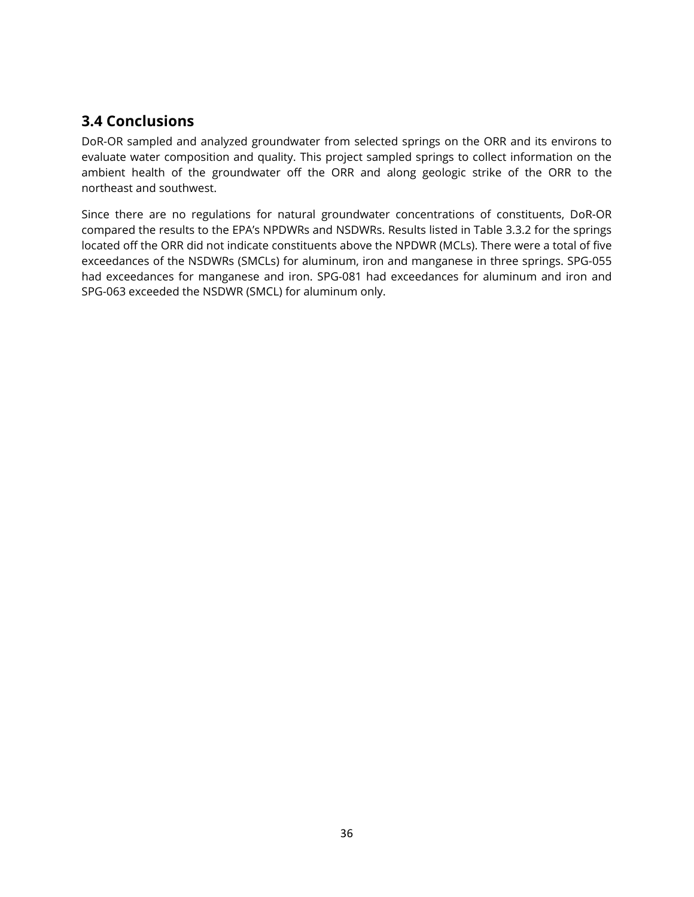## 3.4 Conclusions

DoR-OR sampled and analyzed groundwater from selected springs on the ORR and its environs to evaluate water composition and quality. This project sampled springs to collect information on the ambient health of the groundwater off the ORR and along geologic strike of the ORR to the northeast and southwest.

Since there are no regulations for natural groundwater concentrations of constituents, DoR-OR compared the results to the EPA's NPDWRs and NSDWRs. Results listed in Table 3.3.2 for the springs located off the ORR did not indicate constituents above the NPDWR (MCLs). There were a total of five exceedances of the NSDWRs (SMCLs) for aluminum, iron and manganese in three springs. SPG-055 had exceedances for manganese and iron. SPG-081 had exceedances for aluminum and iron and SPG-063 exceeded the NSDWR (SMCL) for aluminum only.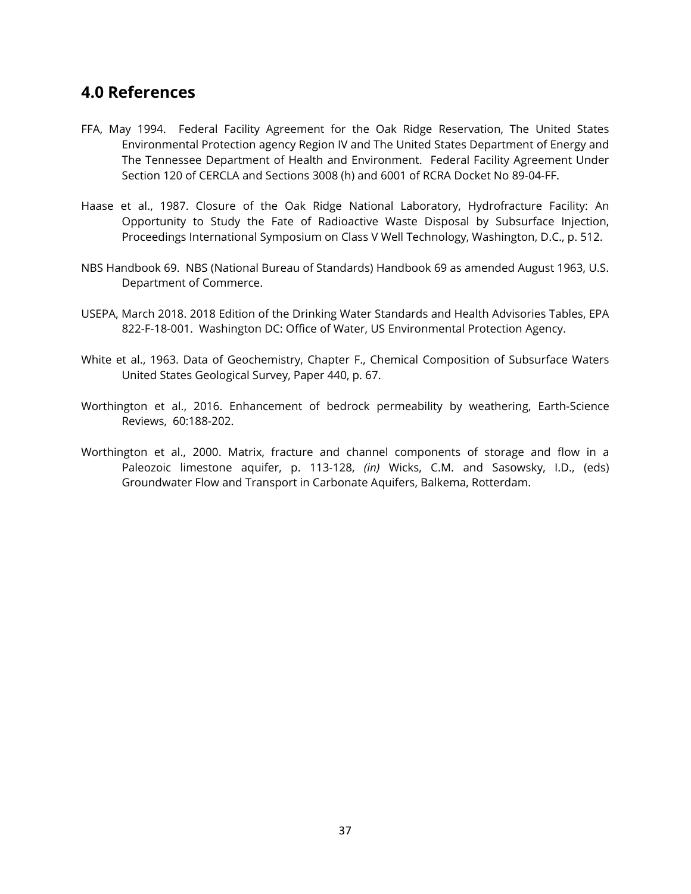## 4.0 References

FFA, May 1994. Federal Facility Agreement for the Oak Ridge Reservation, The United States Environmental Protection agency Region IV and The United States Department of Energy and The Tennessee Department of Health and Environment. Federal Facility Agreement Under Section 120 of CERCLA and Sections 3008 (h) and 6001 of RCRA Docket No 89-04-FF.

Haase et al., 1987. Closure of the Oak Ridge National Laboratory, Hydrofracture Facility: An Opportunity to Study the Fate of Radioactive Waste Disposal by Subsurface Injection, Proceedings International Symposium on Class V Well Technology, Washington, D.C., p. 512.

NBS Handbook 69. NBS (National Bureau of Standards) Handbook 69 as amended August 1963, U.S. Department of Commerce.

USEPA, March 2018. 2018 Edition of the Drinking Water Standards and Health Advisories Tables, EPA 822-F-18-001. Washington DC: Office of Water, US Environmental Protection Agency.

White et al., 1963. Data of Geochemistry, Chapter F., Chemical Composition of Subsurface Waters United States Geological Survey, Paper 440, p. 67.

Worthington et al., 2016. Enhancement of bedrock permeability by weathering, Earth-Science Reviews, 60:188-202.

Worthington et al., 2000. Matrix, fracture and channel components of storage and flow in a Paleozoic limestone aquifer, p. 113-128, *(in)* Wicks, C.M. and Sasowsky, I.D., (eds) Groundwater Flow and Transport in Carbonate Aquifers, Balkema, Rotterdam.